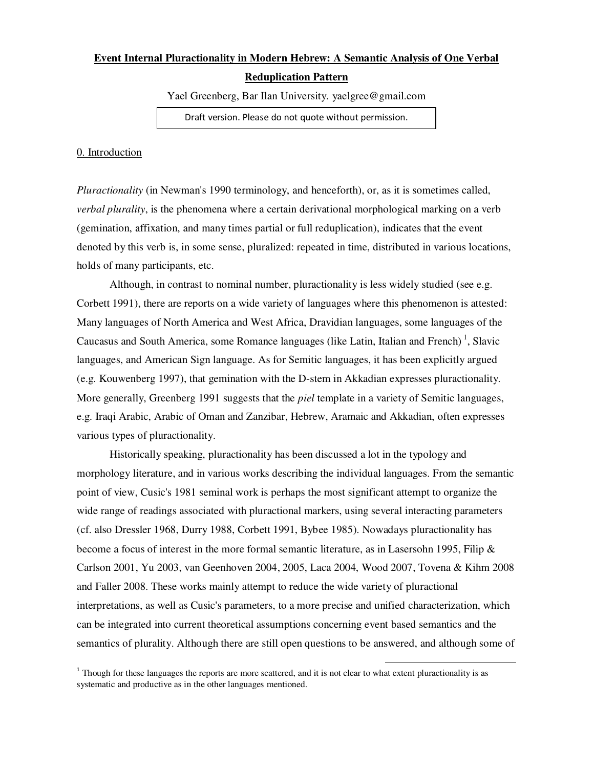# Event Internal Pluractionality in Modern Hebrew: A Semantic Analysis of One Verbal Reduplication Pattern

Yael Greenberg, Bar Ilan University. yaelgree@gmail.com

Draft version. Please do not quote without permission.

## 0. Introduction

*Pluractionality* (in Newman's 1990 terminology, and henceforth), or, as it is sometimes called, *verbal plurality*, is the phenomena where a certain derivational morphological marking on a verb (gemination, affixation, and many times partial or full reduplication), indicates that the event denoted by this verb is, in some sense, pluralized: repeated in time, distributed in various locations, holds of many participants, etc.

Although, in contrast to nominal number, pluractionality is less widely studied (see e.g. Corbett 1991), there are reports on a wide variety of languages where this phenomenon is attested: Many languages of North America and West Africa, Dravidian languages, some languages of the Caucasus and South America, some Romance languages (like Latin, Italian and French) [1], Slavic languages, and American Sign language. As for Semitic languages, it has been explicitly argued (e.g. Kouwenberg 1997), that gemination with the D-stem in Akkadian expresses pluractionality. More generally, Greenberg 1991 suggests that the *piel* template in a variety of Semitic languages, e.g. Iraqi Arabic, Arabic of Oman and Zanzibar, Hebrew, Aramaic and Akkadian, often expresses various types of pluractionality.

Historically speaking, pluractionality has been discussed a lot in the typology and morphology literature, and in various works describing the individual languages. From the semantic point of view, Cusic's 1981 seminal work is perhaps the most significant attempt to organize the wide range of readings associated with pluractional markers, using several interacting parameters (cf. also Dressler 1968, Durry 1988, Corbett 1991, Bybee 1985). Nowadays pluractionality has become a focus of interest in the more formal semantic literature, as in Lasersohn 1995, Filip & Carlson 2001, Yu 2003, van Geenhoven 2004, 2005, Laca 2004, Wood 2007, Tovena & Kihm 2008 and Faller 2008. These works mainly attempt to reduce the wide variety of pluractional interpretations, as well as Cusic's parameters, to a more precise and unified characterization, which can be integrated into current theoretical assumptions concerning event based semantics and the semantics of plurality. Although there are still open questions to be answered, and although some of

[1] Though for these languages the reports are more scattered, and it is not clear to what extent pluractionality is as systematic and productive as in the other languages mentioned.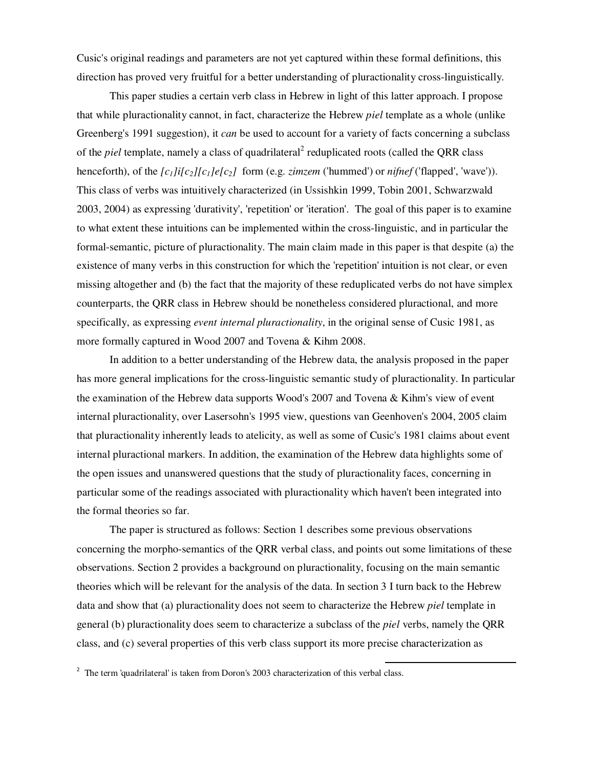Cusic's original readings and parameters are not yet captured within these formal definitions, this direction has proved very fruitful for a better understanding of pluractionality cross-linguistically.

This paper studies a certain verb class in Hebrew in light of this latter approach. I propose that while pluractionality cannot, in fact, characterize the Hebrew *piel* template as a whole (unlike Greenberg's 1991 suggestion), it *can* be used to account for a variety of facts concerning a subclass of the *piel* template, namely a class of quadrilateral[2] reduplicated roots (called the QRR class henceforth), of the *[$c_1$]i[$c_2$][$c_1$]e[$c_2$]* form (e.g. *zimzem* ('hummed') or *nifnef* ('flapped', 'wave')). This class of verbs was intuitively characterized (in Ussishkin 1999, Tobin 2001, Schwarzwald 2003, 2004) as expressing 'durativity', 'repetition' or 'iteration'. The goal of this paper is to examine to what extent these intuitions can be implemented within the cross-linguistic, and in particular the formal-semantic, picture of pluractionality. The main claim made in this paper is that despite (a) the existence of many verbs in this construction for which the 'repetition' intuition is not clear, or even missing altogether and (b) the fact that the majority of these reduplicated verbs do not have simplex counterparts, the QRR class in Hebrew should be nonetheless considered pluractional, and more specifically, as expressing *event internal pluractionality*, in the original sense of Cusic 1981, as more formally captured in Wood 2007 and Tovena & Kihm 2008.

In addition to a better understanding of the Hebrew data, the analysis proposed in the paper has more general implications for the cross-linguistic semantic study of pluractionality. In particular the examination of the Hebrew data supports Wood's 2007 and Tovena & Kihm's view of event internal pluractionality, over Lasersohn's 1995 view, questions van Geenhoven's 2004, 2005 claim that pluractionality inherently leads to atelicity, as well as some of Cusic's 1981 claims about event internal pluractional markers. In addition, the examination of the Hebrew data highlights some of the open issues and unanswered questions that the study of pluractionality faces, concerning in particular some of the readings associated with pluractionality which haven't been integrated into the formal theories so far.

The paper is structured as follows: Section 1 describes some previous observations concerning the morpho-semantics of the QRR verbal class, and points out some limitations of these observations. Section 2 provides a background on pluractionality, focusing on the main semantic theories which will be relevant for the analysis of the data. In section 3 I turn back to the Hebrew data and show that (a) pluractionality does not seem to characterize the Hebrew *piel* template in general (b) pluractionality does seem to characterize a subclass of the *piel* verbs, namely the QRR class, and (c) several properties of this verb class support its more precise characterization as

---

[2] The term 'quadrilateral' is taken from Doron's 2003 characterization of this verbal class.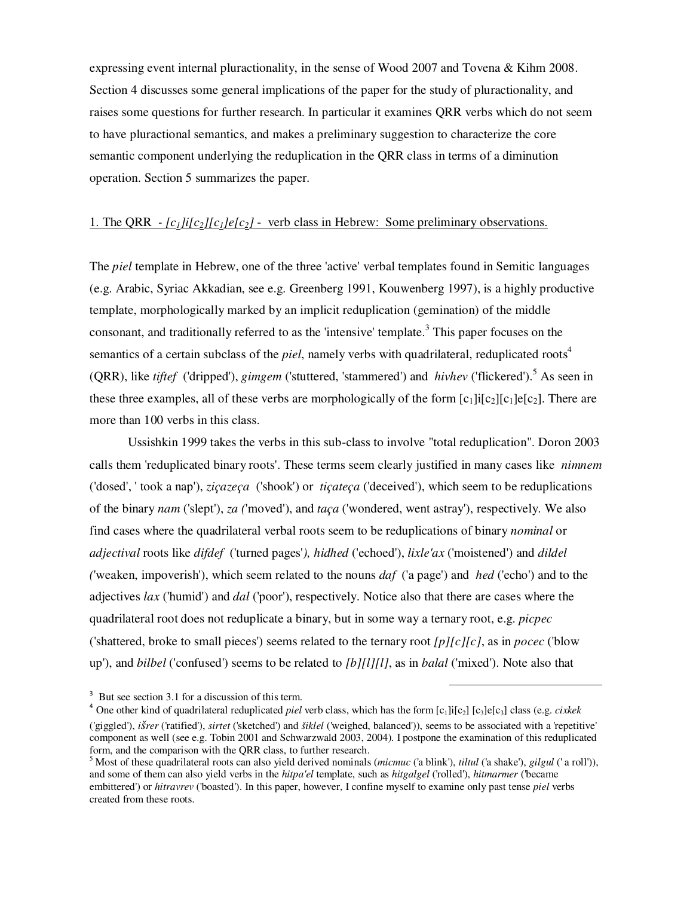expressing event internal pluractionality, in the sense of Wood 2007 and Tovena & Kihm 2008. Section 4 discusses some general implications of the paper for the study of pluractionality, and raises some questions for further research. In particular it examines QRR verbs which do not seem to have pluractional semantics, and makes a preliminary suggestion to characterize the core semantic component underlying the reduplication in the QRR class in terms of a diminution operation. Section 5 summarizes the paper.

## 1. The QRR - $[c_1]i[c_2][c_1]e[c_2]$ - verb class in Hebrew: Some preliminary observations.

The *piel* template in Hebrew, one of the three 'active' verbal templates found in Semitic languages (e.g. Arabic, Syriac Akkadian, see e.g. Greenberg 1991, Kouwenberg 1997), is a highly productive template, morphologically marked by an implicit reduplication (gemination) of the middle consonant, and traditionally referred to as the 'intensive' template.[3] This paper focuses on the semantics of a certain subclass of the *piel*, namely verbs with quadrilateral, reduplicated roots[4] (QRR), like *tiftef* ('dripped'), *gimgem* ('stuttered, 'stammered') and *hivhev* ('flickered').[5] As seen in these three examples, all of these verbs are morphologically of the form $[c_1]i[c_2][c_1]e[c_2]$. There are more than 100 verbs in this class.

Ussishkin 1999 takes the verbs in this sub-class to involve "total reduplication". Doron 2003 calls them 'reduplicated binary roots'. These terms seem clearly justified in many cases like *nimnem* ('dosed', ' took a nap'), *ziçazeça* ('shook') or *tiçateça* ('deceived'), which seem to be reduplications of the binary *nam* ('slept'), *za* ('moved'), and *taça* ('wondered, went astray'), respectively. We also find cases where the quadrilateral verbal roots seem to be reduplications of binary *nominal* or *adjectival* roots like *difdef* ('turned pages'), *hidhed* ('echoed'), *lixle'ax* ('moistened') and *dildel* ('weaken, impoverish'), which seem related to the nouns *daf* ('a page') and *hed* ('echo') and to the adjectives *lax* ('humid') and *dal* ('poor'), respectively. Notice also that there are cases where the quadrilateral root does not reduplicate a binary, but in some way a ternary root, e.g. *picpec* ('shattered, broke to small pieces') seems related to the ternary root *[p][c][c]*, as in *pocec* ('blow up'), and *bilbel* ('confused') seems to be related to *[b][l][l]*, as in *balal* ('mixed'). Note also that

---

[3] But see section 3.1 for a discussion of this term.

[4] One other kind of quadrilateral reduplicated *piel* verb class, which has the form $[c_1]i[c_2]$ $[c_3]e[c_3]$ class (e.g. *cixkek* ('giggled'), *išrer* ('ratified'), *sirtet* ('sketched') and *šiklel* ('weighed, balanced')), seems to be associated with a 'repetitive' component as well (see e.g. Tobin 2001 and Schwarzwald 2003, 2004). I postpone the examination of this reduplicated form, and the comparison with the QRR class, to further research.

[5] Most of these quadrilateral roots can also yield derived nominals (*micmuc* ('a blink'), *tiltul* ('a shake'), *gilgul* (' a roll')), and some of them can also yield verbs in the *hitpa'el* template, such as *hitgalgel* ('rolled'), *hitmarmer* ('became embittered') or *hitravrev* ('boasted'). In this paper, however, I confine myself to examine only past tense *piel* verbs created from these roots.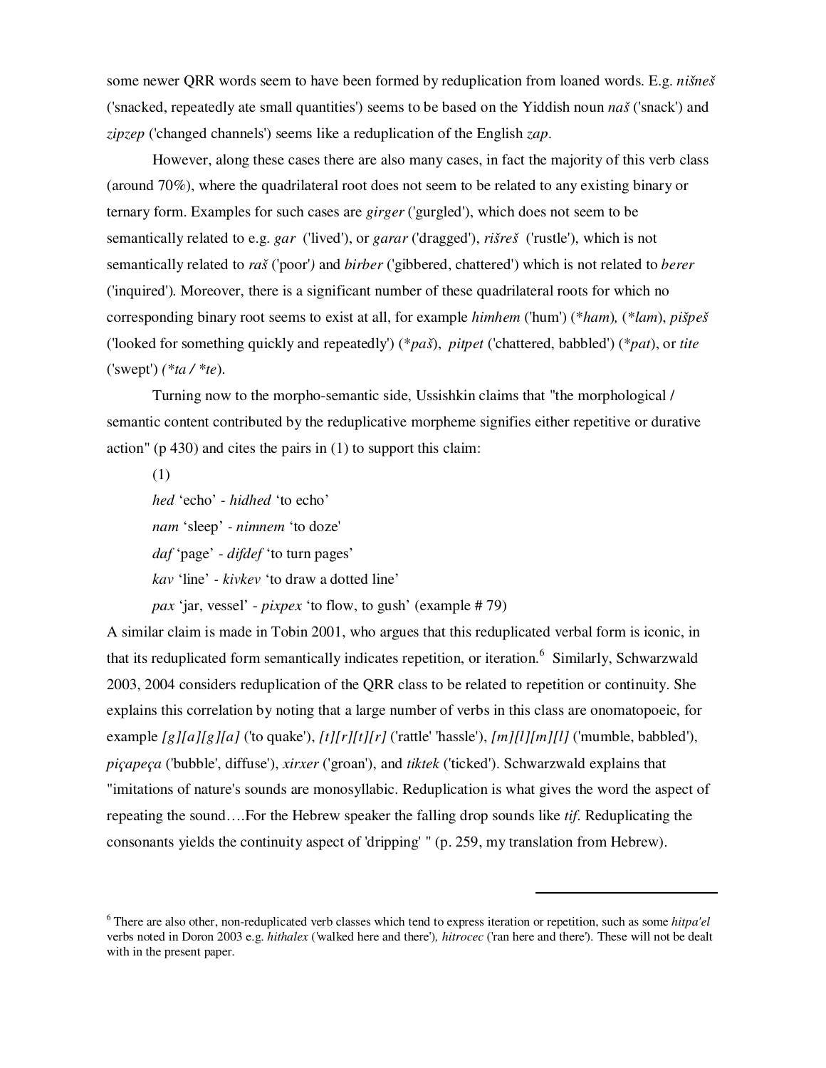some newer QRR words seem to have been formed by reduplication from loaned words. E.g. *nišneš* ('snacked, repeatedly ate small quantities') seems to be based on the Yiddish noun *naš* ('snack') and *zipzep* ('changed channels') seems like a reduplication of the English *zap*.

However, along these cases there are also many cases, in fact the majority of this verb class (around 70%), where the quadrilateral root does not seem to be related to any existing binary or ternary form. Examples for such cases are *girger* ('gurgled'), which does not seem to be semantically related to e.g. *gar* ('lived'), or *garar* ('dragged'), *rišreš* ('rustle'), which is not semantically related to *raš* ('poor') and *birber* ('gibbered, chattered') which is not related to *berer* ('inquired'). Moreover, there is a significant number of these quadrilateral roots for which no corresponding binary root seems to exist at all, for example *himhem* ('hum') (*\*ham*), (*\*lam*), *pišpeš* ('looked for something quickly and repeatedly') (*\*paš*), *pitpet* ('chattered, babbled') (*\*pat*), or *tite* ('swept') *(\*ta / \*te*).

Turning now to the morpho-semantic side, Ussishkin claims that "the morphological / semantic content contributed by the reduplicative morpheme signifies either repetitive or durative action" (p 430) and cites the pairs in (1) to support this claim:

(1)

*hed* 'echo' - *hidhed* 'to echo'

*nam* 'sleep' - *nimnem* 'to doze'

*daf* 'page' - *difdef* 'to turn pages'

*kav* 'line' - *kivkev* 'to draw a dotted line'

*pax* 'jar, vessel' - *pixpex* 'to flow, to gush' (example # 79)

A similar claim is made in Tobin 2001, who argues that this reduplicated verbal form is iconic, in that its reduplicated form semantically indicates repetition, or iteration.[6] Similarly, Schwarzwald 2003, 2004 considers reduplication of the QRR class to be related to repetition or continuity. She explains this correlation by noting that a large number of verbs in this class are onomatopoeic, for example *[g][a][g][a]* ('to quake'), *[t][r][t][r]* ('rattle' 'hassle'), *[m][l][m][l]* ('mumble, babbled'), *piçapeça* ('bubble', diffuse'), *xirxer* ('groan'), and *tiktek* ('ticked'). Schwarzwald explains that "imitations of nature's sounds are monosyllabic. Reduplication is what gives the word the aspect of repeating the sound….For the Hebrew speaker the falling drop sounds like *tif*. Reduplicating the consonants yields the continuity aspect of 'dripping' " (p. 259, my translation from Hebrew).

---

[6] There are also other, non-reduplicated verb classes which tend to express iteration or repetition, such as some *hitpa'el* verbs noted in Doron 2003 e.g. *hithalex* ('walked here and there'), *hitrocec* ('ran here and there'). These will not be dealt with in the present paper.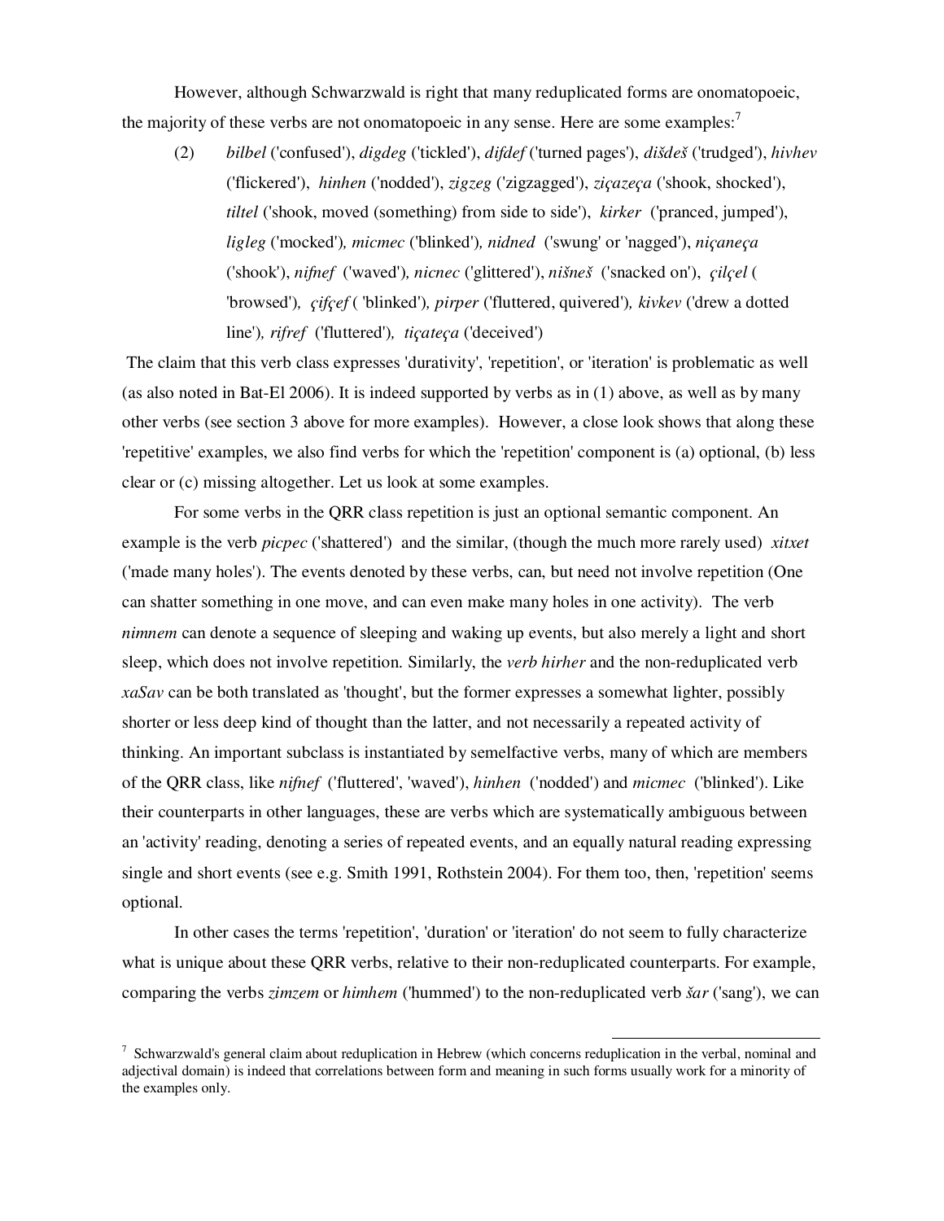However, although Schwarzwald is right that many reduplicated forms are onomatopoeic, the majority of these verbs are not onomatopoeic in any sense. Here are some examples:[7]

(2) *bilbel* ('confused'), *digdeg* ('tickled'), *difdef* ('turned pages'), *dišdeš* ('trudged'), *hivhev* ('flickered'), *hinhen* ('nodded'), *zigzeg* ('zigzagged'), *ziçazeça* ('shook, shocked'), *tiltel* ('shook, moved (something) from side to side'), *kirker* ('pranced, jumped'), *ligleg* ('mocked'), *micmec* ('blinked'), *nidned* ('swung' or 'nagged'), *niçaneça* ('shook'), *nifnef* ('waved'), *nicnec* ('glittered'), *nišneš* ('snacked on'), *çilçel* ( 'browsed'), *çifçef* ( 'blinked'), *pirper* ('fluttered, quivered'), *kivkev* ('drew a dotted line'), *rifref* ('fluttered'), *tiçateça* ('deceived')

The claim that this verb class expresses 'durativity', 'repetition', or 'iteration' is problematic as well (as also noted in Bat-El 2006). It is indeed supported by verbs as in (1) above, as well as by many other verbs (see section 3 above for more examples). However, a close look shows that along these 'repetitive' examples, we also find verbs for which the 'repetition' component is (a) optional, (b) less clear or (c) missing altogether. Let us look at some examples.

For some verbs in the QRR class repetition is just an optional semantic component. An example is the verb *picpec* ('shattered') and the similar, (though the much more rarely used) *xitxet* ('made many holes'). The events denoted by these verbs, can, but need not involve repetition (One can shatter something in one move, and can even make many holes in one activity). The verb *nimnem* can denote a sequence of sleeping and waking up events, but also merely a light and short sleep, which does not involve repetition. Similarly, the *verb hirher* and the non-reduplicated verb *xaSav* can be both translated as 'thought', but the former expresses a somewhat lighter, possibly shorter or less deep kind of thought than the latter, and not necessarily a repeated activity of thinking. An important subclass is instantiated by semelfactive verbs, many of which are members of the QRR class, like *nifnef* ('fluttered', 'waved'), *hinhen* ('nodded') and *micmec* ('blinked'). Like their counterparts in other languages, these are verbs which are systematically ambiguous between an 'activity' reading, denoting a series of repeated events, and an equally natural reading expressing single and short events (see e.g. Smith 1991, Rothstein 2004). For them too, then, 'repetition' seems optional.

In other cases the terms 'repetition', 'duration' or 'iteration' do not seem to fully characterize what is unique about these QRR verbs, relative to their non-reduplicated counterparts. For example, comparing the verbs *zimzem* or *himhem* ('hummed') to the non-reduplicated verb *šar* ('sang'), we can

[7] Schwarzwald's general claim about reduplication in Hebrew (which concerns reduplication in the verbal, nominal and adjectival domain) is indeed that correlations between form and meaning in such forms usually work for a minority of the examples only.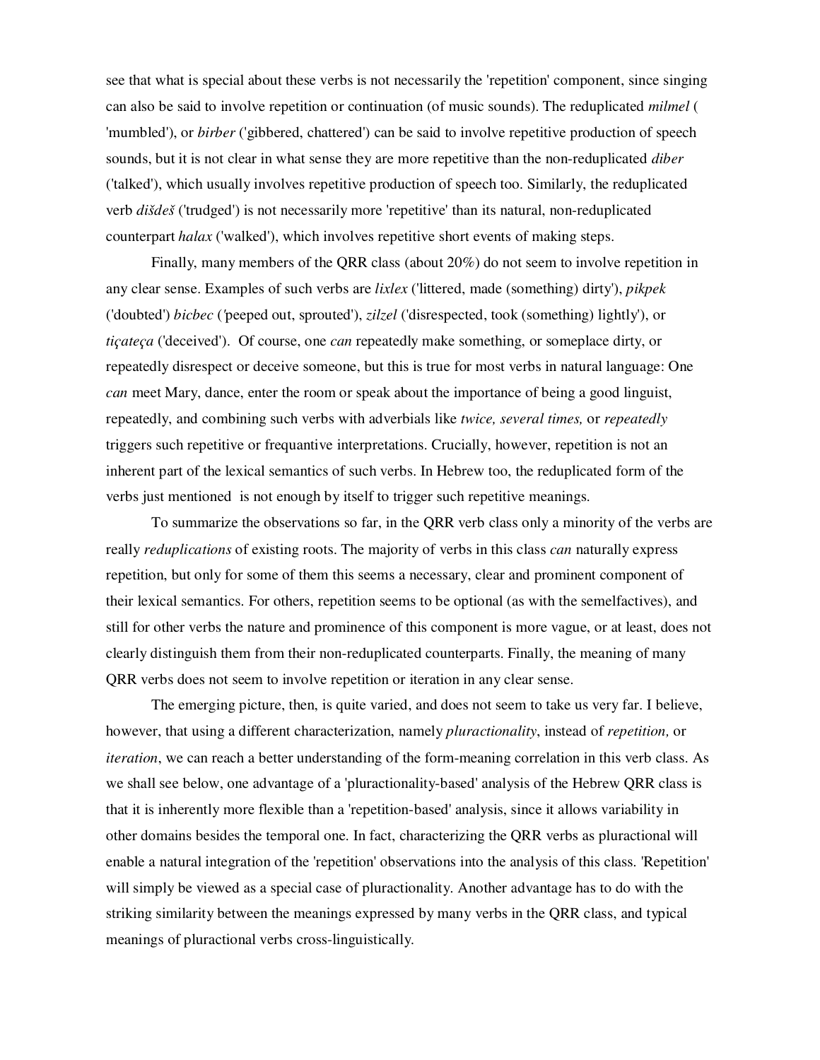see that what is special about these verbs is not necessarily the 'repetition' component, since singing can also be said to involve repetition or continuation (of music sounds). The reduplicated *milmel* ( 'mumbled'), or *birber* ('gibbered, chattered') can be said to involve repetitive production of speech sounds, but it is not clear in what sense they are more repetitive than the non-reduplicated *diber* ('talked'), which usually involves repetitive production of speech too. Similarly, the reduplicated verb *dišdeš* ('trudged') is not necessarily more 'repetitive' than its natural, non-reduplicated counterpart *halax* ('walked'), which involves repetitive short events of making steps.

Finally, many members of the QRR class (about 20%) do not seem to involve repetition in any clear sense. Examples of such verbs are *lixlex* ('littered, made (something) dirty'), *pikpek* ('doubted') *bicbec* ('peeped out, sprouted'), *zilzel* ('disrespected, took (something) lightly'), or *tiçateça* ('deceived'). Of course, one *can* repeatedly make something, or someplace dirty, or repeatedly disrespect or deceive someone, but this is true for most verbs in natural language: One *can* meet Mary, dance, enter the room or speak about the importance of being a good linguist, repeatedly, and combining such verbs with adverbials like *twice, several times,* or *repeatedly* triggers such repetitive or frequantive interpretations. Crucially, however, repetition is not an inherent part of the lexical semantics of such verbs. In Hebrew too, the reduplicated form of the verbs just mentioned is not enough by itself to trigger such repetitive meanings.

To summarize the observations so far, in the QRR verb class only a minority of the verbs are really *reduplications* of existing roots. The majority of verbs in this class *can* naturally express repetition, but only for some of them this seems a necessary, clear and prominent component of their lexical semantics. For others, repetition seems to be optional (as with the semelfactives), and still for other verbs the nature and prominence of this component is more vague, or at least, does not clearly distinguish them from their non-reduplicated counterparts. Finally, the meaning of many QRR verbs does not seem to involve repetition or iteration in any clear sense.

The emerging picture, then, is quite varied, and does not seem to take us very far. I believe, however, that using a different characterization, namely *pluractionality*, instead of *repetition,* or *iteration*, we can reach a better understanding of the form-meaning correlation in this verb class. As we shall see below, one advantage of a 'pluractionality-based' analysis of the Hebrew QRR class is that it is inherently more flexible than a 'repetition-based' analysis, since it allows variability in other domains besides the temporal one. In fact, characterizing the QRR verbs as pluractional will enable a natural integration of the 'repetition' observations into the analysis of this class. 'Repetition' will simply be viewed as a special case of pluractionality. Another advantage has to do with the striking similarity between the meanings expressed by many verbs in the QRR class, and typical meanings of pluractional verbs cross-linguistically.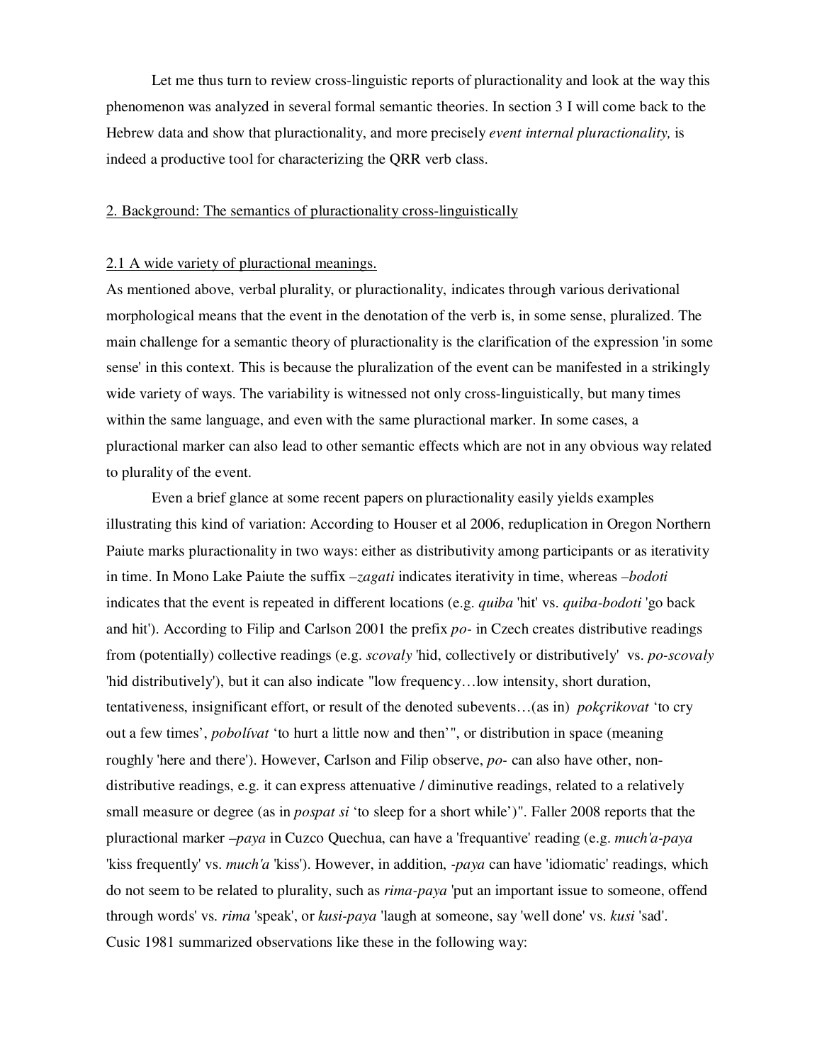Let me thus turn to review cross-linguistic reports of pluractionality and look at the way this phenomenon was analyzed in several formal semantic theories. In section 3 I will come back to the Hebrew data and show that pluractionality, and more precisely *event internal pluractionality,* is indeed a productive tool for characterizing the QRR verb class.

## 2. Background: The semantics of pluractionality cross-linguistically

### 2.1 A wide variety of pluractional meanings.

As mentioned above, verbal plurality, or pluractionality, indicates through various derivational morphological means that the event in the denotation of the verb is, in some sense, pluralized. The main challenge for a semantic theory of pluractionality is the clarification of the expression 'in some sense' in this context. This is because the pluralization of the event can be manifested in a strikingly wide variety of ways. The variability is witnessed not only cross-linguistically, but many times within the same language, and even with the same pluractional marker. In some cases, a pluractional marker can also lead to other semantic effects which are not in any obvious way related to plurality of the event.

Even a brief glance at some recent papers on pluractionality easily yields examples illustrating this kind of variation: According to Houser et al 2006, reduplication in Oregon Northern Paiute marks pluractionality in two ways: either as distributivity among participants or as iterativity in time. In Mono Lake Paiute the suffix *–zagati* indicates iterativity in time, whereas *–bodoti* indicates that the event is repeated in different locations (e.g. *quiba* 'hit' vs. *quiba-bodoti* 'go back and hit'). According to Filip and Carlson 2001 the prefix *po-* in Czech creates distributive readings from (potentially) collective readings (e.g. *scovaly* 'hid, collectively or distributively' vs. *po-scovaly* 'hid distributively'), but it can also indicate "low frequency…low intensity, short duration, tentativeness, insignificant effort, or result of the denoted subevents…(as in) *pokçrikovat* 'to cry out a few times', *pobolívat* 'to hurt a little now and then'", or distribution in space (meaning roughly 'here and there'). However, Carlson and Filip observe, *po-* can also have other, non-distributive readings, e.g. it can express attenuative / diminutive readings, related to a relatively small measure or degree (as in *pospat si* 'to sleep for a short while')". Faller 2008 reports that the pluractional marker *–paya* in Cuzco Quechua, can have a 'frequantive' reading (e.g. *much'a-paya* 'kiss frequently' vs. *much'a* 'kiss'). However, in addition, *-paya* can have 'idiomatic' readings, which do not seem to be related to plurality, such as *rima-paya* 'put an important issue to someone, offend through words' vs. *rima* 'speak', or *kusi-paya* 'laugh at someone, say 'well done' vs. *kusi* 'sad'. Cusic 1981 summarized observations like these in the following way: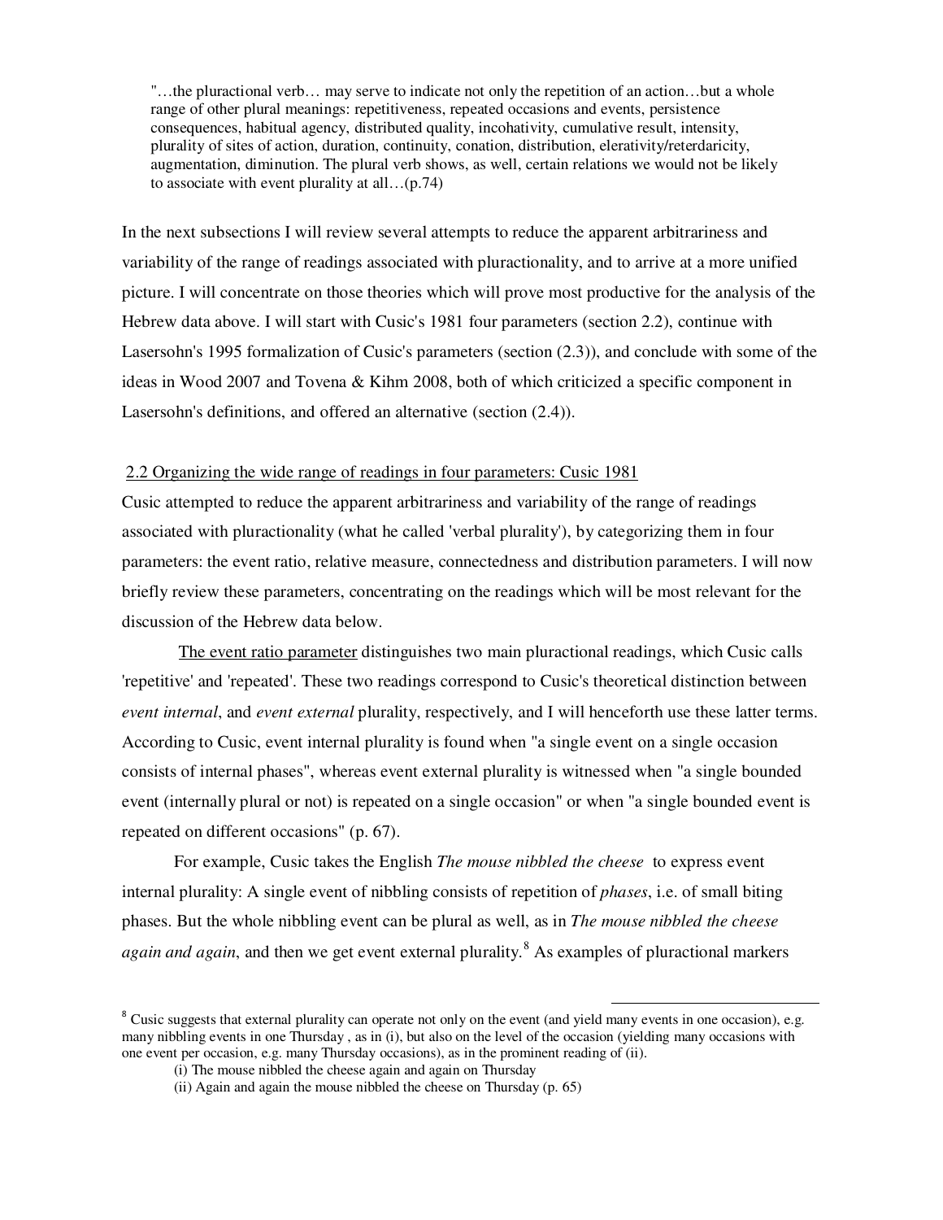> "…the pluractional verb… may serve to indicate not only the repetition of an action…but a whole range of other plural meanings: repetitiveness, repeated occasions and events, persistence consequences, habitual agency, distributed quality, incohativity, cumulative result, intensity, plurality of sites of action, duration, continuity, conation, distribution, elerativity/reterdaricity, augmentation, diminution. The plural verb shows, as well, certain relations we would not be likely to associate with event plurality at all…(p.74)

In the next subsections I will review several attempts to reduce the apparent arbitrariness and variability of the range of readings associated with pluractionality, and to arrive at a more unified picture. I will concentrate on those theories which will prove most productive for the analysis of the Hebrew data above. I will start with Cusic's 1981 four parameters (section 2.2), continue with Lasersohn's 1995 formalization of Cusic's parameters (section (2.3)), and conclude with some of the ideas in Wood 2007 and Tovena & Kihm 2008, both of which criticized a specific component in Lasersohn's definitions, and offered an alternative (section (2.4)).

## 2.2 Organizing the wide range of readings in four parameters: Cusic 1981

Cusic attempted to reduce the apparent arbitrariness and variability of the range of readings associated with pluractionality (what he called 'verbal plurality'), by categorizing them in four parameters: the event ratio, relative measure, connectedness and distribution parameters. I will now briefly review these parameters, concentrating on the readings which will be most relevant for the discussion of the Hebrew data below.

The event ratio parameter distinguishes two main pluractional readings, which Cusic calls 'repetitive' and 'repeated'. These two readings correspond to Cusic's theoretical distinction between *event internal*, and *event external* plurality, respectively, and I will henceforth use these latter terms. According to Cusic, event internal plurality is found when "a single event on a single occasion consists of internal phases", whereas event external plurality is witnessed when "a single bounded event (internally plural or not) is repeated on a single occasion" or when "a single bounded event is repeated on different occasions" (p. 67).

For example, Cusic takes the English *The mouse nibbled the cheese* to express event internal plurality: A single event of nibbling consists of repetition of *phases*, i.e. of small biting phases. But the whole nibbling event can be plural as well, as in *The mouse nibbled the cheese again and again*, and then we get event external plurality.[8] As examples of pluractional markers

[8] Cusic suggests that external plurality can operate not only on the event (and yield many events in one occasion), e.g. many nibbling events in one Thursday , as in (i), but also on the level of the occasion (yielding many occasions with one event per occasion, e.g. many Thursday occasions), as in the prominent reading of (ii).

(i) The mouse nibbled the cheese again and again on Thursday

(ii) Again and again the mouse nibbled the cheese on Thursday (p. 65)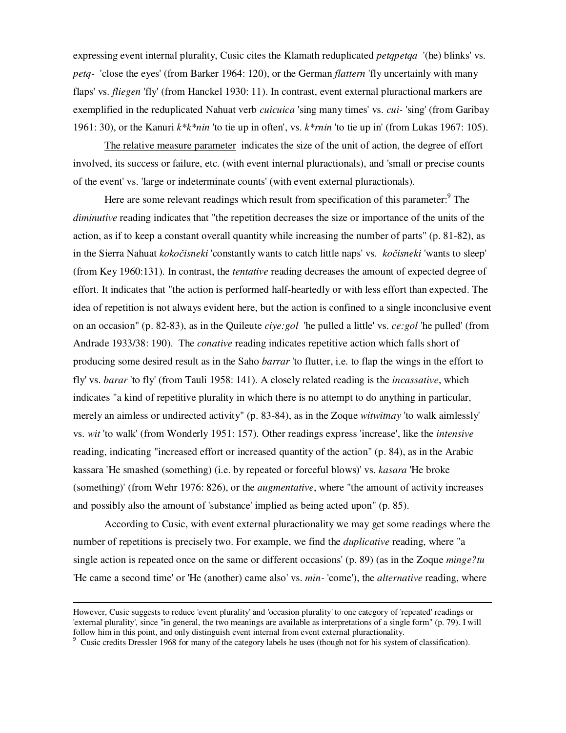expressing event internal plurality, Cusic cites the Klamath reduplicated *petqpetqa* '(he) blinks' vs. *petq-* 'close the eyes' (from Barker 1964: 120), or the German *flattern* 'fly uncertainly with many flaps' vs. *fliegen* 'fly' (from Hanckel 1930: 11). In contrast, event external pluractional markers are exemplified in the reduplicated Nahuat verb *cuicuica* 'sing many times' vs. *cui-* 'sing' (from Garibay 1961: 30), or the Kanuri *k*k*nin* 'to tie up in often', vs. *k*rnin* 'to tie up in' (from Lukas 1967: 105).

The relative measure parameter indicates the size of the unit of action, the degree of effort involved, its success or failure, etc. (with event internal pluractionals), and 'small or precise counts of the event' vs. 'large or indeterminate counts' (with event external pluractionals).

Here are some relevant readings which result from specification of this parameter:[9] The *diminutive* reading indicates that "the repetition decreases the size or importance of the units of the action, as if to keep a constant overall quantity while increasing the number of parts" (p. 81-82), as in the Sierra Nahuat *kokočisneki* 'constantly wants to catch little naps' vs. *kočisneki* 'wants to sleep' (from Key 1960:131). In contrast, the *tentative* reading decreases the amount of expected degree of effort. It indicates that "the action is performed half-heartedly or with less effort than expected. The idea of repetition is not always evident here, but the action is confined to a single inconclusive event on an occasion" (p. 82-83), as in the Quileute *ciye:gol* 'he pulled a little' vs. *ce:gol* 'he pulled' (from Andrade 1933/38: 190). The *conative* reading indicates repetitive action which falls short of producing some desired result as in the Saho *barrar* 'to flutter, i.e. to flap the wings in the effort to fly' vs. *barar* 'to fly' (from Tauli 1958: 141). A closely related reading is the *incassative*, which indicates "a kind of repetitive plurality in which there is no attempt to do anything in particular, merely an aimless or undirected activity" (p. 83-84), as in the Zoque *witwitnay* 'to walk aimlessly' vs. *wit* 'to walk' (from Wonderly 1951: 157). Other readings express 'increase', like the *intensive* reading, indicating "increased effort or increased quantity of the action" (p. 84), as in the Arabic kassara 'He smashed (something) (i.e. by repeated or forceful blows)' vs. *kasara* 'He broke (something)' (from Wehr 1976: 826), or the *augmentative*, where "the amount of activity increases and possibly also the amount of 'substance' implied as being acted upon" (p. 85).

According to Cusic, with event external pluractionality we may get some readings where the number of repetitions is precisely two. For example, we find the *duplicative* reading, where "a single action is repeated once on the same or different occasions' (p. 89) (as in the Zoque *minge?tu* 'He came a second time' or 'He (another) came also' vs. *min-* 'come'), the *alternative* reading, where

---

However, Cusic suggests to reduce 'event plurality' and 'occasion plurality' to one category of 'repeated' readings or 'external plurality', since "in general, the two meanings are available as interpretations of a single form" (p. 79). I will follow him in this point, and only distinguish event internal from event external pluractionality.

[9] Cusic credits Dressler 1968 for many of the category labels he uses (though not for his system of classification).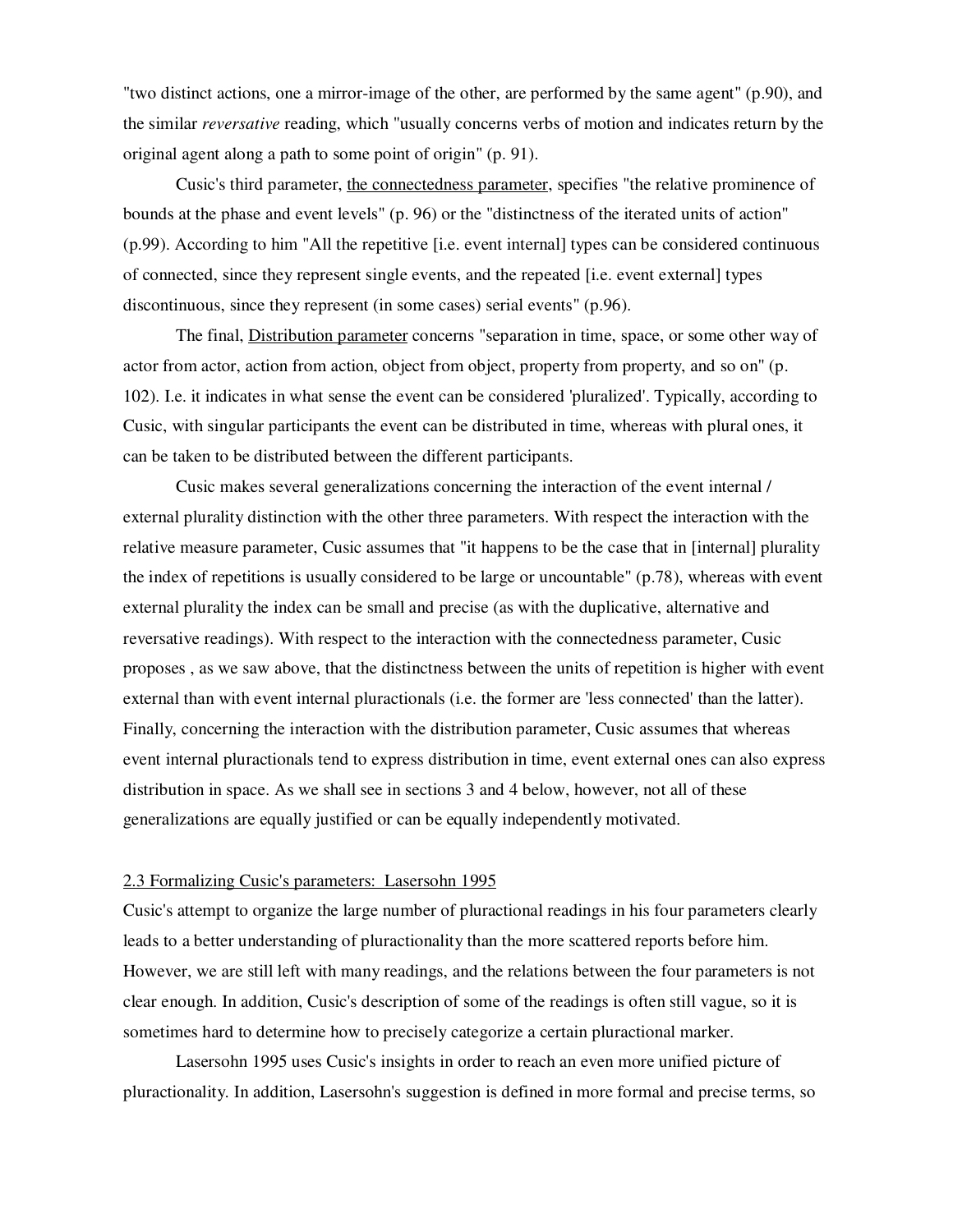"two distinct actions, one a mirror-image of the other, are performed by the same agent" (p.90), and the similar *reversative* reading, which "usually concerns verbs of motion and indicates return by the original agent along a path to some point of origin" (p. 91).

Cusic's third parameter, the connectedness parameter, specifies "the relative prominence of bounds at the phase and event levels" (p. 96) or the "distinctness of the iterated units of action" (p.99). According to him "All the repetitive [i.e. event internal] types can be considered continuous of connected, since they represent single events, and the repeated [i.e. event external] types discontinuous, since they represent (in some cases) serial events" (p.96).

The final, Distribution parameter concerns "separation in time, space, or some other way of actor from actor, action from action, object from object, property from property, and so on" (p. 102). I.e. it indicates in what sense the event can be considered 'pluralized'. Typically, according to Cusic, with singular participants the event can be distributed in time, whereas with plural ones, it can be taken to be distributed between the different participants.

Cusic makes several generalizations concerning the interaction of the event internal / external plurality distinction with the other three parameters. With respect the interaction with the relative measure parameter, Cusic assumes that "it happens to be the case that in [internal] plurality the index of repetitions is usually considered to be large or uncountable" (p.78), whereas with event external plurality the index can be small and precise (as with the duplicative, alternative and reversative readings). With respect to the interaction with the connectedness parameter, Cusic proposes , as we saw above, that the distinctness between the units of repetition is higher with event external than with event internal pluractionals (i.e. the former are 'less connected' than the latter). Finally, concerning the interaction with the distribution parameter, Cusic assumes that whereas event internal pluractionals tend to express distribution in time, event external ones can also express distribution in space. As we shall see in sections 3 and 4 below, however, not all of these generalizations are equally justified or can be equally independently motivated.

## 2.3 Formalizing Cusic's parameters: Lasersohn 1995

Cusic's attempt to organize the large number of pluractional readings in his four parameters clearly leads to a better understanding of pluractionality than the more scattered reports before him. However, we are still left with many readings, and the relations between the four parameters is not clear enough. In addition, Cusic's description of some of the readings is often still vague, so it is sometimes hard to determine how to precisely categorize a certain pluractional marker.

Lasersohn 1995 uses Cusic's insights in order to reach an even more unified picture of pluractionality. In addition, Lasersohn's suggestion is defined in more formal and precise terms, so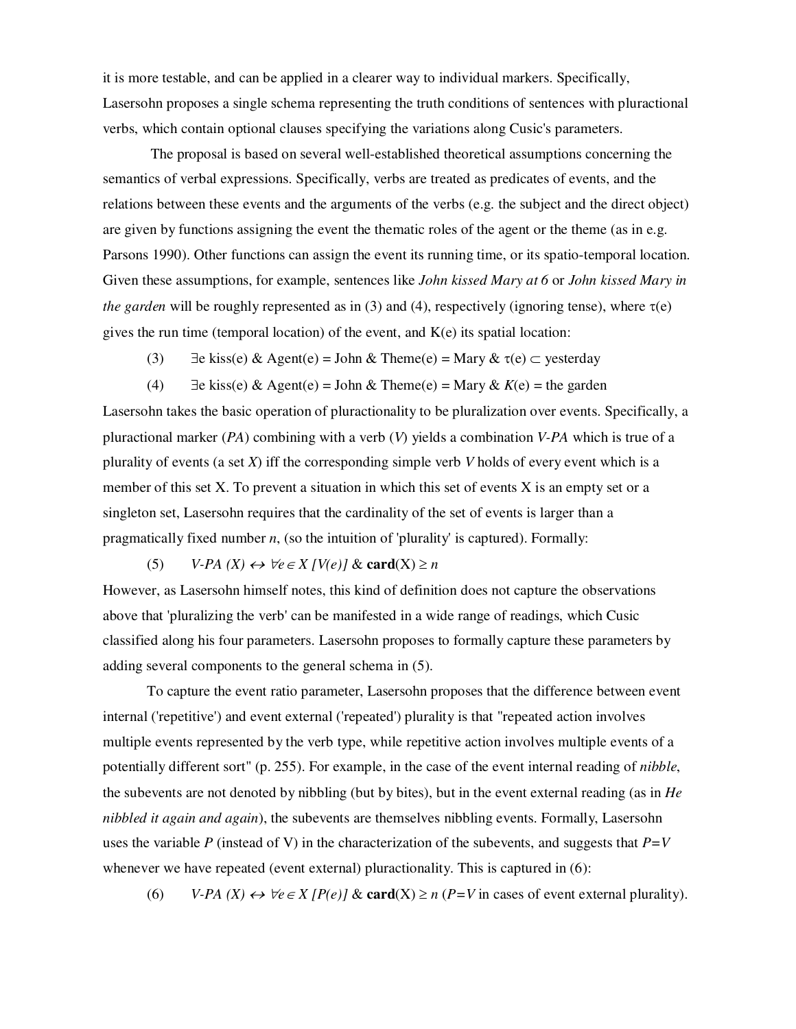it is more testable, and can be applied in a clearer way to individual markers. Specifically, Lasersohn proposes a single schema representing the truth conditions of sentences with pluractional verbs, which contain optional clauses specifying the variations along Cusic's parameters.

The proposal is based on several well-established theoretical assumptions concerning the semantics of verbal expressions. Specifically, verbs are treated as predicates of events, and the relations between these events and the arguments of the verbs (e.g. the subject and the direct object) are given by functions assigning the event the thematic roles of the agent or the theme (as in e.g. Parsons 1990). Other functions can assign the event its running time, or its spatio-temporal location. Given these assumptions, for example, sentences like *John kissed Mary at 6* or *John kissed Mary in the garden* will be roughly represented as in (3) and (4), respectively (ignoring tense), where $\tau(e)$ gives the run time (temporal location) of the event, and K(e) its spatial location:

(3) $\exists e\ \text{kiss}(e)\ \&\ \text{Agent}(e) = \text{John}\ \&\ \text{Theme}(e) = \text{Mary}\ \&\ \tau(e) \subset \text{yesterday}$

(4) $\exists e\ \text{kiss}(e)\ \&\ \text{Agent}(e) = \text{John}\ \&\ \text{Theme}(e) = \text{Mary}\ \&\ K(e) = \text{the garden}$

Lasersohn takes the basic operation of pluractionality to be pluralization over events. Specifically, a pluractional marker (*PA*) combining with a verb (*V*) yields a combination *V-PA* which is true of a plurality of events (a set *X*) iff the corresponding simple verb *V* holds of every event which is a member of this set X. To prevent a situation in which this set of events X is an empty set or a singleton set, Lasersohn requires that the cardinality of the set of events is larger than a pragmatically fixed number *n*, (so the intuition of 'plurality' is captured). Formally:

(5) $V\text{-}PA\ (X) \leftrightarrow \forall e \in X\ [V(e)]\ \&\ \mathbf{card}(X) \geq n$

However, as Lasersohn himself notes, this kind of definition does not capture the observations above that 'pluralizing the verb' can be manifested in a wide range of readings, which Cusic classified along his four parameters. Lasersohn proposes to formally capture these parameters by adding several components to the general schema in (5).

To capture the event ratio parameter, Lasersohn proposes that the difference between event internal ('repetitive') and event external ('repeated') plurality is that "repeated action involves multiple events represented by the verb type, while repetitive action involves multiple events of a potentially different sort" (p. 255). For example, in the case of the event internal reading of *nibble*, the subevents are not denoted by nibbling (but by bites), but in the event external reading (as in *He nibbled it again and again*), the subevents are themselves nibbling events. Formally, Lasersohn uses the variable *P* (instead of V) in the characterization of the subevents, and suggests that $P=V$ whenever we have repeated (event external) pluractionality. This is captured in (6):

(6) $V\text{-}PA\ (X) \leftrightarrow \forall e \in X\ [P(e)]\ \&\ \mathbf{card}(X) \geq n$ ($P=V$ in cases of event external plurality).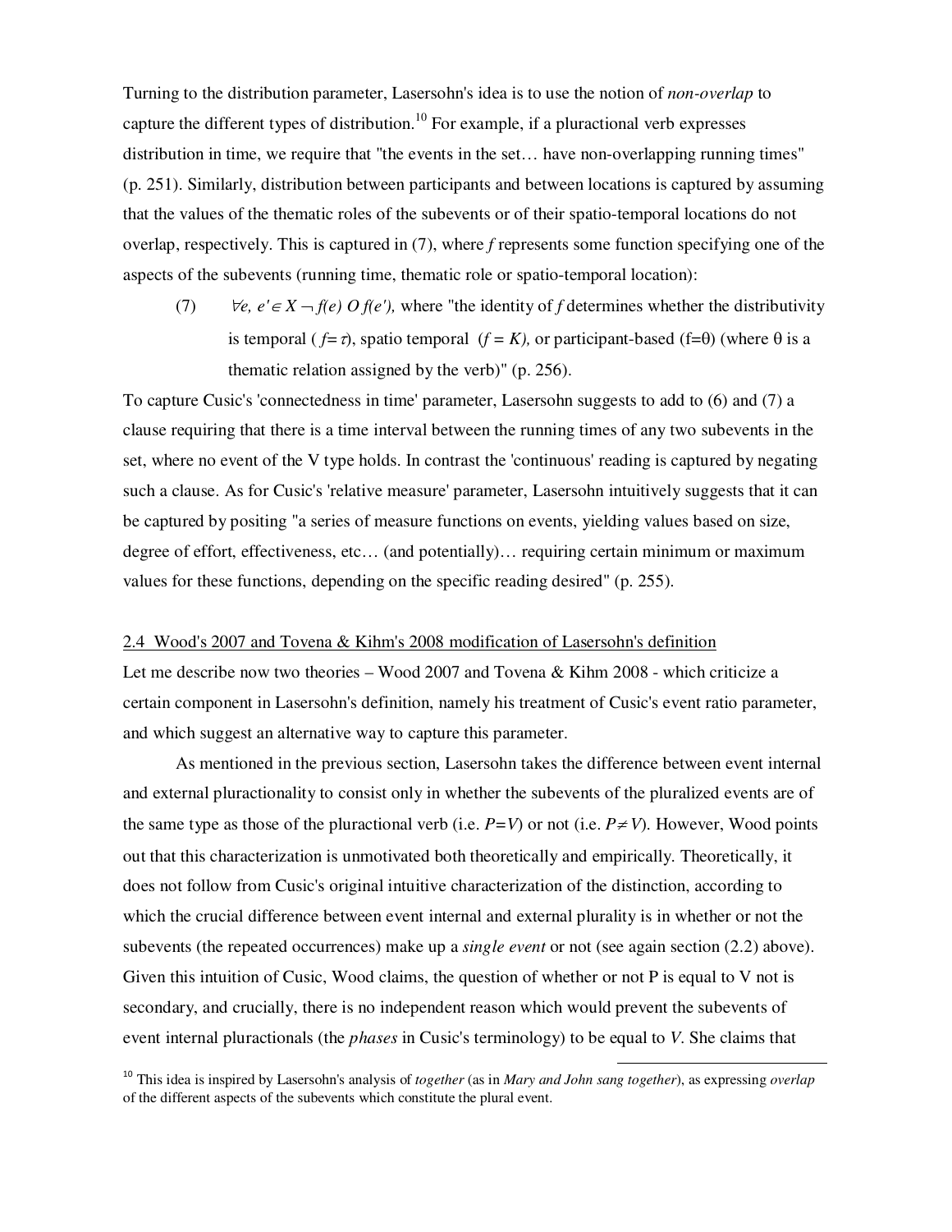Turning to the distribution parameter, Lasersohn's idea is to use the notion of *non-overlap* to capture the different types of distribution.[10] For example, if a pluractional verb expresses distribution in time, we require that "the events in the set… have non-overlapping running times" (p. 251). Similarly, distribution between participants and between locations is captured by assuming that the values of the thematic roles of the subevents or of their spatio-temporal locations do not overlap, respectively. This is captured in (7), where *f* represents some function specifying one of the aspects of the subevents (running time, thematic role or spatio-temporal location):

(7) $\forall e, e' \in X \neg f(e)\ O\ f(e')$, where "the identity of *f* determines whether the distributivity is temporal ( $f=\tau$), spatio temporal ($f = K$), or participant-based ($f=\theta$) (where $\theta$ is a thematic relation assigned by the verb)" (p. 256).

To capture Cusic's 'connectedness in time' parameter, Lasersohn suggests to add to (6) and (7) a clause requiring that there is a time interval between the running times of any two subevents in the set, where no event of the V type holds. In contrast the 'continuous' reading is captured by negating such a clause. As for Cusic's 'relative measure' parameter, Lasersohn intuitively suggests that it can be captured by positing "a series of measure functions on events, yielding values based on size, degree of effort, effectiveness, etc… (and potentially)… requiring certain minimum or maximum values for these functions, depending on the specific reading desired" (p. 255).

### 2.4 Wood's 2007 and Tovena & Kihm's 2008 modification of Lasersohn's definition

Let me describe now two theories – Wood 2007 and Tovena & Kihm 2008 - which criticize a certain component in Lasersohn's definition, namely his treatment of Cusic's event ratio parameter, and which suggest an alternative way to capture this parameter.

As mentioned in the previous section, Lasersohn takes the difference between event internal and external pluractionality to consist only in whether the subevents of the pluralized events are of the same type as those of the pluractional verb (i.e. $P=V$) or not (i.e. $P\neq V$). However, Wood points out that this characterization is unmotivated both theoretically and empirically. Theoretically, it does not follow from Cusic's original intuitive characterization of the distinction, according to which the crucial difference between event internal and external plurality is in whether or not the subevents (the repeated occurrences) make up a *single event* or not (see again section (2.2) above). Given this intuition of Cusic, Wood claims, the question of whether or not P is equal to V not is secondary, and crucially, there is no independent reason which would prevent the subevents of event internal pluractionals (the *phases* in Cusic's terminology) to be equal to *V*. She claims that

[10] This idea is inspired by Lasersohn's analysis of *together* (as in *Mary and John sang together*), as expressing *overlap* of the different aspects of the subevents which constitute the plural event.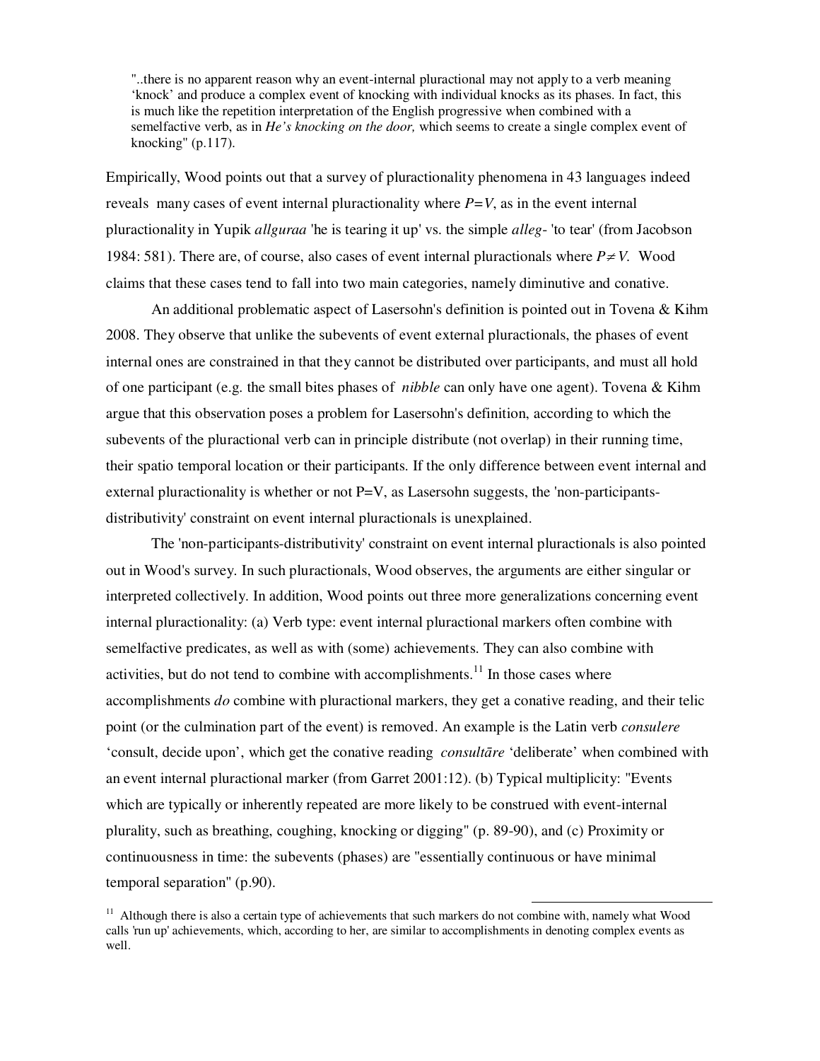> "..there is no apparent reason why an event-internal pluractional may not apply to a verb meaning 'knock' and produce a complex event of knocking with individual knocks as its phases. In fact, this is much like the repetition interpretation of the English progressive when combined with a semelfactive verb, as in *He's knocking on the door,* which seems to create a single complex event of knocking" (p.117).

Empirically, Wood points out that a survey of pluractionality phenomena in 43 languages indeed reveals many cases of event internal pluractionality where $P=V$, as in the event internal pluractionality in Yupik *allguraa* 'he is tearing it up' vs. the simple *alleg-* 'to tear' (from Jacobson 1984: 581). There are, of course, also cases of event internal pluractionals where $P \neq V$. Wood claims that these cases tend to fall into two main categories, namely diminutive and conative.

An additional problematic aspect of Lasersohn's definition is pointed out in Tovena & Kihm 2008. They observe that unlike the subevents of event external pluractionals, the phases of event internal ones are constrained in that they cannot be distributed over participants, and must all hold of one participant (e.g. the small bites phases of *nibble* can only have one agent). Tovena & Kihm argue that this observation poses a problem for Lasersohn's definition, according to which the subevents of the pluractional verb can in principle distribute (not overlap) in their running time, their spatio temporal location or their participants. If the only difference between event internal and external pluractionality is whether or not P=V, as Lasersohn suggests, the 'non-participants-distributivity' constraint on event internal pluractionals is unexplained.

The 'non-participants-distributivity' constraint on event internal pluractionals is also pointed out in Wood's survey. In such pluractionals, Wood observes, the arguments are either singular or interpreted collectively. In addition, Wood points out three more generalizations concerning event internal pluractionality: (a) Verb type: event internal pluractional markers often combine with semelfactive predicates, as well as with (some) achievements. They can also combine with activities, but do not tend to combine with accomplishments.[11] In those cases where accomplishments *do* combine with pluractional markers, they get a conative reading, and their telic point (or the culmination part of the event) is removed. An example is the Latin verb *consulere* 'consult, decide upon', which get the conative reading *consultāre* 'deliberate' when combined with an event internal pluractional marker (from Garret 2001:12). (b) Typical multiplicity: "Events which are typically or inherently repeated are more likely to be construed with event-internal plurality, such as breathing, coughing, knocking or digging" (p. 89-90), and (c) Proximity or continuousness in time: the subevents (phases) are "essentially continuous or have minimal temporal separation" (p.90).

[11] Although there is also a certain type of achievements that such markers do not combine with, namely what Wood calls 'run up' achievements, which, according to her, are similar to accomplishments in denoting complex events as well.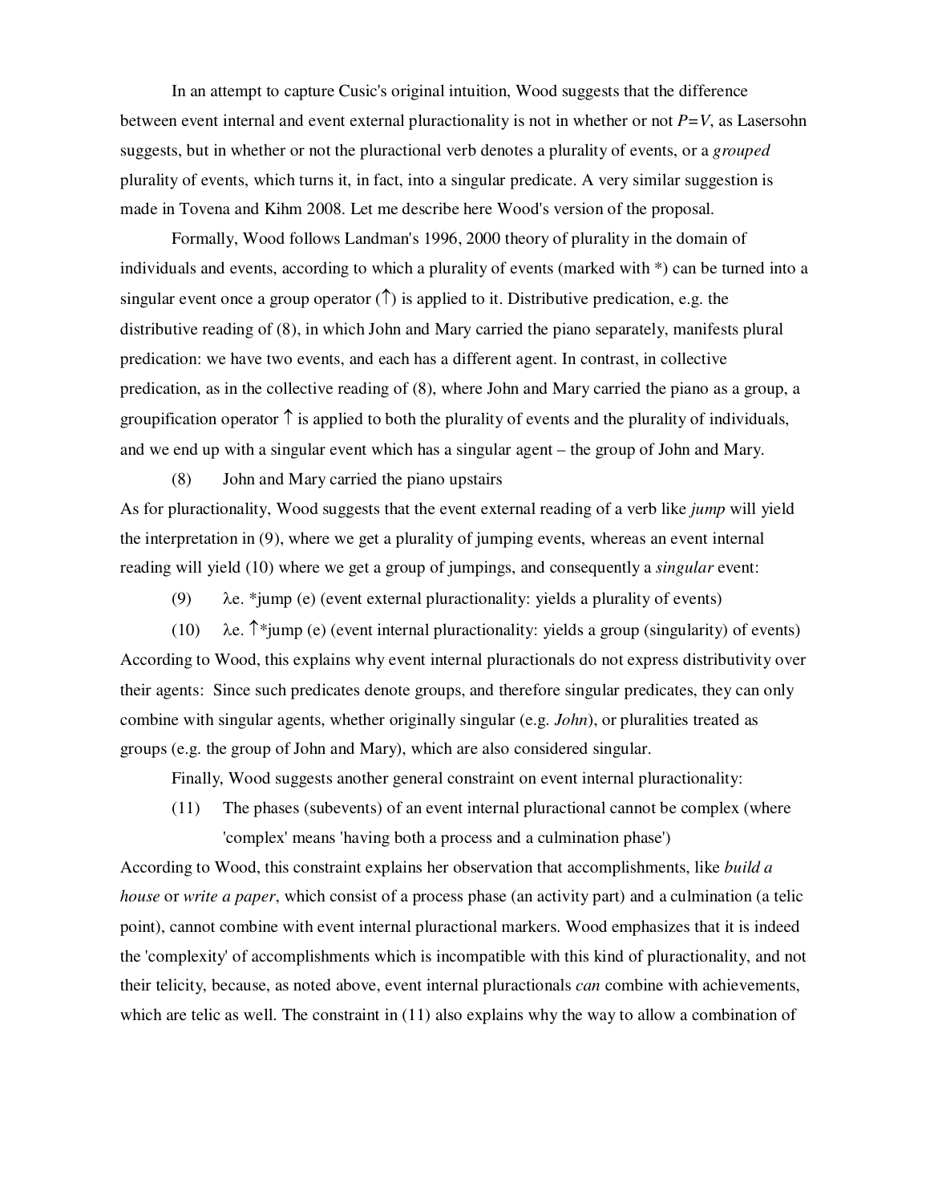In an attempt to capture Cusic's original intuition, Wood suggests that the difference between event internal and event external pluractionality is not in whether or not *P=V*, as Lasersohn suggests, but in whether or not the pluractional verb denotes a plurality of events, or a *grouped* plurality of events, which turns it, in fact, into a singular predicate. A very similar suggestion is made in Tovena and Kihm 2008. Let me describe here Wood's version of the proposal.

Formally, Wood follows Landman's 1996, 2000 theory of plurality in the domain of individuals and events, according to which a plurality of events (marked with *) can be turned into a singular event once a group operator (↑) is applied to it. Distributive predication, e.g. the distributive reading of (8), in which John and Mary carried the piano separately, manifests plural predication: we have two events, and each has a different agent. In contrast, in collective predication, as in the collective reading of (8), where John and Mary carried the piano as a group, a groupification operator ↑ is applied to both the plurality of events and the plurality of individuals, and we end up with a singular event which has a singular agent – the group of John and Mary.

(8) John and Mary carried the piano upstairs

As for pluractionality, Wood suggests that the event external reading of a verb like *jump* will yield the interpretation in (9), where we get a plurality of jumping events, whereas an event internal reading will yield (10) where we get a group of jumpings, and consequently a *singular* event:

(9) $\lambda e.$ *jump (e) (event external pluractionality: yields a plurality of events)

(10) $\lambda e.$ ↑*jump (e) (event internal pluractionality: yields a group (singularity) of events)

According to Wood, this explains why event internal pluractionals do not express distributivity over their agents: Since such predicates denote groups, and therefore singular predicates, they can only combine with singular agents, whether originally singular (e.g. *John*), or pluralities treated as groups (e.g. the group of John and Mary), which are also considered singular.

Finally, Wood suggests another general constraint on event internal pluractionality:

(11) The phases (subevents) of an event internal pluractional cannot be complex (where 'complex' means 'having both a process and a culmination phase')

According to Wood, this constraint explains her observation that accomplishments, like *build a house* or *write a paper*, which consist of a process phase (an activity part) and a culmination (a telic point), cannot combine with event internal pluractional markers. Wood emphasizes that it is indeed the 'complexity' of accomplishments which is incompatible with this kind of pluractionality, and not their telicity, because, as noted above, event internal pluractionals *can* combine with achievements, which are telic as well. The constraint in (11) also explains why the way to allow a combination of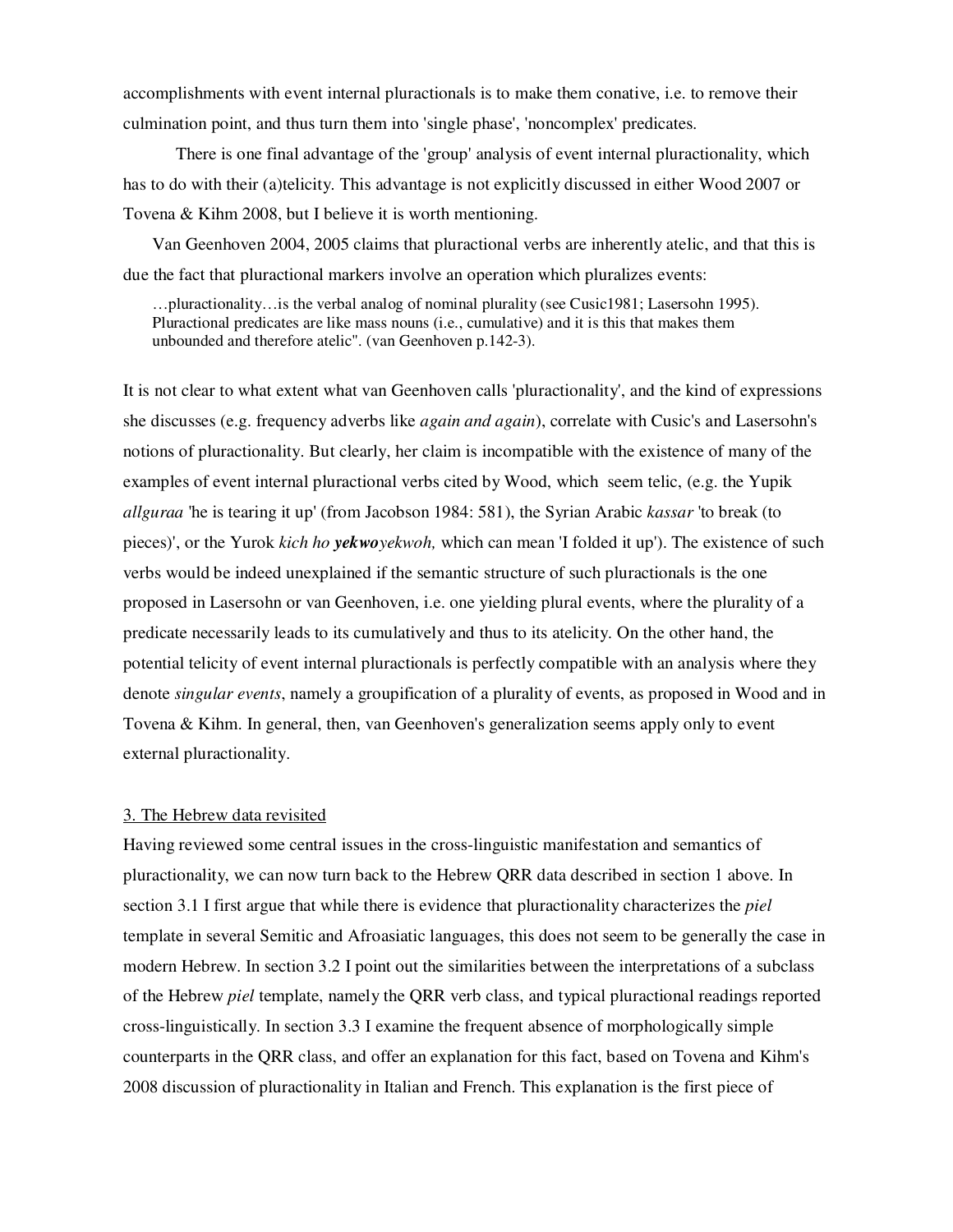accomplishments with event internal pluractionals is to make them conative, i.e. to remove their culmination point, and thus turn them into 'single phase', 'noncomplex' predicates.

There is one final advantage of the 'group' analysis of event internal pluractionality, which has to do with their (a)telicity. This advantage is not explicitly discussed in either Wood 2007 or Tovena & Kihm 2008, but I believe it is worth mentioning.

Van Geenhoven 2004, 2005 claims that pluractional verbs are inherently atelic, and that this is due the fact that pluractional markers involve an operation which pluralizes events:

> …pluractionality…is the verbal analog of nominal plurality (see Cusic1981; Lasersohn 1995). Pluractional predicates are like mass nouns (i.e., cumulative) and it is this that makes them unbounded and therefore atelic". (van Geenhoven p.142-3).

It is not clear to what extent what van Geenhoven calls 'pluractionality', and the kind of expressions she discusses (e.g. frequency adverbs like *again and again*), correlate with Cusic's and Lasersohn's notions of pluractionality. But clearly, her claim is incompatible with the existence of many of the examples of event internal pluractional verbs cited by Wood, which seem telic, (e.g. the Yupik *allguraa* 'he is tearing it up' (from Jacobson 1984: 581), the Syrian Arabic *kassar* 'to break (to pieces)', or the Yurok *kich ho* ***yekwo****yekwoh,* which can mean 'I folded it up'). The existence of such verbs would be indeed unexplained if the semantic structure of such pluractionals is the one proposed in Lasersohn or van Geenhoven, i.e. one yielding plural events, where the plurality of a predicate necessarily leads to its cumulatively and thus to its atelicity. On the other hand, the potential telicity of event internal pluractionals is perfectly compatible with an analysis where they denote *singular events*, namely a groupification of a plurality of events, as proposed in Wood and in Tovena & Kihm. In general, then, van Geenhoven's generalization seems apply only to event external pluractionality.

## 3. The Hebrew data revisited

Having reviewed some central issues in the cross-linguistic manifestation and semantics of pluractionality, we can now turn back to the Hebrew QRR data described in section 1 above. In section 3.1 I first argue that while there is evidence that pluractionality characterizes the *piel* template in several Semitic and Afroasiatic languages, this does not seem to be generally the case in modern Hebrew. In section 3.2 I point out the similarities between the interpretations of a subclass of the Hebrew *piel* template, namely the QRR verb class, and typical pluractional readings reported cross-linguistically. In section 3.3 I examine the frequent absence of morphologically simple counterparts in the QRR class, and offer an explanation for this fact, based on Tovena and Kihm's 2008 discussion of pluractionality in Italian and French. This explanation is the first piece of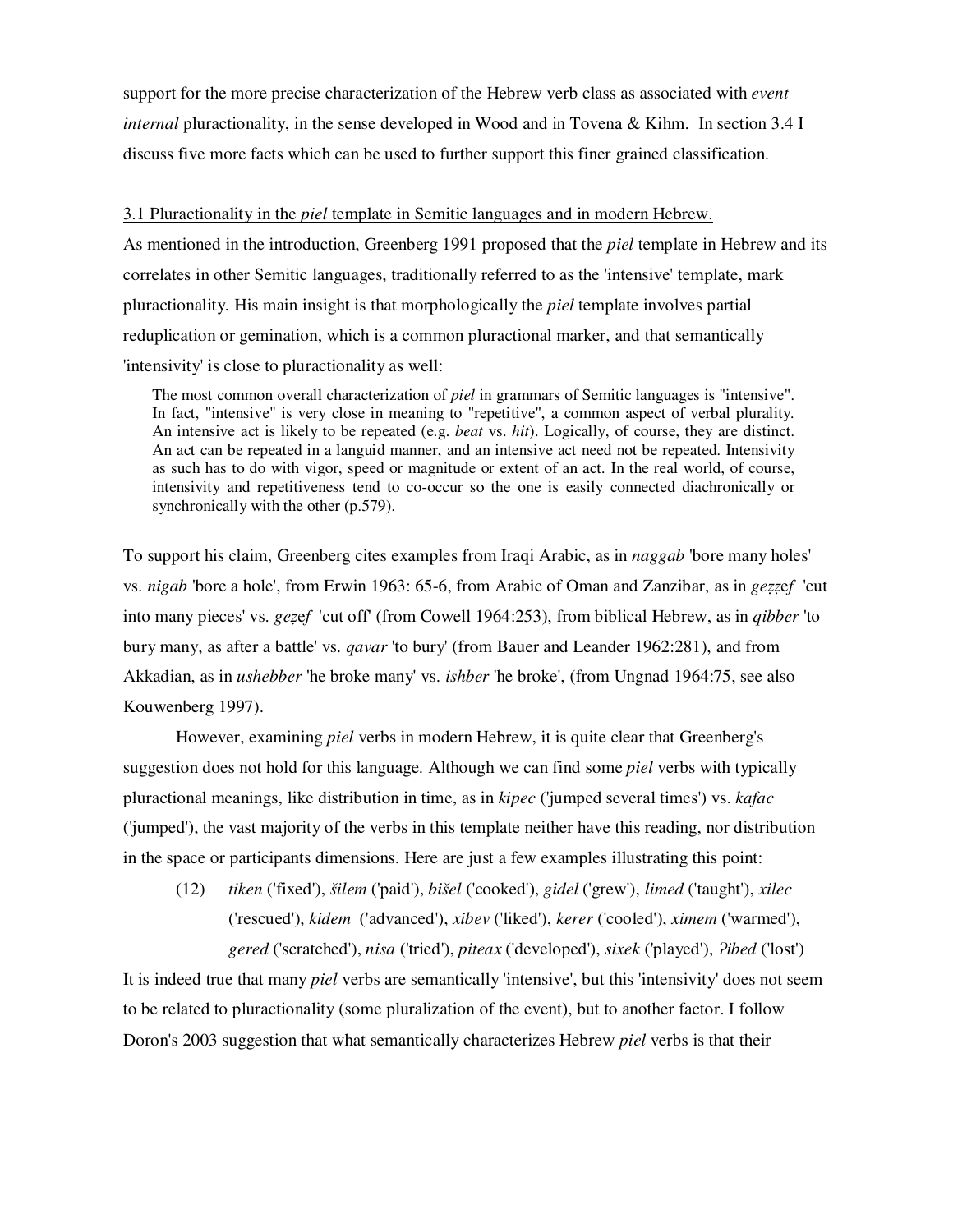support for the more precise characterization of the Hebrew verb class as associated with *event internal* pluractionality, in the sense developed in Wood and in Tovena & Kihm. In section 3.4 I discuss five more facts which can be used to further support this finer grained classification.

3.1 Pluractionality in the *piel* template in Semitic languages and in modern Hebrew.

As mentioned in the introduction, Greenberg 1991 proposed that the *piel* template in Hebrew and its correlates in other Semitic languages, traditionally referred to as the 'intensive' template, mark pluractionality. His main insight is that morphologically the *piel* template involves partial reduplication or gemination, which is a common pluractional marker, and that semantically 'intensivity' is close to pluractionality as well:

> The most common overall characterization of *piel* in grammars of Semitic languages is "intensive". In fact, "intensive" is very close in meaning to "repetitive", a common aspect of verbal plurality. An intensive act is likely to be repeated (e.g. *beat* vs. *hit*). Logically, of course, they are distinct. An act can be repeated in a languid manner, and an intensive act need not be repeated. Intensivity as such has to do with vigor, speed or magnitude or extent of an act. In the real world, of course, intensivity and repetitiveness tend to co-occur so the one is easily connected diachronically or synchronically with the other (p.579).

To support his claim, Greenberg cites examples from Iraqi Arabic, as in *naggab* 'bore many holes' vs. *nigab* 'bore a hole', from Erwin 1963: 65-6, from Arabic of Oman and Zanzibar, as in *geẓẓef* 'cut into many pieces' vs. *geẓef* 'cut off' (from Cowell 1964:253), from biblical Hebrew, as in *qibber* 'to bury many, as after a battle' vs. *qavar* 'to bury' (from Bauer and Leander 1962:281), and from Akkadian, as in *ushebber* 'he broke many' vs. *ishber* 'he broke', (from Ungnad 1964:75, see also Kouwenberg 1997).

However, examining *piel* verbs in modern Hebrew, it is quite clear that Greenberg's suggestion does not hold for this language. Although we can find some *piel* verbs with typically pluractional meanings, like distribution in time, as in *kipec* ('jumped several times') vs. *kafac* ('jumped'), the vast majority of the verbs in this template neither have this reading, nor distribution in the space or participants dimensions. Here are just a few examples illustrating this point:

(12) *tiken* ('fixed'), *šilem* ('paid'), *bišel* ('cooked'), *gidel* ('grew'), *limed* ('taught'), *xilec* ('rescued'), *kidem* ('advanced'), *xibev* ('liked'), *kerer* ('cooled'), *ximem* ('warmed'), *gered* ('scratched'), *nisa* ('tried'), *piteax* ('developed'), *sixek* ('played'), *ʔibed* ('lost')

It is indeed true that many *piel* verbs are semantically 'intensive', but this 'intensivity' does not seem to be related to pluractionality (some pluralization of the event), but to another factor. I follow Doron's 2003 suggestion that what semantically characterizes Hebrew *piel* verbs is that their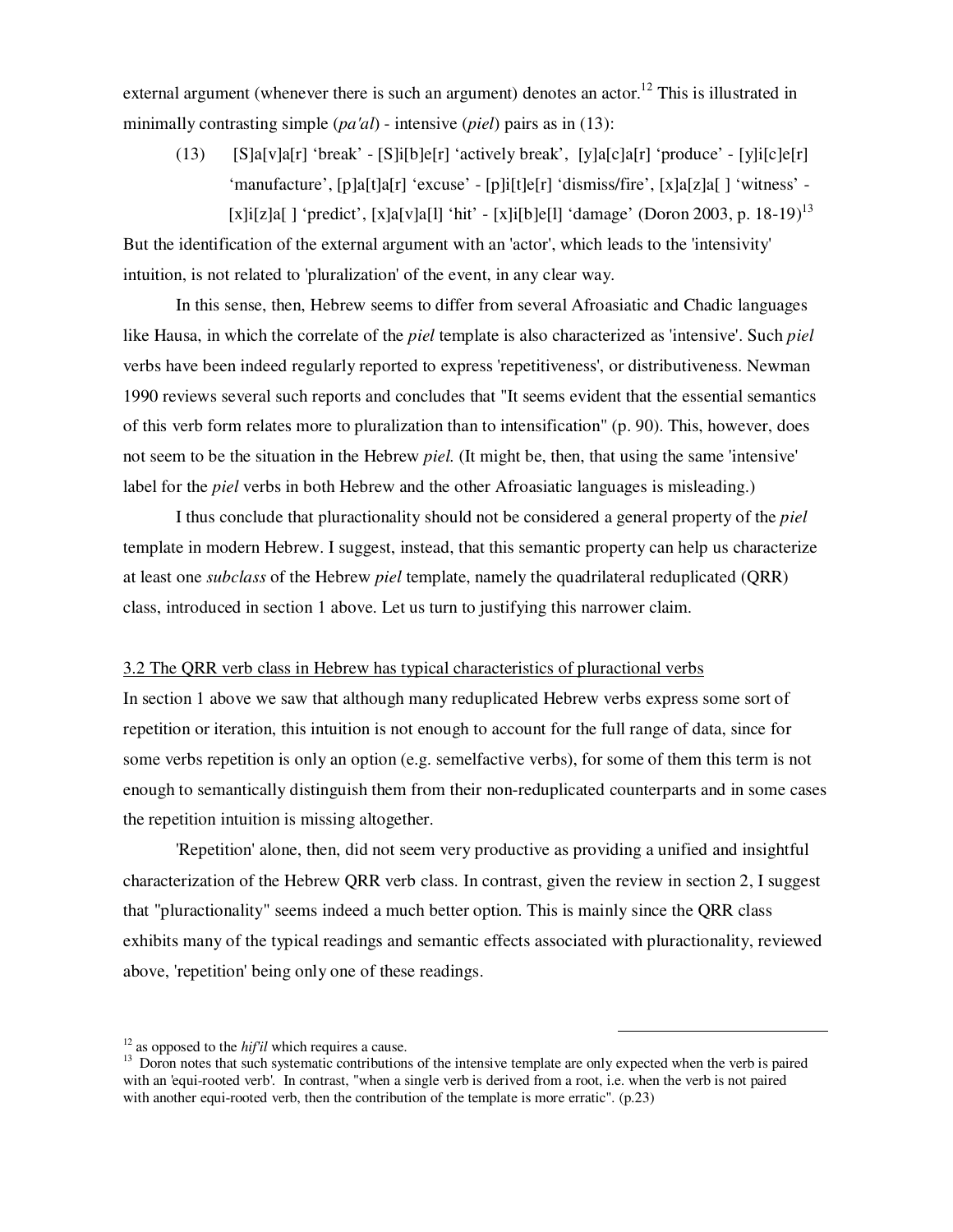external argument (whenever there is such an argument) denotes an actor.[12] This is illustrated in minimally contrasting simple (*pa'al*) - intensive (*piel*) pairs as in (13):

(13) [S]a[v]a[r] 'break' - [S]i[b]e[r] 'actively break', [y]a[c]a[r] 'produce' - [y]i[c]e[r] 'manufacture', [p]a[t]a[r] 'excuse' - [p]i[t]e[r] 'dismiss/fire', [x]a[z]a[ ] 'witness' - [x]i[z]a[ ] 'predict', [x]a[v]a[l] 'hit' - [x]i[b]e[l] 'damage' (Doron 2003, p. 18-19)[13]

But the identification of the external argument with an 'actor', which leads to the 'intensivity' intuition, is not related to 'pluralization' of the event, in any clear way.

In this sense, then, Hebrew seems to differ from several Afroasiatic and Chadic languages like Hausa, in which the correlate of the *piel* template is also characterized as 'intensive'. Such *piel* verbs have been indeed regularly reported to express 'repetitiveness', or distributiveness. Newman 1990 reviews several such reports and concludes that "It seems evident that the essential semantics of this verb form relates more to pluralization than to intensification" (p. 90). This, however, does not seem to be the situation in the Hebrew *piel.* (It might be, then, that using the same 'intensive' label for the *piel* verbs in both Hebrew and the other Afroasiatic languages is misleading.)

I thus conclude that pluractionality should not be considered a general property of the *piel* template in modern Hebrew. I suggest, instead, that this semantic property can help us characterize at least one *subclass* of the Hebrew *piel* template, namely the quadrilateral reduplicated (QRR) class, introduced in section 1 above. Let us turn to justifying this narrower claim.

### 3.2 The QRR verb class in Hebrew has typical characteristics of pluractional verbs

In section 1 above we saw that although many reduplicated Hebrew verbs express some sort of repetition or iteration, this intuition is not enough to account for the full range of data, since for some verbs repetition is only an option (e.g. semelfactive verbs), for some of them this term is not enough to semantically distinguish them from their non-reduplicated counterparts and in some cases the repetition intuition is missing altogether.

'Repetition' alone, then, did not seem very productive as providing a unified and insightful characterization of the Hebrew QRR verb class. In contrast, given the review in section 2, I suggest that "pluractionality" seems indeed a much better option. This is mainly since the QRR class exhibits many of the typical readings and semantic effects associated with pluractionality, reviewed above, 'repetition' being only one of these readings.

---

[12] as opposed to the *hif'il* which requires a cause.

[13] Doron notes that such systematic contributions of the intensive template are only expected when the verb is paired with an 'equi-rooted verb'. In contrast, "when a single verb is derived from a root, i.e. when the verb is not paired with another equi-rooted verb, then the contribution of the template is more erratic". (p.23)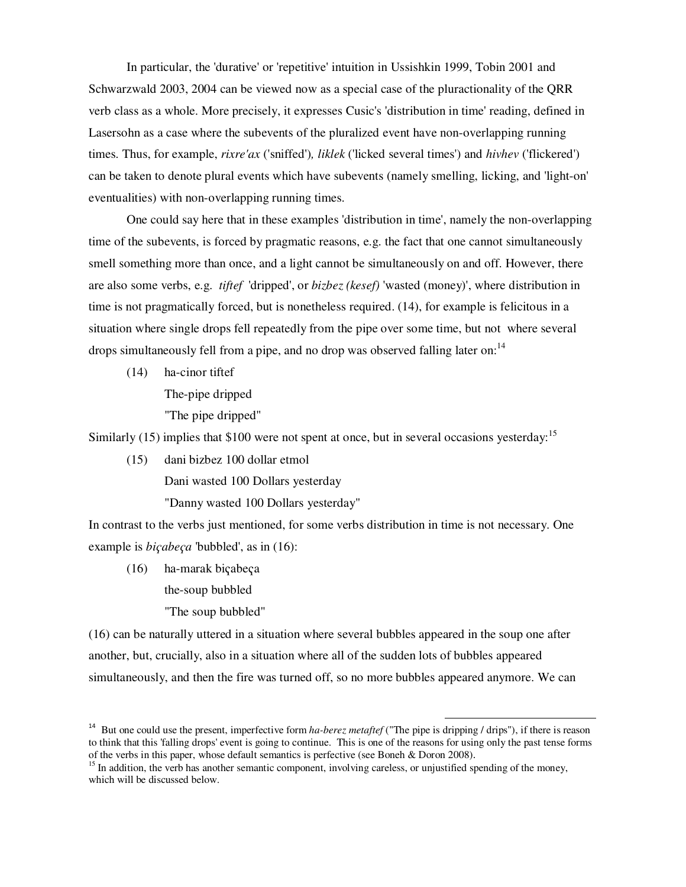In particular, the 'durative' or 'repetitive' intuition in Ussishkin 1999, Tobin 2001 and Schwarzwald 2003, 2004 can be viewed now as a special case of the pluractionality of the QRR verb class as a whole. More precisely, it expresses Cusic's 'distribution in time' reading, defined in Lasersohn as a case where the subevents of the pluralized event have non-overlapping running times. Thus, for example, *rixre'ax* ('sniffed'), *liklek* ('licked several times') and *hivhev* ('flickered') can be taken to denote plural events which have subevents (namely smelling, licking, and 'light-on' eventualities) with non-overlapping running times.

One could say here that in these examples 'distribution in time', namely the non-overlapping time of the subevents, is forced by pragmatic reasons, e.g. the fact that one cannot simultaneously smell something more than once, and a light cannot be simultaneously on and off. However, there are also some verbs, e.g. *tiftef* 'dripped', or *bizbez (kesef)* 'wasted (money)', where distribution in time is not pragmatically forced, but is nonetheless required. (14), for example is felicitous in a situation where single drops fell repeatedly from the pipe over some time, but not where several drops simultaneously fell from a pipe, and no drop was observed falling later on:[14]

(14) ha-cinor tiftef
The-pipe dripped
"The pipe dripped"

Similarly (15) implies that $100 were not spent at once, but in several occasions yesterday:[15]

(15) dani bizbez 100 dollar etmol
Dani wasted 100 Dollars yesterday
"Danny wasted 100 Dollars yesterday"

In contrast to the verbs just mentioned, for some verbs distribution in time is not necessary. One example is *biçabeça* 'bubbled', as in (16):

(16) ha-marak biçabeça
the-soup bubbled
"The soup bubbled"

(16) can be naturally uttered in a situation where several bubbles appeared in the soup one after another, but, crucially, also in a situation where all of the sudden lots of bubbles appeared simultaneously, and then the fire was turned off, so no more bubbles appeared anymore. We can

---

[14] But one could use the present, imperfective form *ha-berez metaftef* ("The pipe is dripping / drips"), if there is reason to think that this 'falling drops' event is going to continue. This is one of the reasons for using only the past tense forms of the verbs in this paper, whose default semantics is perfective (see Boneh & Doron 2008).

[15] In addition, the verb has another semantic component, involving careless, or unjustified spending of the money, which will be discussed below.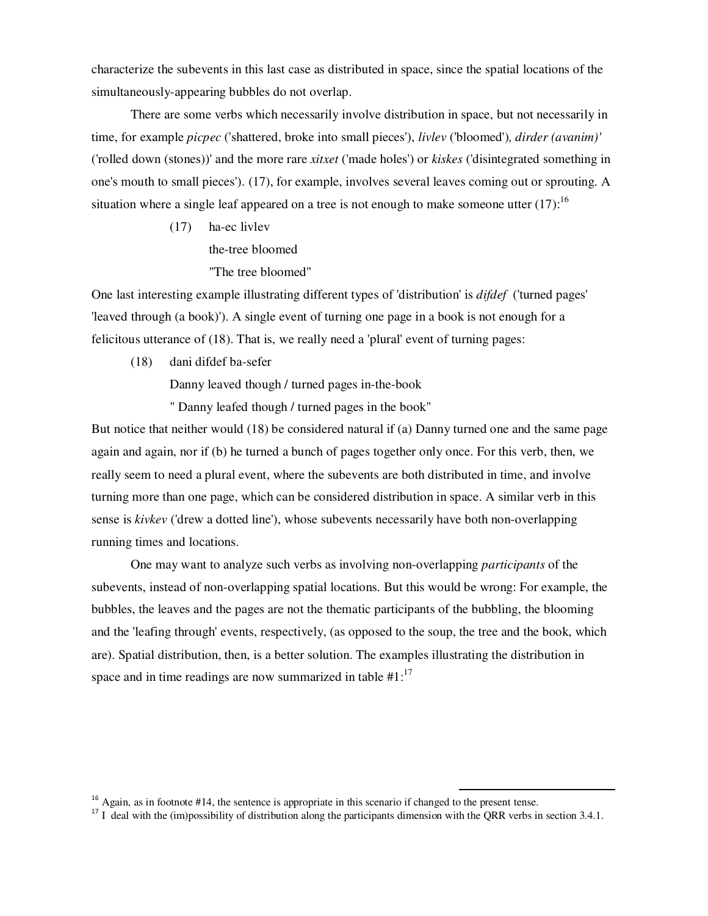characterize the subevents in this last case as distributed in space, since the spatial locations of the simultaneously-appearing bubbles do not overlap.

There are some verbs which necessarily involve distribution in space, but not necessarily in time, for example *picpec* ('shattered, broke into small pieces'), *livlev* ('bloomed')*, dirder (avanim)'* ('rolled down (stones))' and the more rare *xitxet* ('made holes') or *kiskes* ('disintegrated something in one's mouth to small pieces'). (17), for example, involves several leaves coming out or sprouting. A situation where a single leaf appeared on a tree is not enough to make someone utter (17):[16]

(17) ha-ec livlev
the-tree bloomed
"The tree bloomed"

One last interesting example illustrating different types of 'distribution' is *difdef* ('turned pages' 'leaved through (a book)'). A single event of turning one page in a book is not enough for a felicitous utterance of (18). That is, we really need a 'plural' event of turning pages:

(18) dani difdef ba-sefer
Danny leaved though / turned pages in-the-book
" Danny leafed though / turned pages in the book"

But notice that neither would (18) be considered natural if (a) Danny turned one and the same page again and again, nor if (b) he turned a bunch of pages together only once. For this verb, then, we really seem to need a plural event, where the subevents are both distributed in time, and involve turning more than one page, which can be considered distribution in space. A similar verb in this sense is *kivkev* ('drew a dotted line'), whose subevents necessarily have both non-overlapping running times and locations.

One may want to analyze such verbs as involving non-overlapping *participants* of the subevents, instead of non-overlapping spatial locations. But this would be wrong: For example, the bubbles, the leaves and the pages are not the thematic participants of the bubbling, the blooming and the 'leafing through' events, respectively, (as opposed to the soup, the tree and the book, which are). Spatial distribution, then, is a better solution. The examples illustrating the distribution in space and in time readings are now summarized in table #1:[17]

---

[16] Again, as in footnote #14, the sentence is appropriate in this scenario if changed to the present tense.

[17] I deal with the (im)possibility of distribution along the participants dimension with the QRR verbs in section 3.4.1.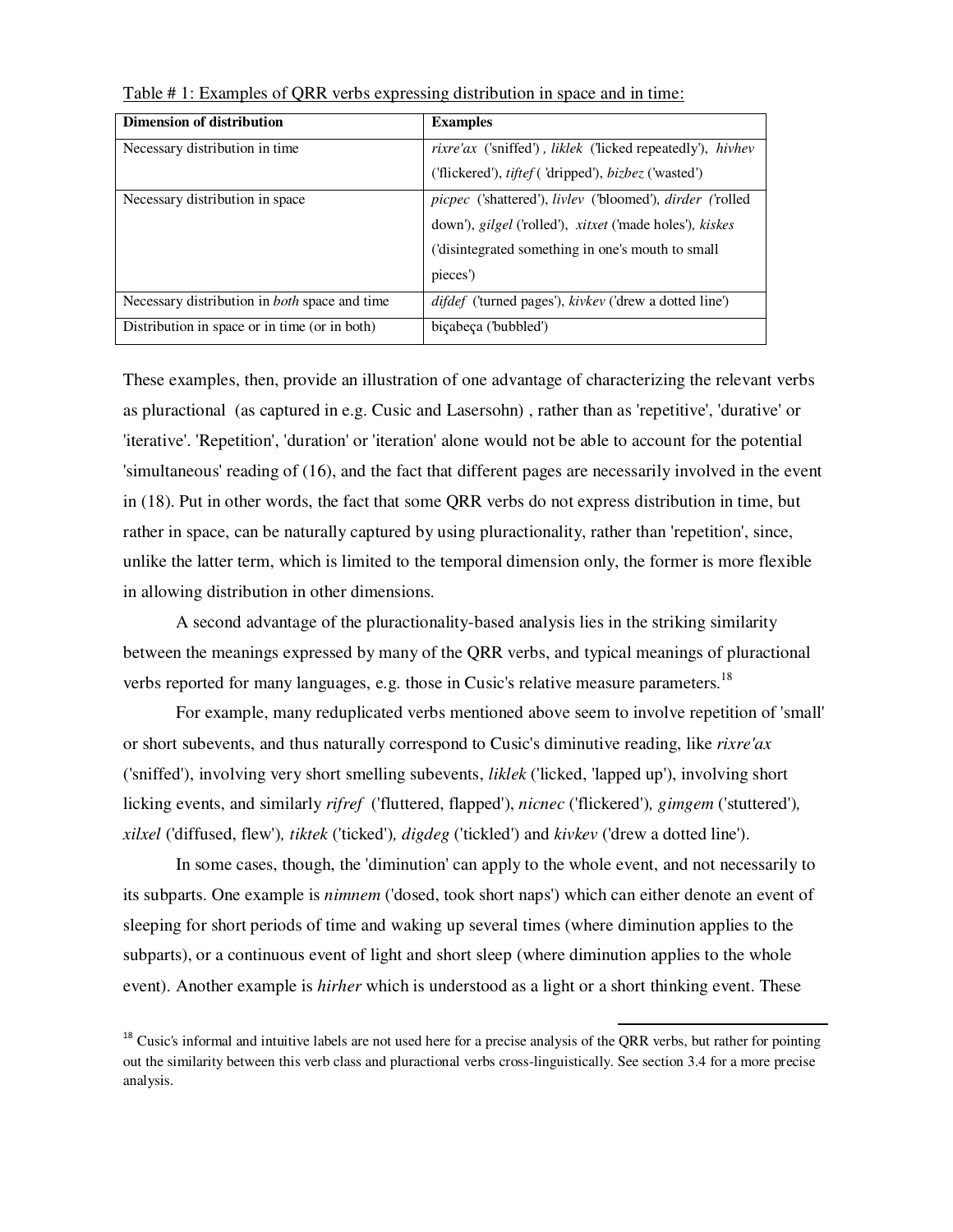Table # 1: Examples of QRR verbs expressing distribution in space and in time:

| **Dimension of distribution** | **Examples** |
|---|---|
| Necessary distribution in time | *rixre'ax* ('sniffed') , *liklek* ('licked repeatedly'), *hivhev* ('flickered'), *tiftef* ( 'dripped'), *bizbez* ('wasted') |
| Necessary distribution in space | *picpec* ('shattered'), *livlev* ('bloomed'), *dirder* ('rolled down'), *gilgel* ('rolled'), *xitxet* ('made holes'), *kiskes* ('disintegrated something in one's mouth to small pieces') |
| Necessary distribution in *both* space and time | *difdef* ('turned pages'), *kivkev* ('drew a dotted line') |
| Distribution in space or in time (or in both) | biçabeça ('bubbled') |

These examples, then, provide an illustration of one advantage of characterizing the relevant verbs as pluractional (as captured in e.g. Cusic and Lasersohn) , rather than as 'repetitive', 'durative' or 'iterative'. 'Repetition', 'duration' or 'iteration' alone would not be able to account for the potential 'simultaneous' reading of (16), and the fact that different pages are necessarily involved in the event in (18). Put in other words, the fact that some QRR verbs do not express distribution in time, but rather in space, can be naturally captured by using pluractionality, rather than 'repetition', since, unlike the latter term, which is limited to the temporal dimension only, the former is more flexible in allowing distribution in other dimensions.

A second advantage of the pluractionality-based analysis lies in the striking similarity between the meanings expressed by many of the QRR verbs, and typical meanings of pluractional verbs reported for many languages, e.g. those in Cusic's relative measure parameters.[18]

For example, many reduplicated verbs mentioned above seem to involve repetition of 'small' or short subevents, and thus naturally correspond to Cusic's diminutive reading, like *rixre'ax* ('sniffed'), involving very short smelling subevents, *liklek* ('licked, 'lapped up'), involving short licking events, and similarly *rifref* ('fluttered, flapped'), *nicnec* ('flickered'), *gimgem* ('stuttered'), *xilxel* ('diffused, flew'), *tiktek* ('ticked'), *digdeg* ('tickled') and *kivkev* ('drew a dotted line').

In some cases, though, the 'diminution' can apply to the whole event, and not necessarily to its subparts. One example is *nimnem* ('dosed, took short naps') which can either denote an event of sleeping for short periods of time and waking up several times (where diminution applies to the subparts), or a continuous event of light and short sleep (where diminution applies to the whole event). Another example is *hirher* which is understood as a light or a short thinking event. These

[18] Cusic's informal and intuitive labels are not used here for a precise analysis of the QRR verbs, but rather for pointing out the similarity between this verb class and pluractional verbs cross-linguistically. See section 3.4 for a more precise analysis.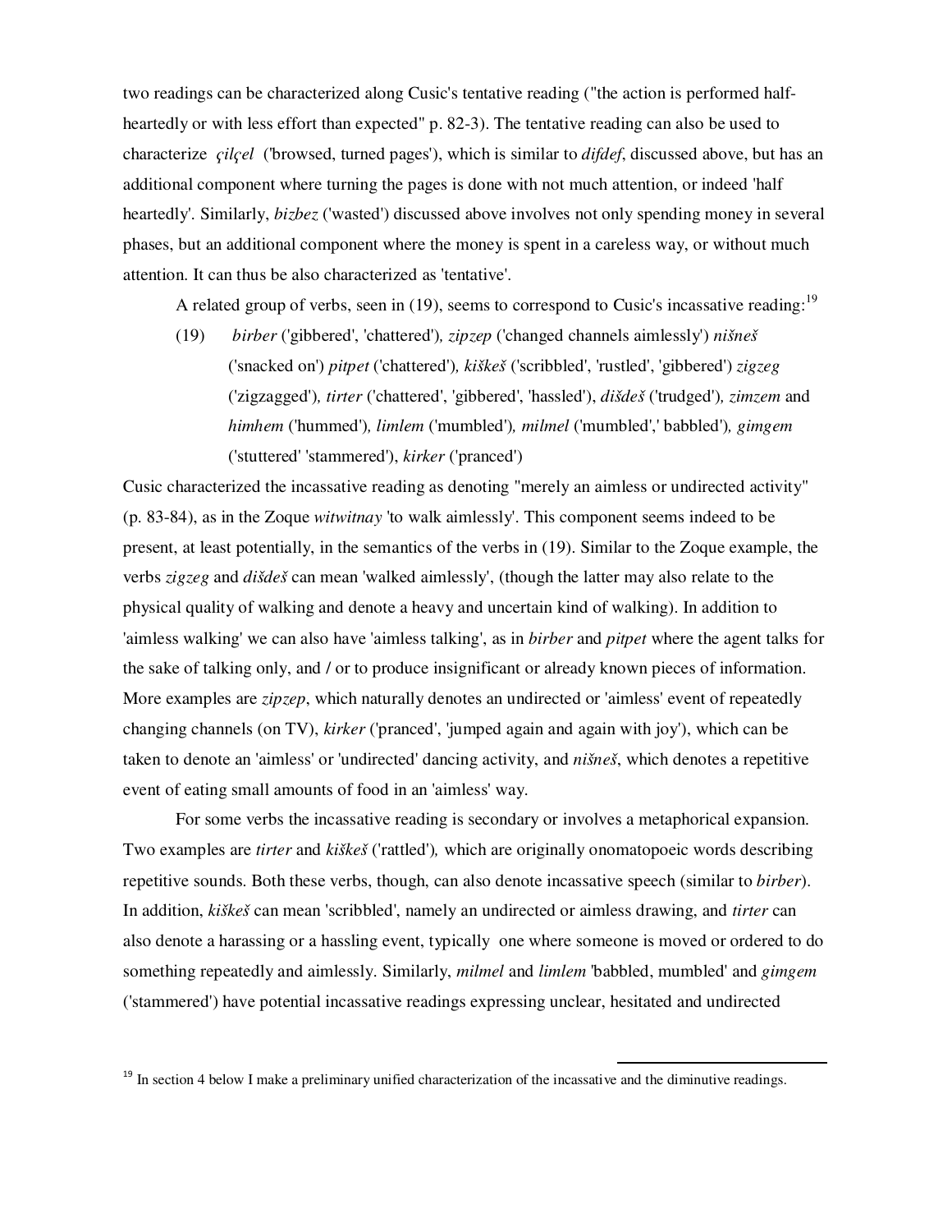two readings can be characterized along Cusic's tentative reading ("the action is performed half-heartedly or with less effort than expected" p. 82-3). The tentative reading can also be used to characterize *çilçel* ('browsed, turned pages'), which is similar to *difdef*, discussed above, but has an additional component where turning the pages is done with not much attention, or indeed 'half heartedly'. Similarly, *bizbez* ('wasted') discussed above involves not only spending money in several phases, but an additional component where the money is spent in a careless way, or without much attention. It can thus be also characterized as 'tentative'.

A related group of verbs, seen in (19), seems to correspond to Cusic's incassative reading:[19]

(19) *birber* ('gibbered', 'chattered'), *zipzep* ('changed channels aimlessly') *nišneš* ('snacked on') *pitpet* ('chattered'), *kiškeš* ('scribbled', 'rustled', 'gibbered') *zigzeg* ('zigzagged'), *tirter* ('chattered', 'gibbered', 'hassled'), *dišdeš* ('trudged'), *zimzem* and *himhem* ('hummed'), *limlem* ('mumbled'), *milmel* ('mumbled',' babbled'), *gimgem* ('stuttered' 'stammered'), *kirker* ('pranced')

Cusic characterized the incassative reading as denoting "merely an aimless or undirected activity" (p. 83-84), as in the Zoque *witwitnay* 'to walk aimlessly'. This component seems indeed to be present, at least potentially, in the semantics of the verbs in (19). Similar to the Zoque example, the verbs *zigzeg* and *dišdeš* can mean 'walked aimlessly', (though the latter may also relate to the physical quality of walking and denote a heavy and uncertain kind of walking). In addition to 'aimless walking' we can also have 'aimless talking', as in *birber* and *pitpet* where the agent talks for the sake of talking only, and / or to produce insignificant or already known pieces of information. More examples are *zipzep*, which naturally denotes an undirected or 'aimless' event of repeatedly changing channels (on TV), *kirker* ('pranced', 'jumped again and again with joy'), which can be taken to denote an 'aimless' or 'undirected' dancing activity, and *nišneš*, which denotes a repetitive event of eating small amounts of food in an 'aimless' way.

For some verbs the incassative reading is secondary or involves a metaphorical expansion. Two examples are *tirter* and *kiškeš* ('rattled'), which are originally onomatopoeic words describing repetitive sounds. Both these verbs, though, can also denote incassative speech (similar to *birber*). In addition, *kiškeš* can mean 'scribbled', namely an undirected or aimless drawing, and *tirter* can also denote a harassing or a hassling event, typically one where someone is moved or ordered to do something repeatedly and aimlessly. Similarly, *milmel* and *limlem* 'babbled, mumbled' and *gimgem* ('stammered') have potential incassative readings expressing unclear, hesitated and undirected

[19] In section 4 below I make a preliminary unified characterization of the incassative and the diminutive readings.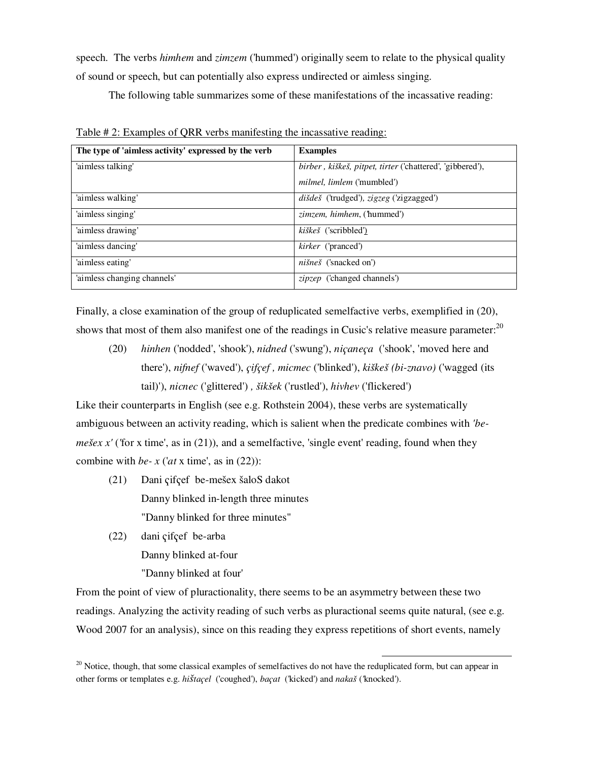speech. The verbs *himhem* and *zimzem* ('hummed') originally seem to relate to the physical quality of sound or speech, but can potentially also express undirected or aimless singing.

The following table summarizes some of these manifestations of the incassative reading:

Table # 2: Examples of QRR verbs manifesting the incassative reading:

| The type of 'aimless activity' expressed by the verb | Examples |
|---|---|
| 'aimless talking' | *birber , kiškeš, pitpet, tirter* ('chattered', 'gibbered'), *milmel, limlem* ('mumbled') |
| 'aimless walking' | *dišdeš* ('trudged'), *zigzeg* ('zigzagged') |
| 'aimless singing' | *zimzem, himhem*, ('hummed') |
| 'aimless drawing' | *kiškeš* ('scribbled') |
| 'aimless dancing' | *kirker* ('pranced') |
| 'aimless eating' | *nišneš* ('snacked on') |
| 'aimless changing channels' | *zipzep* ('changed channels') |

Finally, a close examination of the group of reduplicated semelfactive verbs, exemplified in (20), shows that most of them also manifest one of the readings in Cusic's relative measure parameter:[20]

(20) *hinhen* ('nodded', 'shook'), *nidned* ('swung'), *niçaneça* ('shook', 'moved here and there'), *nifnef* ('waved'), *çifçef , micmec* ('blinked'), *kiškeš (bi-znavo)* ('wagged (its tail)'), *nicnec* ('glittered') *, šikšek* ('rustled'), *hivhev* ('flickered')

Like their counterparts in English (see e.g. Rothstein 2004), these verbs are systematically ambiguous between an activity reading, which is salient when the predicate combines with *'be-mešex x'* ('for x time', as in (21)), and a semelfactive, 'single event' reading, found when they combine with *be- x* ('*at* x time', as in (22)):

(21) Dani çifçef be-mešex šaloS dakot
Danny blinked in-length three minutes
"Danny blinked for three minutes"

(22) dani çifçef be-arba
Danny blinked at-four
"Danny blinked at four'

From the point of view of pluractionality, there seems to be an asymmetry between these two readings. Analyzing the activity reading of such verbs as pluractional seems quite natural, (see e.g. Wood 2007 for an analysis), since on this reading they express repetitions of short events, namely

[20] Notice, though, that some classical examples of semelfactives do not have the reduplicated form, but can appear in other forms or templates e.g. *hištaçel* ('coughed'), *baçat* ('kicked') and *nakaš* ('knocked').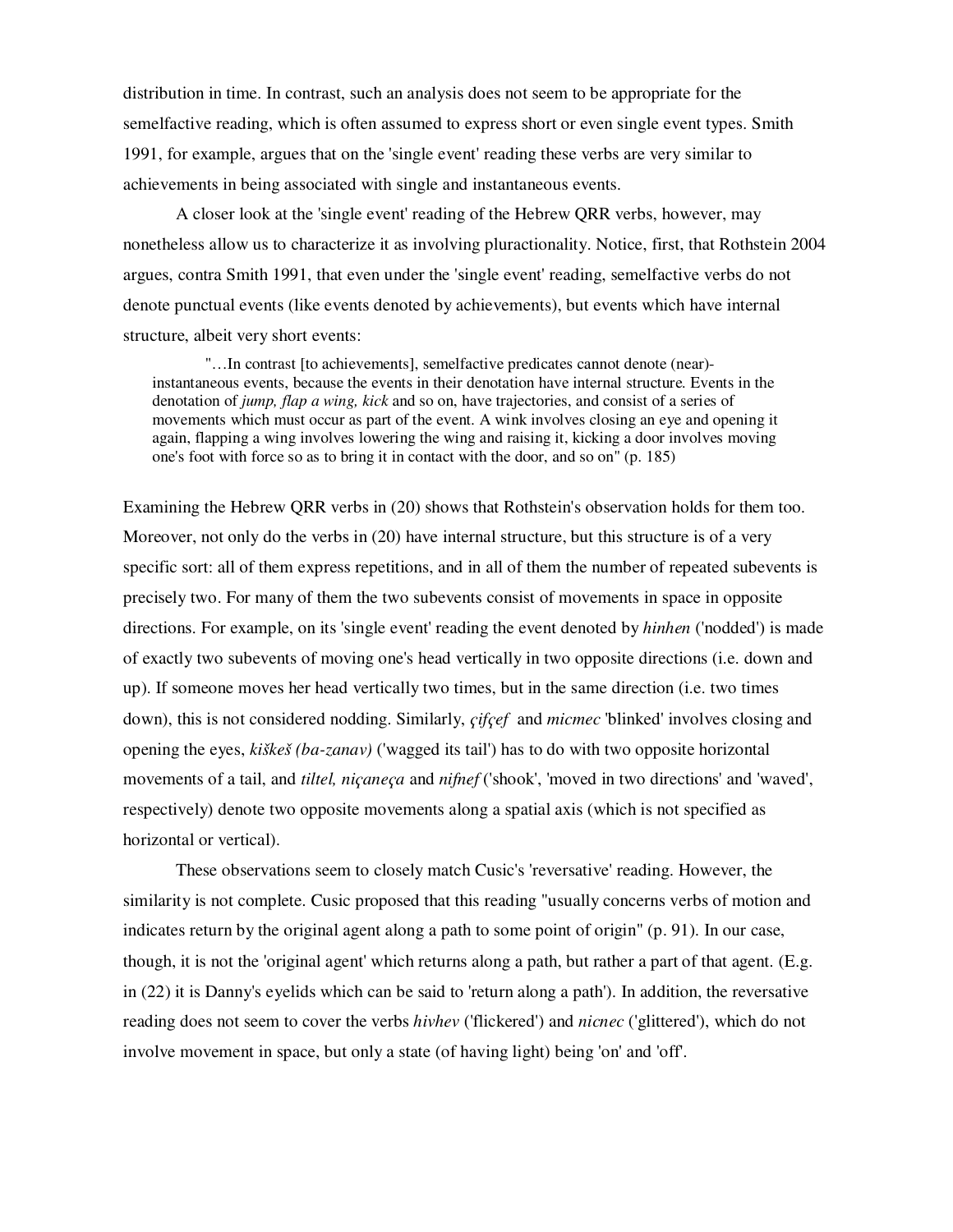distribution in time. In contrast, such an analysis does not seem to be appropriate for the semelfactive reading, which is often assumed to express short or even single event types. Smith 1991, for example, argues that on the 'single event' reading these verbs are very similar to achievements in being associated with single and instantaneous events.

A closer look at the 'single event' reading of the Hebrew QRR verbs, however, may nonetheless allow us to characterize it as involving pluractionality. Notice, first, that Rothstein 2004 argues, contra Smith 1991, that even under the 'single event' reading, semelfactive verbs do not denote punctual events (like events denoted by achievements), but events which have internal structure, albeit very short events:

> "…In contrast [to achievements], semelfactive predicates cannot denote (near)-instantaneous events, because the events in their denotation have internal structure. Events in the denotation of *jump, flap a wing, kick* and so on, have trajectories, and consist of a series of movements which must occur as part of the event. A wink involves closing an eye and opening it again, flapping a wing involves lowering the wing and raising it, kicking a door involves moving one's foot with force so as to bring it in contact with the door, and so on" (p. 185)

Examining the Hebrew QRR verbs in (20) shows that Rothstein's observation holds for them too. Moreover, not only do the verbs in (20) have internal structure, but this structure is of a very specific sort: all of them express repetitions, and in all of them the number of repeated subevents is precisely two. For many of them the two subevents consist of movements in space in opposite directions. For example, on its 'single event' reading the event denoted by *hinhen* ('nodded') is made of exactly two subevents of moving one's head vertically in two opposite directions (i.e. down and up). If someone moves her head vertically two times, but in the same direction (i.e. two times down), this is not considered nodding. Similarly, *çifçef* and *micmec* 'blinked' involves closing and opening the eyes, *kiškeš (ba-zanav)* ('wagged its tail') has to do with two opposite horizontal movements of a tail, and *tiltel, niçaneça* and *nifnef* ('shook', 'moved in two directions' and 'waved', respectively) denote two opposite movements along a spatial axis (which is not specified as horizontal or vertical).

These observations seem to closely match Cusic's 'reversative' reading. However, the similarity is not complete. Cusic proposed that this reading "usually concerns verbs of motion and indicates return by the original agent along a path to some point of origin" (p. 91). In our case, though, it is not the 'original agent' which returns along a path, but rather a part of that agent. (E.g. in (22) it is Danny's eyelids which can be said to 'return along a path'). In addition, the reversative reading does not seem to cover the verbs *hivhev* ('flickered') and *nicnec* ('glittered'), which do not involve movement in space, but only a state (of having light) being 'on' and 'off'.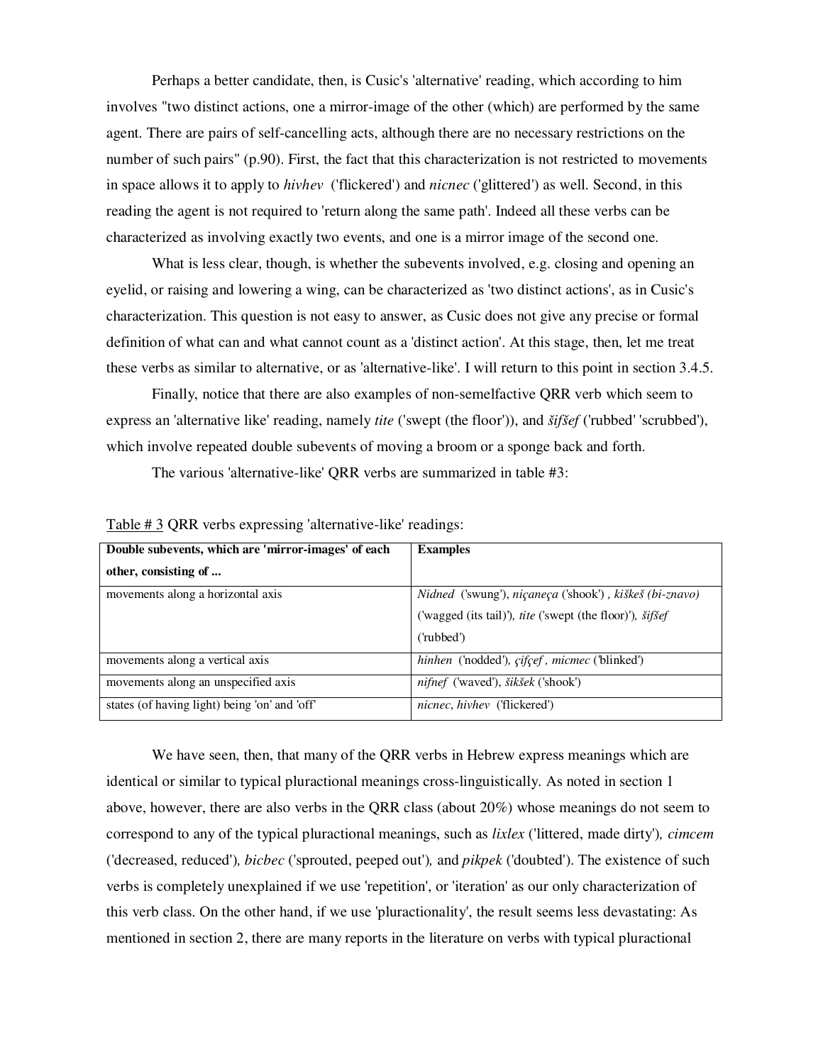Perhaps a better candidate, then, is Cusic's 'alternative' reading, which according to him involves "two distinct actions, one a mirror-image of the other (which) are performed by the same agent. There are pairs of self-cancelling acts, although there are no necessary restrictions on the number of such pairs" (p.90). First, the fact that this characterization is not restricted to movements in space allows it to apply to *hivhev* ('flickered') and *nicnec* ('glittered') as well. Second, in this reading the agent is not required to 'return along the same path'. Indeed all these verbs can be characterized as involving exactly two events, and one is a mirror image of the second one.

What is less clear, though, is whether the subevents involved, e.g. closing and opening an eyelid, or raising and lowering a wing, can be characterized as 'two distinct actions', as in Cusic's characterization. This question is not easy to answer, as Cusic does not give any precise or formal definition of what can and what cannot count as a 'distinct action'. At this stage, then, let me treat these verbs as similar to alternative, or as 'alternative-like'. I will return to this point in section 3.4.5.

Finally, notice that there are also examples of non-semelfactive QRR verb which seem to express an 'alternative like' reading, namely *tite* ('swept (the floor')), and *šifšef* ('rubbed' 'scrubbed'), which involve repeated double subevents of moving a broom or a sponge back and forth.

The various 'alternative-like' QRR verbs are summarized in table #3:

Table # 3 QRR verbs expressing 'alternative-like' readings:

| **Double subevents, which are 'mirror-images' of each other, consisting of ...** | **Examples** |
|---|---|
| movements along a horizontal axis | *Nidned* ('swung'), *niçaneça* ('shook') , *kiškeš (bi-znavo)* ('wagged (its tail)'), *tite* ('swept (the floor)'), *šifšef* ('rubbed') |
| movements along a vertical axis | *hinhen* ('nodded'), *çifçef* , *micmec* ('blinked') |
| movements along an unspecified axis | *nifnef* ('waved'), *šikšek* ('shook') |
| states (of having light) being 'on' and 'off' | *nicnec*, *hivhev* ('flickered') |

We have seen, then, that many of the QRR verbs in Hebrew express meanings which are identical or similar to typical pluractional meanings cross-linguistically. As noted in section 1 above, however, there are also verbs in the QRR class (about 20%) whose meanings do not seem to correspond to any of the typical pluractional meanings, such as *lixlex* ('littered, made dirty'), *cimcem* ('decreased, reduced'), *bicbec* ('sprouted, peeped out'), and *pikpek* ('doubted'). The existence of such verbs is completely unexplained if we use 'repetition', or 'iteration' as our only characterization of this verb class. On the other hand, if we use 'pluractionality', the result seems less devastating: As mentioned in section 2, there are many reports in the literature on verbs with typical pluractional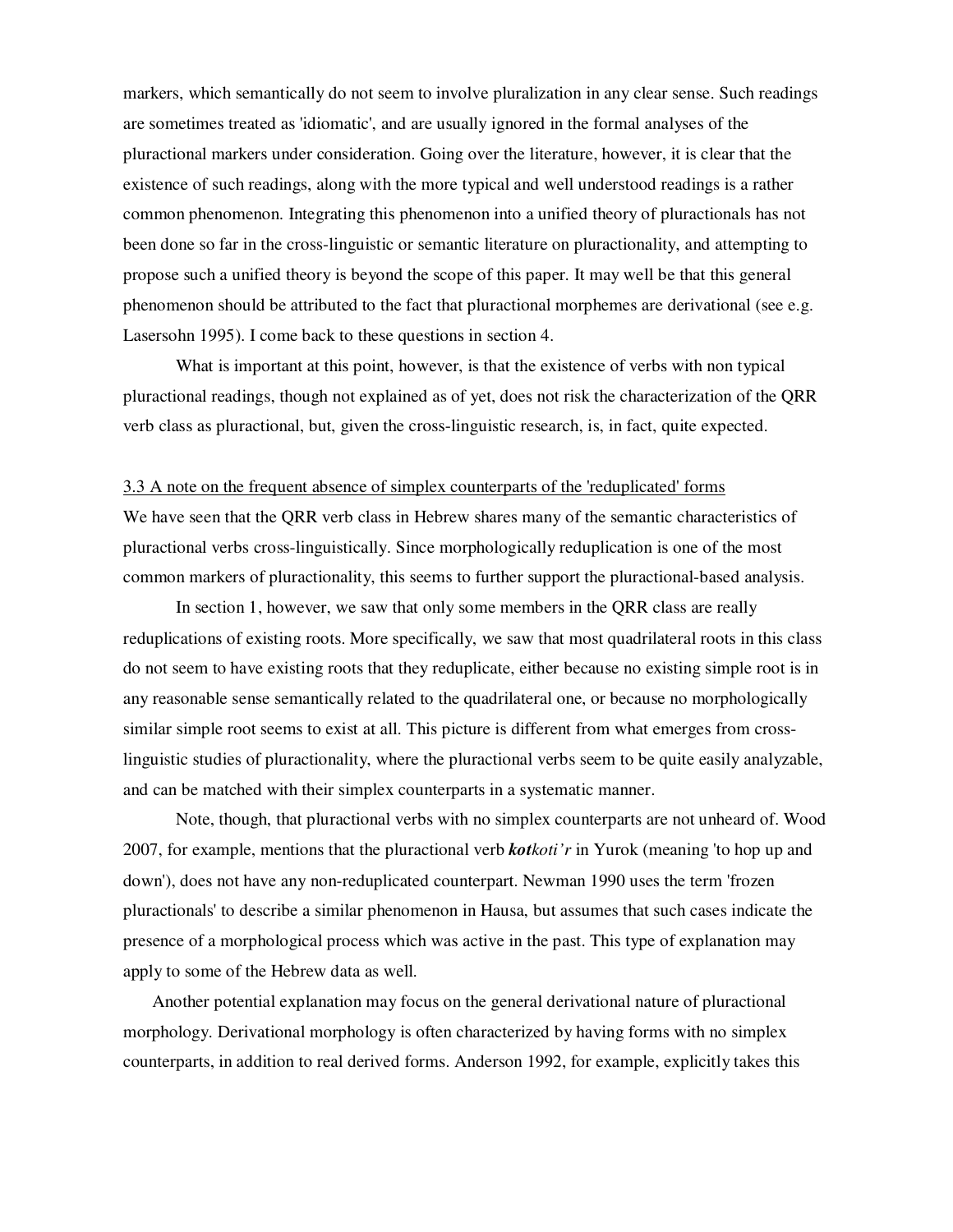markers, which semantically do not seem to involve pluralization in any clear sense. Such readings are sometimes treated as 'idiomatic', and are usually ignored in the formal analyses of the pluractional markers under consideration. Going over the literature, however, it is clear that the existence of such readings, along with the more typical and well understood readings is a rather common phenomenon. Integrating this phenomenon into a unified theory of pluractionals has not been done so far in the cross-linguistic or semantic literature on pluractionality, and attempting to propose such a unified theory is beyond the scope of this paper. It may well be that this general phenomenon should be attributed to the fact that pluractional morphemes are derivational (see e.g. Lasersohn 1995). I come back to these questions in section 4.

What is important at this point, however, is that the existence of verbs with non typical pluractional readings, though not explained as of yet, does not risk the characterization of the QRR verb class as pluractional, but, given the cross-linguistic research, is, in fact, quite expected.

### 3.3 A note on the frequent absence of simplex counterparts of the 'reduplicated' forms

We have seen that the QRR verb class in Hebrew shares many of the semantic characteristics of pluractional verbs cross-linguistically. Since morphologically reduplication is one of the most common markers of pluractionality, this seems to further support the pluractional-based analysis.

In section 1, however, we saw that only some members in the QRR class are really reduplications of existing roots. More specifically, we saw that most quadrilateral roots in this class do not seem to have existing roots that they reduplicate, either because no existing simple root is in any reasonable sense semantically related to the quadrilateral one, or because no morphologically similar simple root seems to exist at all. This picture is different from what emerges from cross-linguistic studies of pluractionality, where the pluractional verbs seem to be quite easily analyzable, and can be matched with their simplex counterparts in a systematic manner.

Note, though, that pluractional verbs with no simplex counterparts are not unheard of. Wood 2007, for example, mentions that the pluractional verb ***kot**koti'r* in Yurok (meaning 'to hop up and down'), does not have any non-reduplicated counterpart. Newman 1990 uses the term 'frozen pluractionals' to describe a similar phenomenon in Hausa, but assumes that such cases indicate the presence of a morphological process which was active in the past. This type of explanation may apply to some of the Hebrew data as well.

Another potential explanation may focus on the general derivational nature of pluractional morphology. Derivational morphology is often characterized by having forms with no simplex counterparts, in addition to real derived forms. Anderson 1992, for example, explicitly takes this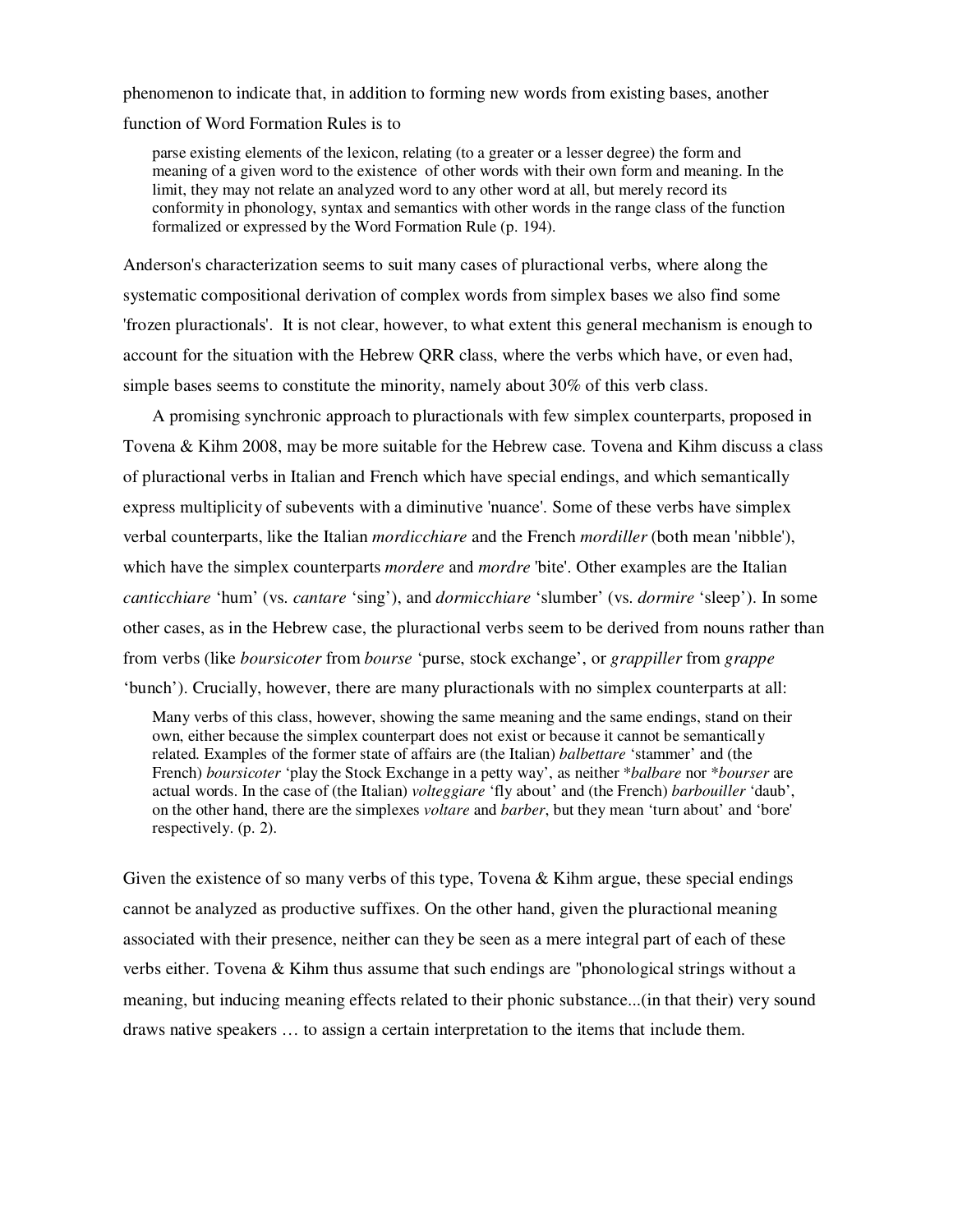phenomenon to indicate that, in addition to forming new words from existing bases, another function of Word Formation Rules is to

> parse existing elements of the lexicon, relating (to a greater or a lesser degree) the form and meaning of a given word to the existence of other words with their own form and meaning. In the limit, they may not relate an analyzed word to any other word at all, but merely record its conformity in phonology, syntax and semantics with other words in the range class of the function formalized or expressed by the Word Formation Rule (p. 194).

Anderson's characterization seems to suit many cases of pluractional verbs, where along the systematic compositional derivation of complex words from simplex bases we also find some 'frozen pluractionals'. It is not clear, however, to what extent this general mechanism is enough to account for the situation with the Hebrew QRR class, where the verbs which have, or even had, simple bases seems to constitute the minority, namely about 30% of this verb class.

A promising synchronic approach to pluractionals with few simplex counterparts, proposed in Tovena & Kihm 2008, may be more suitable for the Hebrew case. Tovena and Kihm discuss a class of pluractional verbs in Italian and French which have special endings, and which semantically express multiplicity of subevents with a diminutive 'nuance'. Some of these verbs have simplex verbal counterparts, like the Italian *mordicchiare* and the French *mordiller* (both mean 'nibble'), which have the simplex counterparts *mordere* and *mordre* 'bite'. Other examples are the Italian *canticchiare* 'hum' (vs. *cantare* 'sing'), and *dormicchiare* 'slumber' (vs. *dormire* 'sleep'). In some other cases, as in the Hebrew case, the pluractional verbs seem to be derived from nouns rather than from verbs (like *boursicoter* from *bourse* 'purse, stock exchange', or *grappiller* from *grappe* 'bunch'). Crucially, however, there are many pluractionals with no simplex counterparts at all:

> Many verbs of this class, however, showing the same meaning and the same endings, stand on their own, either because the simplex counterpart does not exist or because it cannot be semantically related. Examples of the former state of affairs are (the Italian) *balbettare* 'stammer' and (the French) *boursicoter* 'play the Stock Exchange in a petty way', as neither *\*balbare* nor *\*bourser* are actual words. In the case of (the Italian) *volteggiare* 'fly about' and (the French) *barbouiller* 'daub', on the other hand, there are the simplexes *voltare* and *barber*, but they mean 'turn about' and 'bore' respectively. (p. 2).

Given the existence of so many verbs of this type, Tovena & Kihm argue, these special endings cannot be analyzed as productive suffixes. On the other hand, given the pluractional meaning associated with their presence, neither can they be seen as a mere integral part of each of these verbs either. Tovena & Kihm thus assume that such endings are "phonological strings without a meaning, but inducing meaning effects related to their phonic substance...(in that their) very sound draws native speakers … to assign a certain interpretation to the items that include them.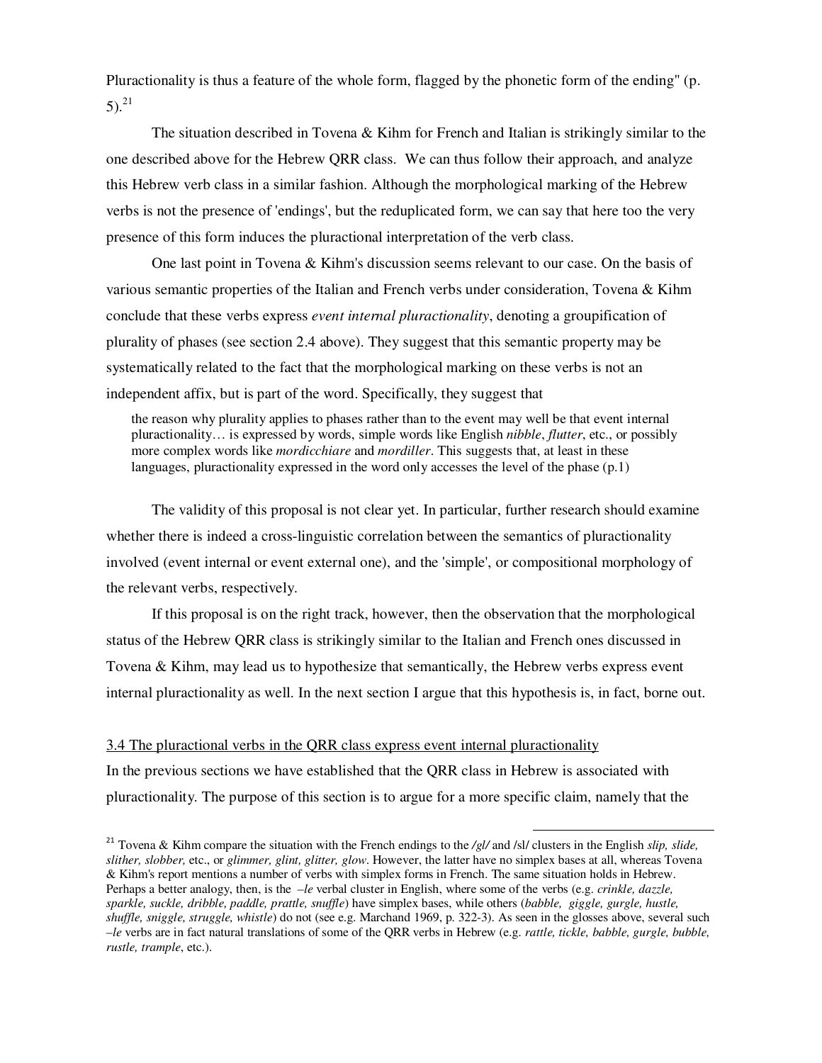Pluractionality is thus a feature of the whole form, flagged by the phonetic form of the ending" (p. 5).[21]

The situation described in Tovena & Kihm for French and Italian is strikingly similar to the one described above for the Hebrew QRR class. We can thus follow their approach, and analyze this Hebrew verb class in a similar fashion. Although the morphological marking of the Hebrew verbs is not the presence of 'endings', but the reduplicated form, we can say that here too the very presence of this form induces the pluractional interpretation of the verb class.

One last point in Tovena & Kihm's discussion seems relevant to our case. On the basis of various semantic properties of the Italian and French verbs under consideration, Tovena & Kihm conclude that these verbs express *event internal pluractionality*, denoting a groupification of plurality of phases (see section 2.4 above). They suggest that this semantic property may be systematically related to the fact that the morphological marking on these verbs is not an independent affix, but is part of the word. Specifically, they suggest that

> the reason why plurality applies to phases rather than to the event may well be that event internal pluractionality… is expressed by words, simple words like English *nibble*, *flutter*, etc., or possibly more complex words like *mordicchiare* and *mordiller*. This suggests that, at least in these languages, pluractionality expressed in the word only accesses the level of the phase (p.1)

The validity of this proposal is not clear yet. In particular, further research should examine whether there is indeed a cross-linguistic correlation between the semantics of pluractionality involved (event internal or event external one), and the 'simple', or compositional morphology of the relevant verbs, respectively.

If this proposal is on the right track, however, then the observation that the morphological status of the Hebrew QRR class is strikingly similar to the Italian and French ones discussed in Tovena & Kihm, may lead us to hypothesize that semantically, the Hebrew verbs express event internal pluractionality as well. In the next section I argue that this hypothesis is, in fact, borne out.

### 3.4 The pluractional verbs in the QRR class express event internal pluractionality

In the previous sections we have established that the QRR class in Hebrew is associated with pluractionality. The purpose of this section is to argue for a more specific claim, namely that the

---

[21] Tovena & Kihm compare the situation with the French endings to the */gl/* and /sl/ clusters in the English *slip, slide, slither, slobber,* etc., or *glimmer, glint, glitter, glow*. However, the latter have no simplex bases at all, whereas Tovena & Kihm's report mentions a number of verbs with simplex forms in French. The same situation holds in Hebrew. Perhaps a better analogy, then, is the *–le* verbal cluster in English, where some of the verbs (e.g. *crinkle, dazzle, sparkle, suckle, dribble, paddle, prattle, snuffle*) have simplex bases, while others (*babble, giggle, gurgle, hustle, shuffle, sniggle, struggle, whistle*) do not (see e.g. Marchand 1969, p. 322-3). As seen in the glosses above, several such *–le* verbs are in fact natural translations of some of the QRR verbs in Hebrew (e.g. *rattle, tickle, babble, gurgle, bubble, rustle, trample*, etc.).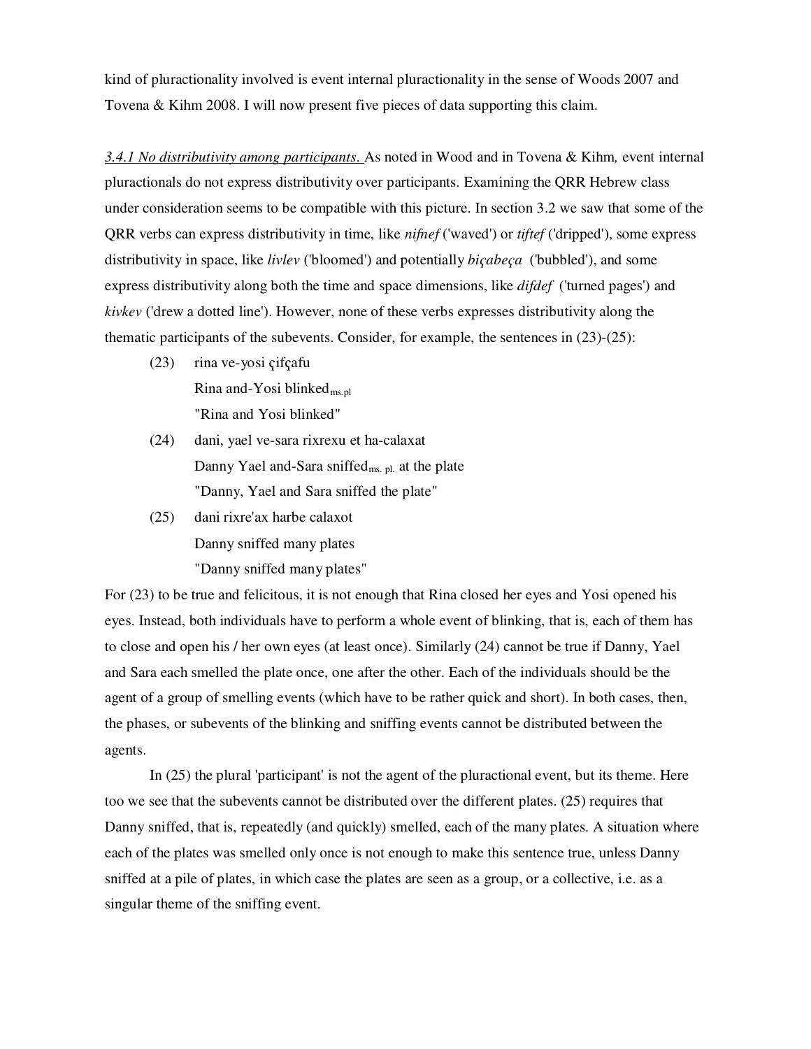kind of pluractionality involved is event internal pluractionality in the sense of Woods 2007 and Tovena & Kihm 2008. I will now present five pieces of data supporting this claim.

*3.4.1 No distributivity among participants.* As noted in Wood and in Tovena & Kihm*,* event internal pluractionals do not express distributivity over participants. Examining the QRR Hebrew class under consideration seems to be compatible with this picture. In section 3.2 we saw that some of the QRR verbs can express distributivity in time, like *nifnef* ('waved') or *tiftef* ('dripped'), some express distributivity in space, like *livlev* ('bloomed') and potentially *biçabeça* ('bubbled'), and some express distributivity along both the time and space dimensions, like *difdef* ('turned pages') and *kivkev* ('drew a dotted line'). However, none of these verbs expresses distributivity along the thematic participants of the subevents. Consider, for example, the sentences in (23)-(25):

(23) rina ve-yosi çifçafu
Rina and-Yosi blinked$_{ms.pl}$
"Rina and Yosi blinked"

(24) dani, yael ve-sara rixrexu et ha-calaxat
Danny Yael and-Sara sniffed$_{ms.\ pl.}$ at the plate
"Danny, Yael and Sara sniffed the plate"

(25) dani rixre'ax harbe calaxot
Danny sniffed many plates
"Danny sniffed many plates"

For (23) to be true and felicitous, it is not enough that Rina closed her eyes and Yosi opened his eyes. Instead, both individuals have to perform a whole event of blinking, that is, each of them has to close and open his / her own eyes (at least once). Similarly (24) cannot be true if Danny, Yael and Sara each smelled the plate once, one after the other. Each of the individuals should be the agent of a group of smelling events (which have to be rather quick and short). In both cases, then, the phases, or subevents of the blinking and sniffing events cannot be distributed between the agents.

In (25) the plural 'participant' is not the agent of the pluractional event, but its theme. Here too we see that the subevents cannot be distributed over the different plates. (25) requires that Danny sniffed, that is, repeatedly (and quickly) smelled, each of the many plates. A situation where each of the plates was smelled only once is not enough to make this sentence true, unless Danny sniffed at a pile of plates, in which case the plates are seen as a group, or a collective, i.e. as a singular theme of the sniffing event.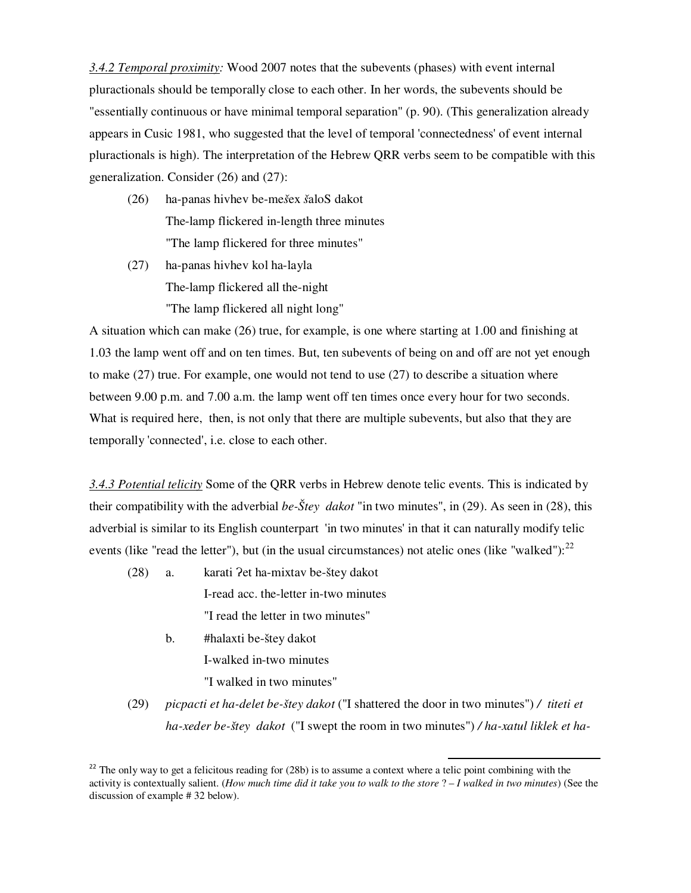*3.4.2 Temporal proximity:* Wood 2007 notes that the subevents (phases) with event internal pluractionals should be temporally close to each other. In her words, the subevents should be "essentially continuous or have minimal temporal separation" (p. 90). (This generalization already appears in Cusic 1981, who suggested that the level of temporal 'connectedness' of event internal pluractionals is high). The interpretation of the Hebrew QRR verbs seem to be compatible with this generalization. Consider (26) and (27):

(26) ha-panas hivhev be-mešex šaloS dakot
The-lamp flickered in-length three minutes
"The lamp flickered for three minutes"

(27) ha-panas hivhev kol ha-layla
The-lamp flickered all the-night
"The lamp flickered all night long"

A situation which can make (26) true, for example, is one where starting at 1.00 and finishing at 1.03 the lamp went off and on ten times. But, ten subevents of being on and off are not yet enough to make (27) true. For example, one would not tend to use (27) to describe a situation where between 9.00 p.m. and 7.00 a.m. the lamp went off ten times once every hour for two seconds. What is required here, then, is not only that there are multiple subevents, but also that they are temporally 'connected', i.e. close to each other.

*3.4.3 Potential telicity* Some of the QRR verbs in Hebrew denote telic events. This is indicated by their compatibility with the adverbial *be-Štey dakot* "in two minutes", in (29). As seen in (28), this adverbial is similar to its English counterpart 'in two minutes' in that it can naturally modify telic events (like "read the letter"), but (in the usual circumstances) not atelic ones (like "walked"):[22]

(28) a. karati ʔet ha-mixtav be-štey dakot
I-read acc. the-letter in-two minutes
"I read the letter in two minutes"

b. #halaxti be-štey dakot
I-walked in-two minutes
"I walked in two minutes"

(29) *picpacti et ha-delet be-štey dakot* ("I shattered the door in two minutes") / *titeti et ha-xeder be-štey dakot* ("I swept the room in two minutes") / *ha-xatul liklek et ha-*

[22] The only way to get a felicitous reading for (28b) is to assume a context where a telic point combining with the activity is contextually salient. (*How much time did it take you to walk to the store ? – I walked in two minutes*) (See the discussion of example # 32 below).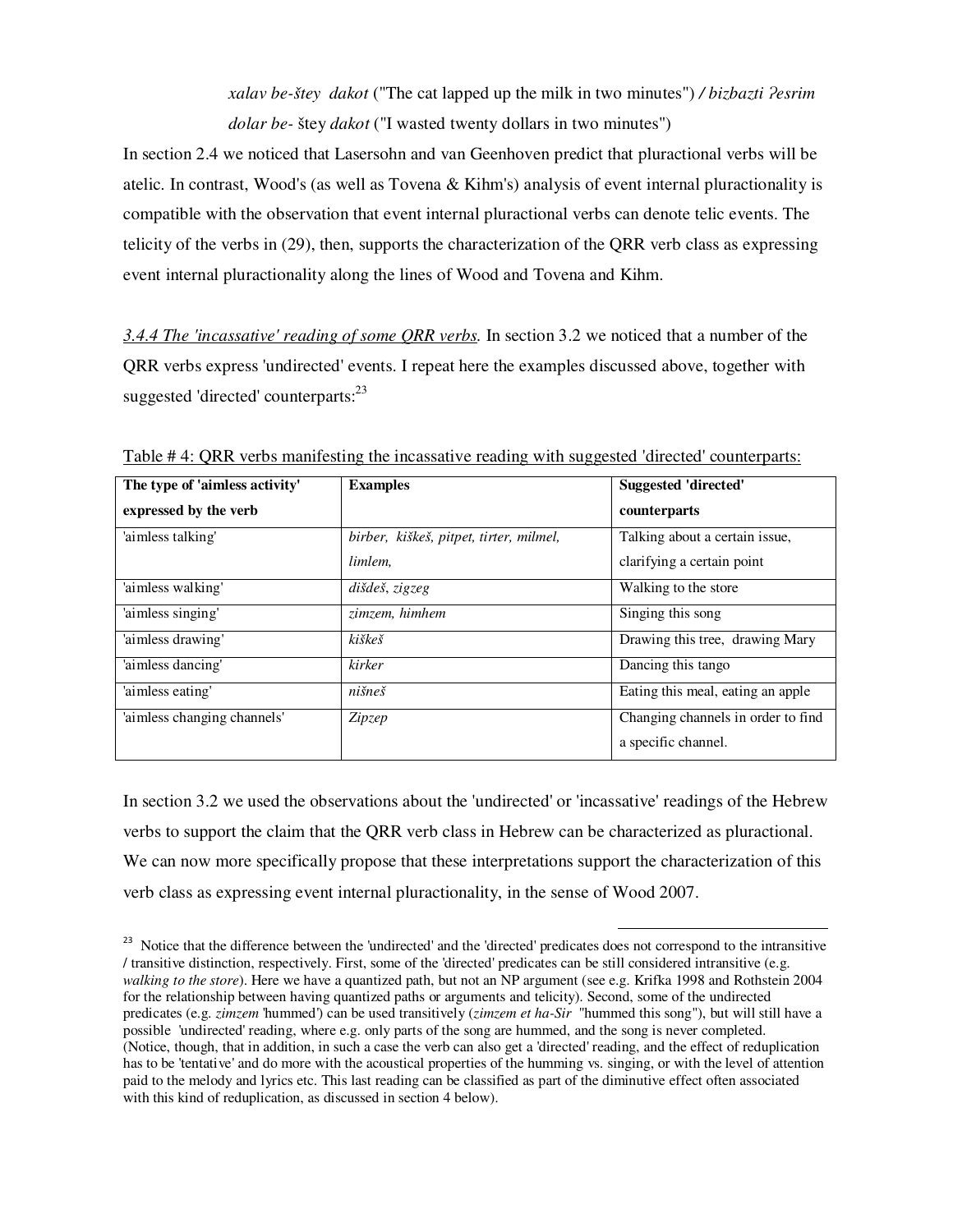*xalav be-štey dakot* ("The cat lapped up the milk in two minutes") */ bizbazti ʔesrim dolar be-* štey *dakot* ("I wasted twenty dollars in two minutes")

In section 2.4 we noticed that Lasersohn and van Geenhoven predict that pluractional verbs will be atelic. In contrast, Wood's (as well as Tovena & Kihm's) analysis of event internal pluractionality is compatible with the observation that event internal pluractional verbs can denote telic events. The telicity of the verbs in (29), then, supports the characterization of the QRR verb class as expressing event internal pluractionality along the lines of Wood and Tovena and Kihm.

<u>*3.4.4 The 'incassative' reading of some QRR verbs.*</u> In section 3.2 we noticed that a number of the QRR verbs express 'undirected' events. I repeat here the examples discussed above, together with suggested 'directed' counterparts:[23]

<u>Table # 4: QRR verbs manifesting the incassative reading with suggested 'directed' counterparts:</u>

| **The type of 'aimless activity' expressed by the verb** | **Examples** | **Suggested 'directed' counterparts** |
|---|---|---|
| 'aimless talking' | *birber, kiškeš, pitpet, tirter, milmel, limlem,* | Talking about a certain issue, clarifying a certain point |
| 'aimless walking' | *dišdeš, zigzeg* | Walking to the store |
| 'aimless singing' | *zimzem, himhem* | Singing this song |
| 'aimless drawing' | *kiškeš* | Drawing this tree, drawing Mary |
| 'aimless dancing' | *kirker* | Dancing this tango |
| 'aimless eating' | *nišneš* | Eating this meal, eating an apple |
| 'aimless changing channels' | *Zipzep* | Changing channels in order to find a specific channel. |

In section 3.2 we used the observations about the 'undirected' or 'incassative' readings of the Hebrew verbs to support the claim that the QRR verb class in Hebrew can be characterized as pluractional. We can now more specifically propose that these interpretations support the characterization of this verb class as expressing event internal pluractionality, in the sense of Wood 2007.

---

[23] Notice that the difference between the 'undirected' and the 'directed' predicates does not correspond to the intransitive / transitive distinction, respectively. First, some of the 'directed' predicates can be still considered intransitive (e.g. *walking to the store*). Here we have a quantized path, but not an NP argument (see e.g. Krifka 1998 and Rothstein 2004 for the relationship between having quantized paths or arguments and telicity). Second, some of the undirected predicates (e.g. *zimzem* 'hummed') can be used transitively (*zimzem et ha-Sir* "hummed this song"), but will still have a possible 'undirected' reading, where e.g. only parts of the song are hummed, and the song is never completed. (Notice, though, that in addition, in such a case the verb can also get a 'directed' reading, and the effect of reduplication has to be 'tentative' and do more with the acoustical properties of the humming vs. singing, or with the level of attention paid to the melody and lyrics etc. This last reading can be classified as part of the diminutive effect often associated with this kind of reduplication, as discussed in section 4 below).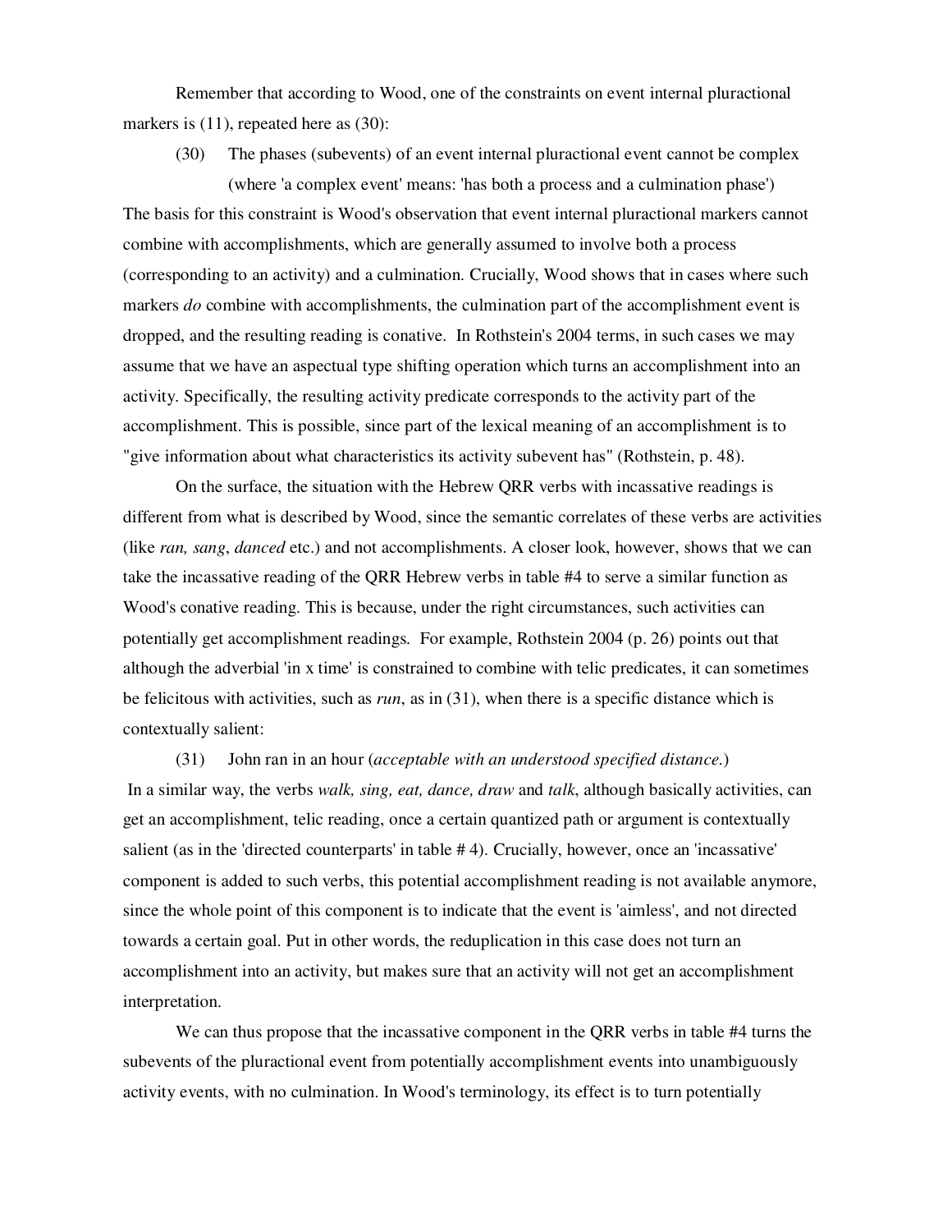Remember that according to Wood, one of the constraints on event internal pluractional markers is (11), repeated here as (30):

(30) The phases (subevents) of an event internal pluractional event cannot be complex (where 'a complex event' means: 'has both a process and a culmination phase')

The basis for this constraint is Wood's observation that event internal pluractional markers cannot combine with accomplishments, which are generally assumed to involve both a process (corresponding to an activity) and a culmination. Crucially, Wood shows that in cases where such markers *do* combine with accomplishments, the culmination part of the accomplishment event is dropped, and the resulting reading is conative. In Rothstein's 2004 terms, in such cases we may assume that we have an aspectual type shifting operation which turns an accomplishment into an activity. Specifically, the resulting activity predicate corresponds to the activity part of the accomplishment. This is possible, since part of the lexical meaning of an accomplishment is to "give information about what characteristics its activity subevent has" (Rothstein, p. 48).

On the surface, the situation with the Hebrew QRR verbs with incassative readings is different from what is described by Wood, since the semantic correlates of these verbs are activities (like *ran, sang*, *danced* etc.) and not accomplishments. A closer look, however, shows that we can take the incassative reading of the QRR Hebrew verbs in table #4 to serve a similar function as Wood's conative reading. This is because, under the right circumstances, such activities can potentially get accomplishment readings. For example, Rothstein 2004 (p. 26) points out that although the adverbial 'in x time' is constrained to combine with telic predicates, it can sometimes be felicitous with activities, such as *run*, as in (31), when there is a specific distance which is contextually salient:

(31) John ran in an hour (*acceptable with an understood specified distance.*)

In a similar way, the verbs *walk, sing, eat, dance, draw* and *talk*, although basically activities, can get an accomplishment, telic reading, once a certain quantized path or argument is contextually salient (as in the 'directed counterparts' in table # 4). Crucially, however, once an 'incassative' component is added to such verbs, this potential accomplishment reading is not available anymore, since the whole point of this component is to indicate that the event is 'aimless', and not directed towards a certain goal. Put in other words, the reduplication in this case does not turn an accomplishment into an activity, but makes sure that an activity will not get an accomplishment interpretation.

We can thus propose that the incassative component in the QRR verbs in table #4 turns the subevents of the pluractional event from potentially accomplishment events into unambiguously activity events, with no culmination. In Wood's terminology, its effect is to turn potentially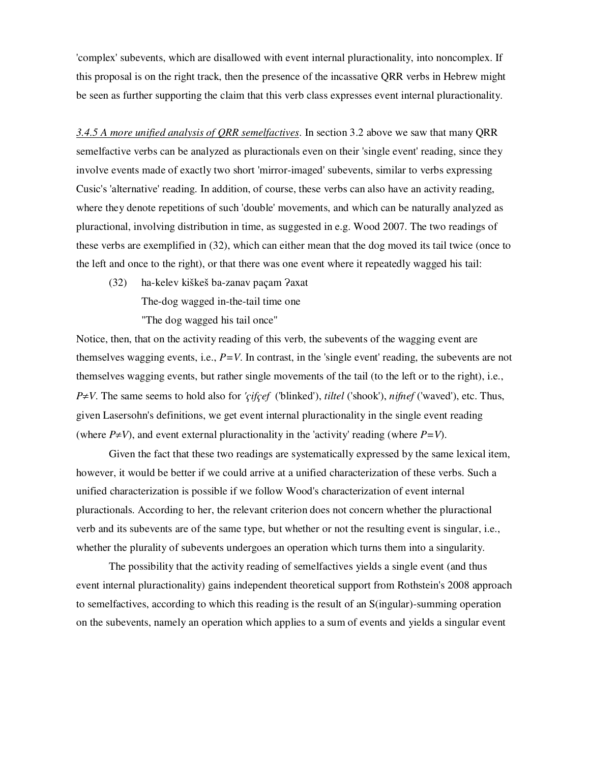'complex' subevents, which are disallowed with event internal pluractionality, into noncomplex. If this proposal is on the right track, then the presence of the incassative QRR verbs in Hebrew might be seen as further supporting the claim that this verb class expresses event internal pluractionality.

<u>3.4.5 A more unified analysis of QRR semelfactives</u>. In section 3.2 above we saw that many QRR semelfactive verbs can be analyzed as pluractionals even on their 'single event' reading, since they involve events made of exactly two short 'mirror-imaged' subevents, similar to verbs expressing Cusic's 'alternative' reading. In addition, of course, these verbs can also have an activity reading, where they denote repetitions of such 'double' movements, and which can be naturally analyzed as pluractional, involving distribution in time, as suggested in e.g. Wood 2007. The two readings of these verbs are exemplified in (32), which can either mean that the dog moved its tail twice (once to the left and once to the right), or that there was one event where it repeatedly wagged his tail:

(32) ha-kelev kiškeš ba-zanav paçam ʔaxat  
The-dog wagged in-the-tail time one  
"The dog wagged his tail once"

Notice, then, that on the activity reading of this verb, the subevents of the wagging event are themselves wagging events, i.e., $P=V$. In contrast, in the 'single event' reading, the subevents are not themselves wagging events, but rather single movements of the tail (to the left or to the right), i.e., $P\neq V$. The same seems to hold also for *'çifçef* ('blinked'), *tiltel* ('shook'), *nifnef* ('waved'), etc. Thus, given Lasersohn's definitions, we get event internal pluractionality in the single event reading (where $P\neq V$), and event external pluractionality in the 'activity' reading (where $P=V$).

Given the fact that these two readings are systematically expressed by the same lexical item, however, it would be better if we could arrive at a unified characterization of these verbs. Such a unified characterization is possible if we follow Wood's characterization of event internal pluractionals. According to her, the relevant criterion does not concern whether the pluractional verb and its subevents are of the same type, but whether or not the resulting event is singular, i.e., whether the plurality of subevents undergoes an operation which turns them into a singularity.

The possibility that the activity reading of semelfactives yields a single event (and thus event internal pluractionality) gains independent theoretical support from Rothstein's 2008 approach to semelfactives, according to which this reading is the result of an S(ingular)-summing operation on the subevents, namely an operation which applies to a sum of events and yields a singular event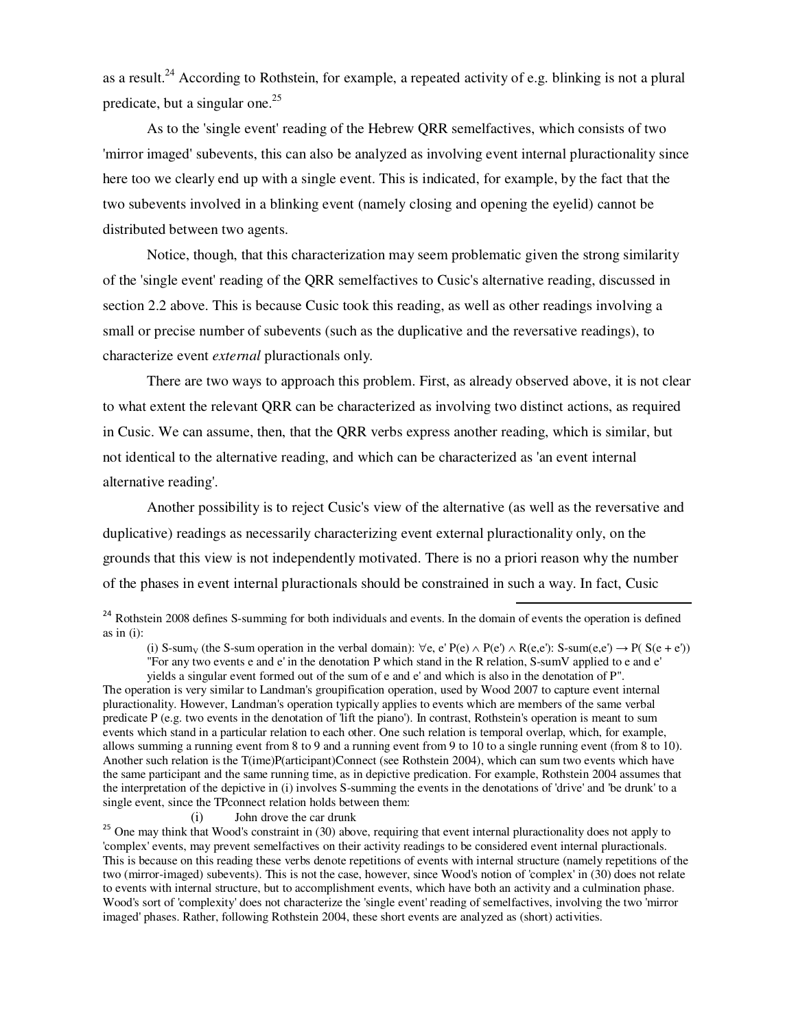as a result.[24] According to Rothstein, for example, a repeated activity of e.g. blinking is not a plural predicate, but a singular one.[25]

As to the 'single event' reading of the Hebrew QRR semelfactives, which consists of two 'mirror imaged' subevents, this can also be analyzed as involving event internal pluractionality since here too we clearly end up with a single event. This is indicated, for example, by the fact that the two subevents involved in a blinking event (namely closing and opening the eyelid) cannot be distributed between two agents.

Notice, though, that this characterization may seem problematic given the strong similarity of the 'single event' reading of the QRR semelfactives to Cusic's alternative reading, discussed in section 2.2 above. This is because Cusic took this reading, as well as other readings involving a small or precise number of subevents (such as the duplicative and the reversative readings), to characterize event *external* pluractionals only.

There are two ways to approach this problem. First, as already observed above, it is not clear to what extent the relevant QRR can be characterized as involving two distinct actions, as required in Cusic. We can assume, then, that the QRR verbs express another reading, which is similar, but not identical to the alternative reading, and which can be characterized as 'an event internal alternative reading'.

Another possibility is to reject Cusic's view of the alternative (as well as the reversative and duplicative) readings as necessarily characterizing event external pluractionality only, on the grounds that this view is not independently motivated. There is no a priori reason why the number of the phases in event internal pluractionals should be constrained in such a way. In fact, Cusic

---

[24] Rothstein 2008 defines S-summing for both individuals and events. In the domain of events the operation is defined as in (i):

(i) S-sum$_V$ (the S-sum operation in the verbal domain): $\forall e, e'\ P(e) \wedge P(e') \wedge R(e,e')$: S-sum$(e,e') \rightarrow P(\ S(e + e'))$
"For any two events e and e' in the denotation P which stand in the R relation, S-sumV applied to e and e' yields a singular event formed out of the sum of e and e' and which is also in the denotation of P".

The operation is very similar to Landman's groupification operation, used by Wood 2007 to capture event internal pluractionality. However, Landman's operation typically applies to events which are members of the same verbal predicate P (e.g. two events in the denotation of 'lift the piano'). In contrast, Rothstein's operation is meant to sum events which stand in a particular relation to each other. One such relation is temporal overlap, which, for example, allows summing a running event from 8 to 9 and a running event from 9 to 10 to a single running event (from 8 to 10). Another such relation is the T(ime)P(articipant)Connect (see Rothstein 2004), which can sum two events which have the same participant and the same running time, as in depictive predication. For example, Rothstein 2004 assumes that the interpretation of the depictive in (i) involves S-summing the events in the denotations of 'drive' and 'be drunk' to a single event, since the TPconnect relation holds between them:

(i) John drove the car drunk

[25] One may think that Wood's constraint in (30) above, requiring that event internal pluractionality does not apply to 'complex' events, may prevent semelfactives on their activity readings to be considered event internal pluractionals. This is because on this reading these verbs denote repetitions of events with internal structure (namely repetitions of the two (mirror-imaged) subevents). This is not the case, however, since Wood's notion of 'complex' in (30) does not relate to events with internal structure, but to accomplishment events, which have both an activity and a culmination phase. Wood's sort of 'complexity' does not characterize the 'single event' reading of semelfactives, involving the two 'mirror imaged' phases. Rather, following Rothstein 2004, these short events are analyzed as (short) activities.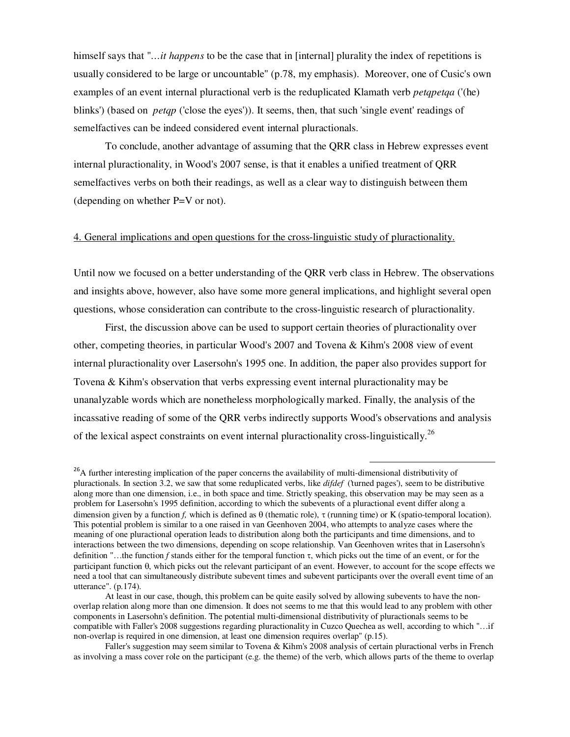himself says that "*…it happens* to be the case that in [internal] plurality the index of repetitions is usually considered to be large or uncountable" (p.78, my emphasis). Moreover, one of Cusic's own examples of an event internal pluractional verb is the reduplicated Klamath verb *petqpetqa* ('(he) blinks') (based on *petqp* ('close the eyes')). It seems, then, that such 'single event' readings of semelfactives can be indeed considered event internal pluractionals.

To conclude, another advantage of assuming that the QRR class in Hebrew expresses event internal pluractionality, in Wood's 2007 sense, is that it enables a unified treatment of QRR semelfactives verbs on both their readings, as well as a clear way to distinguish between them (depending on whether P=V or not).

4. General implications and open questions for the cross-linguistic study of pluractionality.

Until now we focused on a better understanding of the QRR verb class in Hebrew. The observations and insights above, however, also have some more general implications, and highlight several open questions, whose consideration can contribute to the cross-linguistic research of pluractionality.

First, the discussion above can be used to support certain theories of pluractionality over other, competing theories, in particular Wood's 2007 and Tovena & Kihm's 2008 view of event internal pluractionality over Lasersohn's 1995 one. In addition, the paper also provides support for Tovena & Kihm's observation that verbs expressing event internal pluractionality may be unanalyzable words which are nonetheless morphologically marked. Finally, the analysis of the incassative reading of some of the QRR verbs indirectly supports Wood's observations and analysis of the lexical aspect constraints on event internal pluractionality cross-linguistically.[26]

---

[26]A further interesting implication of the paper concerns the availability of multi-dimensional distributivity of pluractionals. In section 3.2, we saw that some reduplicated verbs, like *difdef* ('turned pages'), seem to be distributive along more than one dimension, i.e., in both space and time. Strictly speaking, this observation may be may seen as a problem for Lasersohn's 1995 definition, according to which the subevents of a pluractional event differ along a dimension given by a function *f,* which is defined as θ (thematic role), τ (running time) or K (spatio-temporal location). This potential problem is similar to a one raised in van Geenhoven 2004, who attempts to analyze cases where the meaning of one pluractional operation leads to distribution along both the participants and time dimensions, and to interactions between the two dimensions, depending on scope relationship. Van Geenhoven writes that in Lasersohn's definition "…the function *f* stands either for the temporal function τ, which picks out the time of an event, or for the participant function θ, which picks out the relevant participant of an event. However, to account for the scope effects we need a tool that can simultaneously distribute subevent times and subevent participants over the overall event time of an utterance". (p.174).

At least in our case, though, this problem can be quite easily solved by allowing subevents to have the non-overlap relation along more than one dimension. It does not seems to me that this would lead to any problem with other components in Lasersohn's definition. The potential multi-dimensional distributivity of pluractionals seems to be compatible with Faller's 2008 suggestions regarding pluractionality in Cuzco Quechea as well, according to which "…if non-overlap is required in one dimension, at least one dimension requires overlap" (p.15).

Faller's suggestion may seem similar to Tovena & Kihm's 2008 analysis of certain pluractional verbs in French as involving a mass cover role on the participant (e.g. the theme) of the verb, which allows parts of the theme to overlap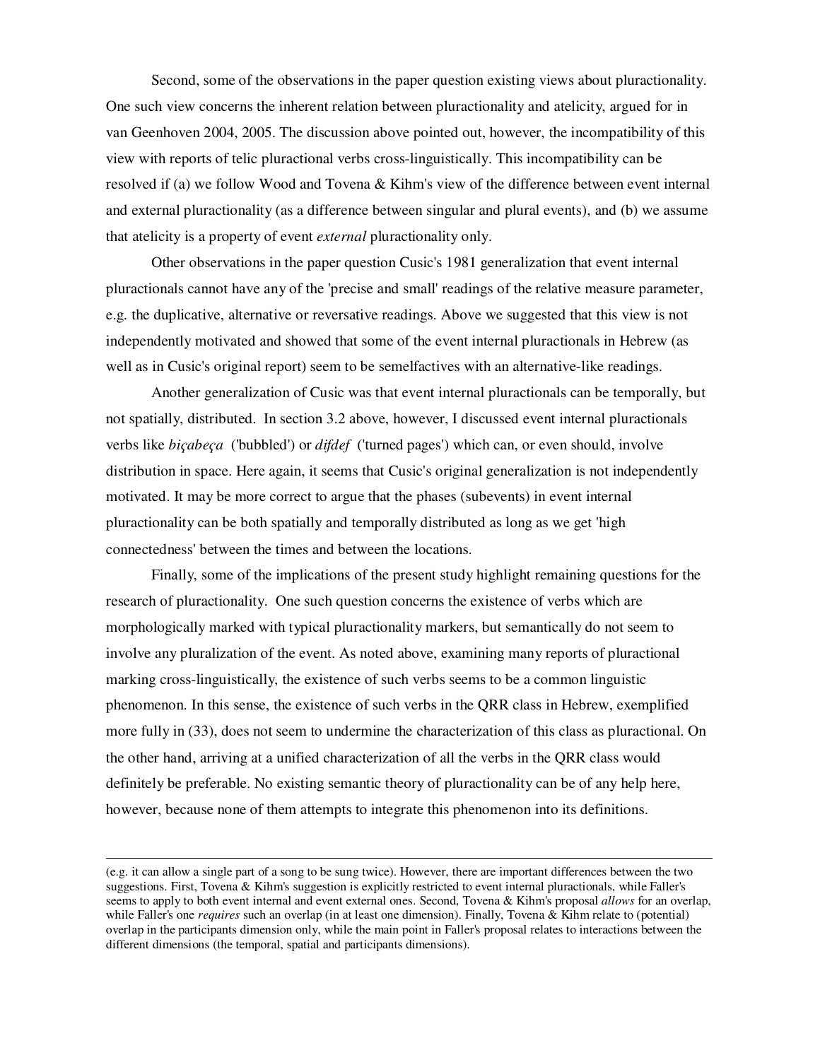Second, some of the observations in the paper question existing views about pluractionality. One such view concerns the inherent relation between pluractionality and atelicity, argued for in van Geenhoven 2004, 2005. The discussion above pointed out, however, the incompatibility of this view with reports of telic pluractional verbs cross-linguistically. This incompatibility can be resolved if (a) we follow Wood and Tovena & Kihm's view of the difference between event internal and external pluractionality (as a difference between singular and plural events), and (b) we assume that atelicity is a property of event *external* pluractionality only.

Other observations in the paper question Cusic's 1981 generalization that event internal pluractionals cannot have any of the 'precise and small' readings of the relative measure parameter, e.g. the duplicative, alternative or reversative readings. Above we suggested that this view is not independently motivated and showed that some of the event internal pluractionals in Hebrew (as well as in Cusic's original report) seem to be semelfactives with an alternative-like readings.

Another generalization of Cusic was that event internal pluractionals can be temporally, but not spatially, distributed. In section 3.2 above, however, I discussed event internal pluractionals verbs like *biçabeça* ('bubbled') or *difdef* ('turned pages') which can, or even should, involve distribution in space. Here again, it seems that Cusic's original generalization is not independently motivated. It may be more correct to argue that the phases (subevents) in event internal pluractionality can be both spatially and temporally distributed as long as we get 'high connectedness' between the times and between the locations.

Finally, some of the implications of the present study highlight remaining questions for the research of pluractionality. One such question concerns the existence of verbs which are morphologically marked with typical pluractionality markers, but semantically do not seem to involve any pluralization of the event. As noted above, examining many reports of pluractional marking cross-linguistically, the existence of such verbs seems to be a common linguistic phenomenon. In this sense, the existence of such verbs in the QRR class in Hebrew, exemplified more fully in (33), does not seem to undermine the characterization of this class as pluractional. On the other hand, arriving at a unified characterization of all the verbs in the QRR class would definitely be preferable. No existing semantic theory of pluractionality can be of any help here, however, because none of them attempts to integrate this phenomenon into its definitions.

---

(e.g. it can allow a single part of a song to be sung twice). However, there are important differences between the two suggestions. First, Tovena & Kihm's suggestion is explicitly restricted to event internal pluractionals, while Faller's seems to apply to both event internal and event external ones. Second, Tovena & Kihm's proposal *allows* for an overlap, while Faller's one *requires* such an overlap (in at least one dimension). Finally, Tovena & Kihm relate to (potential) overlap in the participants dimension only, while the main point in Faller's proposal relates to interactions between the different dimensions (the temporal, spatial and participants dimensions).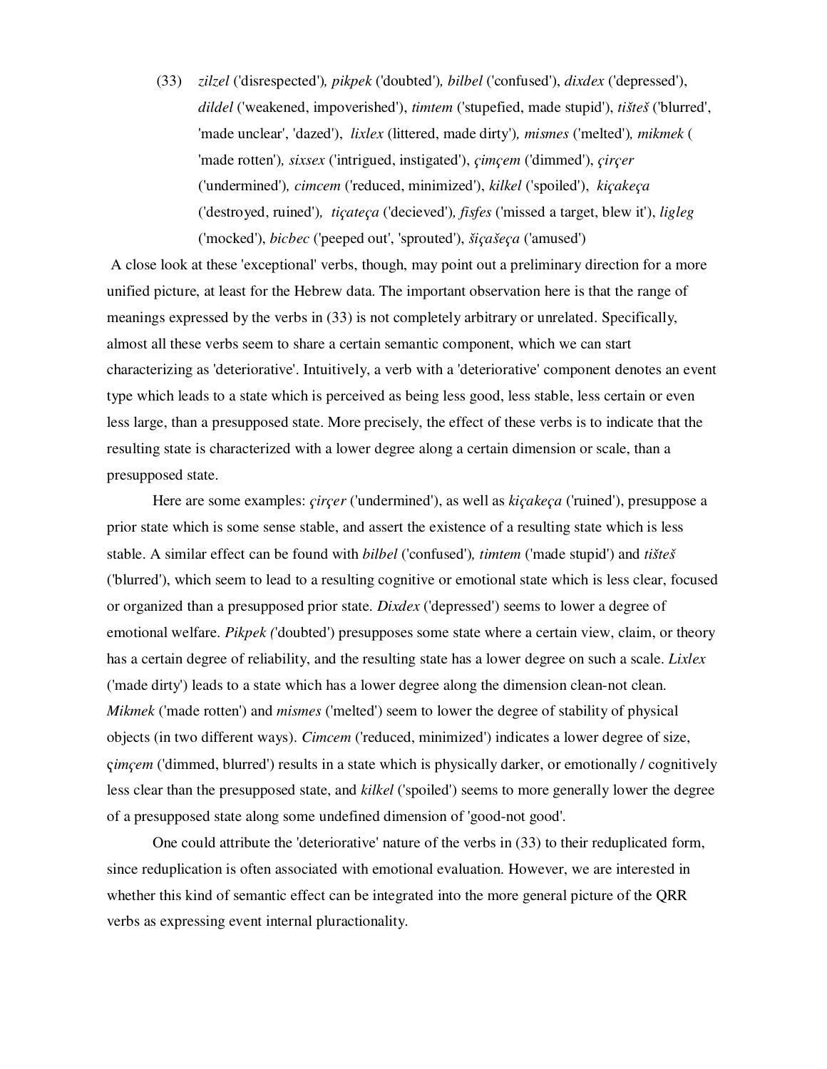(33) *zilzel* ('disrespected'), *pikpek* ('doubted'), *bilbel* ('confused'), *dixdex* ('depressed'), *dildel* ('weakened, impoverished'), *timtem* ('stupefied, made stupid'), *tišteš* ('blurred', 'made unclear', 'dazed'), *lixlex* (littered, made dirty'), *mismes* ('melted'), *mikmek* ( 'made rotten'), *sixsex* ('intrigued, instigated'), *çimçem* ('dimmed'), *çirçer* ('undermined'), *cimcem* ('reduced, minimized'), *kilkel* ('spoiled'), *kiçakeça* ('destroyed, ruined'), *tiçateça* ('decieved'), *fisfes* ('missed a target, blew it'), *ligleg* ('mocked'), *bicbec* ('peeped out', 'sprouted'), *šiçašeça* ('amused')

A close look at these 'exceptional' verbs, though, may point out a preliminary direction for a more unified picture, at least for the Hebrew data. The important observation here is that the range of meanings expressed by the verbs in (33) is not completely arbitrary or unrelated. Specifically, almost all these verbs seem to share a certain semantic component, which we can start characterizing as 'deteriorative'. Intuitively, a verb with a 'deteriorative' component denotes an event type which leads to a state which is perceived as being less good, less stable, less certain or even less large, than a presupposed state. More precisely, the effect of these verbs is to indicate that the resulting state is characterized with a lower degree along a certain dimension or scale, than a presupposed state.

Here are some examples: *çirçer* ('undermined'), as well as *kiçakeça* ('ruined'), presuppose a prior state which is some sense stable, and assert the existence of a resulting state which is less stable. A similar effect can be found with *bilbel* ('confused'), *timtem* ('made stupid') and *tišteš* ('blurred'), which seem to lead to a resulting cognitive or emotional state which is less clear, focused or organized than a presupposed prior state. *Dixdex* ('depressed') seems to lower a degree of emotional welfare. *Pikpek* ('doubted') presupposes some state where a certain view, claim, or theory has a certain degree of reliability, and the resulting state has a lower degree on such a scale. *Lixlex* ('made dirty') leads to a state which has a lower degree along the dimension clean-not clean. *Mikmek* ('made rotten') and *mismes* ('melted') seem to lower the degree of stability of physical objects (in two different ways). *Cimcem* ('reduced, minimized') indicates a lower degree of size, *çimçem* ('dimmed, blurred') results in a state which is physically darker, or emotionally / cognitively less clear than the presupposed state, and *kilkel* ('spoiled') seems to more generally lower the degree of a presupposed state along some undefined dimension of 'good-not good'.

One could attribute the 'deteriorative' nature of the verbs in (33) to their reduplicated form, since reduplication is often associated with emotional evaluation. However, we are interested in whether this kind of semantic effect can be integrated into the more general picture of the QRR verbs as expressing event internal pluractionality.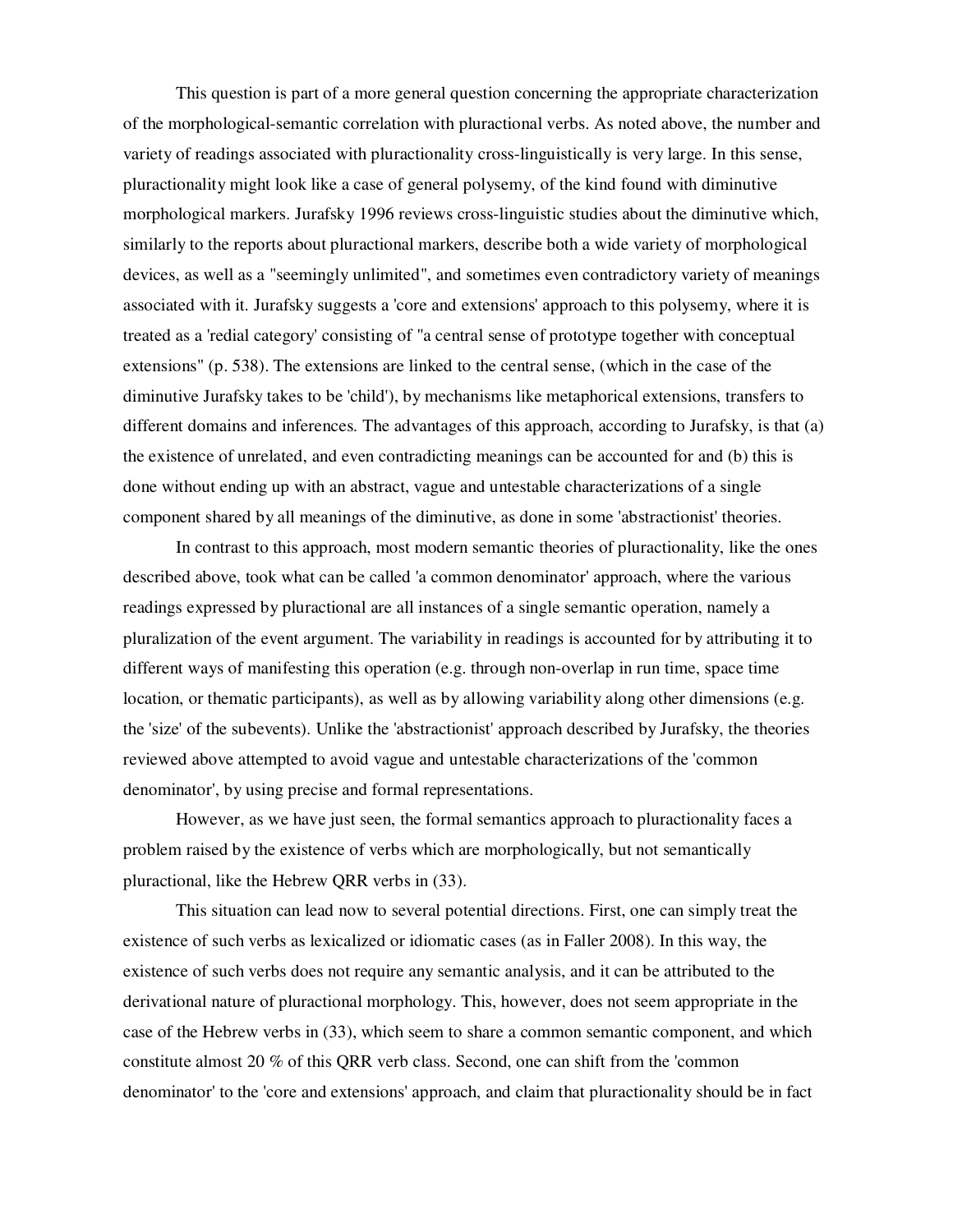This question is part of a more general question concerning the appropriate characterization of the morphological-semantic correlation with pluractional verbs. As noted above, the number and variety of readings associated with pluractionality cross-linguistically is very large. In this sense, pluractionality might look like a case of general polysemy, of the kind found with diminutive morphological markers. Jurafsky 1996 reviews cross-linguistic studies about the diminutive which, similarly to the reports about pluractional markers, describe both a wide variety of morphological devices, as well as a "seemingly unlimited", and sometimes even contradictory variety of meanings associated with it. Jurafsky suggests a 'core and extensions' approach to this polysemy, where it is treated as a 'redial category' consisting of "a central sense of prototype together with conceptual extensions" (p. 538). The extensions are linked to the central sense, (which in the case of the diminutive Jurafsky takes to be 'child'), by mechanisms like metaphorical extensions, transfers to different domains and inferences. The advantages of this approach, according to Jurafsky, is that (a) the existence of unrelated, and even contradicting meanings can be accounted for and (b) this is done without ending up with an abstract, vague and untestable characterizations of a single component shared by all meanings of the diminutive, as done in some 'abstractionist' theories.

In contrast to this approach, most modern semantic theories of pluractionality, like the ones described above, took what can be called 'a common denominator' approach, where the various readings expressed by pluractional are all instances of a single semantic operation, namely a pluralization of the event argument. The variability in readings is accounted for by attributing it to different ways of manifesting this operation (e.g. through non-overlap in run time, space time location, or thematic participants), as well as by allowing variability along other dimensions (e.g. the 'size' of the subevents). Unlike the 'abstractionist' approach described by Jurafsky, the theories reviewed above attempted to avoid vague and untestable characterizations of the 'common denominator', by using precise and formal representations.

However, as we have just seen, the formal semantics approach to pluractionality faces a problem raised by the existence of verbs which are morphologically, but not semantically pluractional, like the Hebrew QRR verbs in (33).

This situation can lead now to several potential directions. First, one can simply treat the existence of such verbs as lexicalized or idiomatic cases (as in Faller 2008). In this way, the existence of such verbs does not require any semantic analysis, and it can be attributed to the derivational nature of pluractional morphology. This, however, does not seem appropriate in the case of the Hebrew verbs in (33), which seem to share a common semantic component, and which constitute almost 20 % of this QRR verb class. Second, one can shift from the 'common denominator' to the 'core and extensions' approach, and claim that pluractionality should be in fact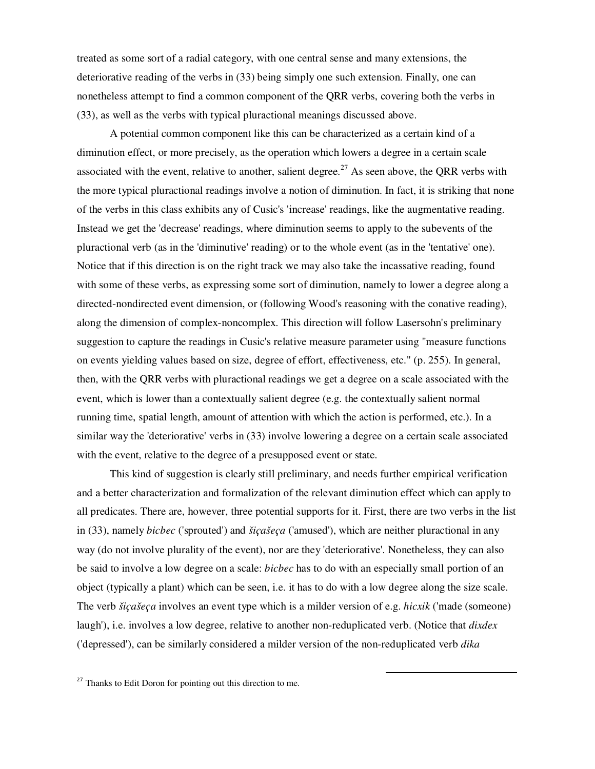treated as some sort of a radial category, with one central sense and many extensions, the deteriorative reading of the verbs in (33) being simply one such extension. Finally, one can nonetheless attempt to find a common component of the QRR verbs, covering both the verbs in (33), as well as the verbs with typical pluractional meanings discussed above.

A potential common component like this can be characterized as a certain kind of a diminution effect, or more precisely, as the operation which lowers a degree in a certain scale associated with the event, relative to another, salient degree.[27] As seen above, the QRR verbs with the more typical pluractional readings involve a notion of diminution. In fact, it is striking that none of the verbs in this class exhibits any of Cusic's 'increase' readings, like the augmentative reading. Instead we get the 'decrease' readings, where diminution seems to apply to the subevents of the pluractional verb (as in the 'diminutive' reading) or to the whole event (as in the 'tentative' one). Notice that if this direction is on the right track we may also take the incassative reading, found with some of these verbs, as expressing some sort of diminution, namely to lower a degree along a directed-nondirected event dimension, or (following Wood's reasoning with the conative reading), along the dimension of complex-noncomplex. This direction will follow Lasersohn's preliminary suggestion to capture the readings in Cusic's relative measure parameter using "measure functions on events yielding values based on size, degree of effort, effectiveness, etc." (p. 255). In general, then, with the QRR verbs with pluractional readings we get a degree on a scale associated with the event, which is lower than a contextually salient degree (e.g. the contextually salient normal running time, spatial length, amount of attention with which the action is performed, etc.). In a similar way the 'deteriorative' verbs in (33) involve lowering a degree on a certain scale associated with the event, relative to the degree of a presupposed event or state.

This kind of suggestion is clearly still preliminary, and needs further empirical verification and a better characterization and formalization of the relevant diminution effect which can apply to all predicates. There are, however, three potential supports for it. First, there are two verbs in the list in (33), namely *bicbec* ('sprouted') and *šiçašeça* ('amused'), which are neither pluractional in any way (do not involve plurality of the event), nor are they 'deteriorative'. Nonetheless, they can also be said to involve a low degree on a scale: *bicbec* has to do with an especially small portion of an object (typically a plant) which can be seen, i.e. it has to do with a low degree along the size scale. The verb *šiçašeça* involves an event type which is a milder version of e.g. *hicxik* ('made (someone) laugh'), i.e. involves a low degree, relative to another non-reduplicated verb. (Notice that *dixdex* ('depressed'), can be similarly considered a milder version of the non-reduplicated verb *dika*

[27] Thanks to Edit Doron for pointing out this direction to me.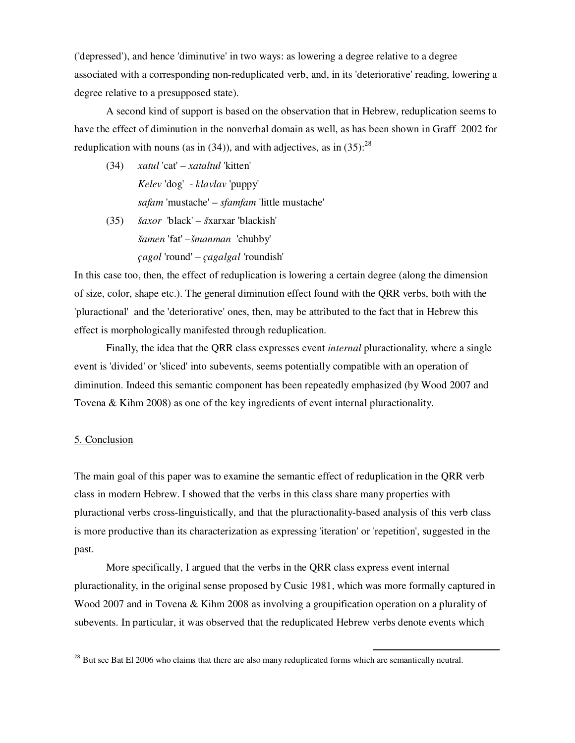('depressed'), and hence 'diminutive' in two ways: as lowering a degree relative to a degree associated with a corresponding non-reduplicated verb, and, in its 'deteriorative' reading, lowering a degree relative to a presupposed state).

A second kind of support is based on the observation that in Hebrew, reduplication seems to have the effect of diminution in the nonverbal domain as well, as has been shown in Graff 2002 for reduplication with nouns (as in (34)), and with adjectives, as in (35):[28]

(34) *xatul* 'cat' – *xataltul* 'kitten'
*Kelev* 'dog' - *klavlav* 'puppy'
*safam* 'mustache' – *sfamfam* 'little mustache'

(35) *šaxor* 'black' – *š*xarxar 'blackish'
*šamen* 'fat' –*šmanman* 'chubby'
*çagol* 'round' – *çagalgal* 'roundish'

In this case too, then, the effect of reduplication is lowering a certain degree (along the dimension of size, color, shape etc.). The general diminution effect found with the QRR verbs, both with the 'pluractional' and the 'deteriorative' ones, then, may be attributed to the fact that in Hebrew this effect is morphologically manifested through reduplication.

Finally, the idea that the QRR class expresses event *internal* pluractionality, where a single event is 'divided' or 'sliced' into subevents, seems potentially compatible with an operation of diminution. Indeed this semantic component has been repeatedly emphasized (by Wood 2007 and Tovena & Kihm 2008) as one of the key ingredients of event internal pluractionality.

## 5. Conclusion

The main goal of this paper was to examine the semantic effect of reduplication in the QRR verb class in modern Hebrew. I showed that the verbs in this class share many properties with pluractional verbs cross-linguistically, and that the pluractionality-based analysis of this verb class is more productive than its characterization as expressing 'iteration' or 'repetition', suggested in the past.

More specifically, I argued that the verbs in the QRR class express event internal pluractionality, in the original sense proposed by Cusic 1981, which was more formally captured in Wood 2007 and in Tovena & Kihm 2008 as involving a groupification operation on a plurality of subevents. In particular, it was observed that the reduplicated Hebrew verbs denote events which

[28] But see Bat El 2006 who claims that there are also many reduplicated forms which are semantically neutral.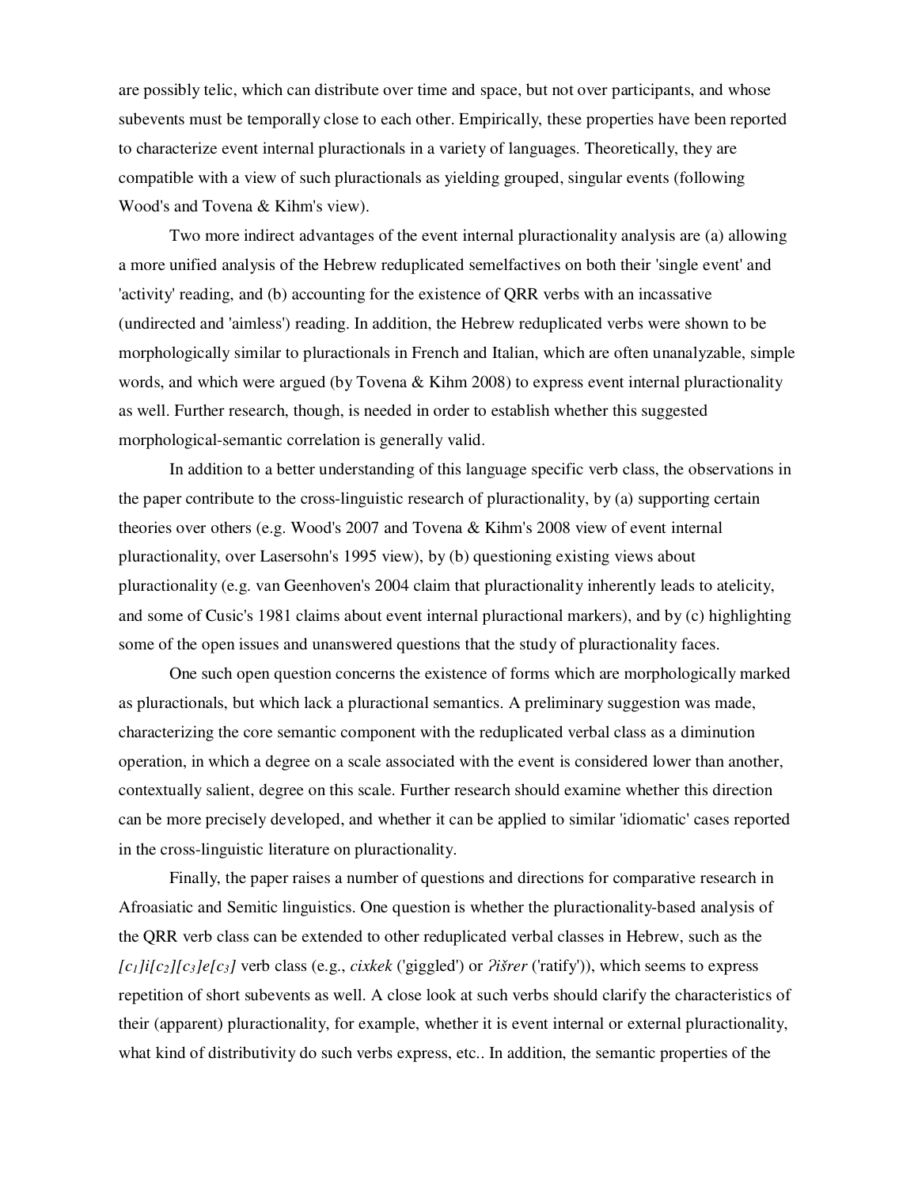are possibly telic, which can distribute over time and space, but not over participants, and whose subevents must be temporally close to each other. Empirically, these properties have been reported to characterize event internal pluractionals in a variety of languages. Theoretically, they are compatible with a view of such pluractionals as yielding grouped, singular events (following Wood's and Tovena & Kihm's view).

Two more indirect advantages of the event internal pluractionality analysis are (a) allowing a more unified analysis of the Hebrew reduplicated semelfactives on both their 'single event' and 'activity' reading, and (b) accounting for the existence of QRR verbs with an incassative (undirected and 'aimless') reading. In addition, the Hebrew reduplicated verbs were shown to be morphologically similar to pluractionals in French and Italian, which are often unanalyzable, simple words, and which were argued (by Tovena & Kihm 2008) to express event internal pluractionality as well. Further research, though, is needed in order to establish whether this suggested morphological-semantic correlation is generally valid.

In addition to a better understanding of this language specific verb class, the observations in the paper contribute to the cross-linguistic research of pluractionality, by (a) supporting certain theories over others (e.g. Wood's 2007 and Tovena & Kihm's 2008 view of event internal pluractionality, over Lasersohn's 1995 view), by (b) questioning existing views about pluractionality (e.g. van Geenhoven's 2004 claim that pluractionality inherently leads to atelicity, and some of Cusic's 1981 claims about event internal pluractional markers), and by (c) highlighting some of the open issues and unanswered questions that the study of pluractionality faces.

One such open question concerns the existence of forms which are morphologically marked as pluractionals, but which lack a pluractional semantics. A preliminary suggestion was made, characterizing the core semantic component with the reduplicated verbal class as a diminution operation, in which a degree on a scale associated with the event is considered lower than another, contextually salient, degree on this scale. Further research should examine whether this direction can be more precisely developed, and whether it can be applied to similar 'idiomatic' cases reported in the cross-linguistic literature on pluractionality.

Finally, the paper raises a number of questions and directions for comparative research in Afroasiatic and Semitic linguistics. One question is whether the pluractionality-based analysis of the QRR verb class can be extended to other reduplicated verbal classes in Hebrew, such as the *$[c_1]i[c_2][c_3]e[c_3]$* verb class (e.g., *cixkek* ('giggled') or *ʔišrer* ('ratify')), which seems to express repetition of short subevents as well. A close look at such verbs should clarify the characteristics of their (apparent) pluractionality, for example, whether it is event internal or external pluractionality, what kind of distributivity do such verbs express, etc.. In addition, the semantic properties of the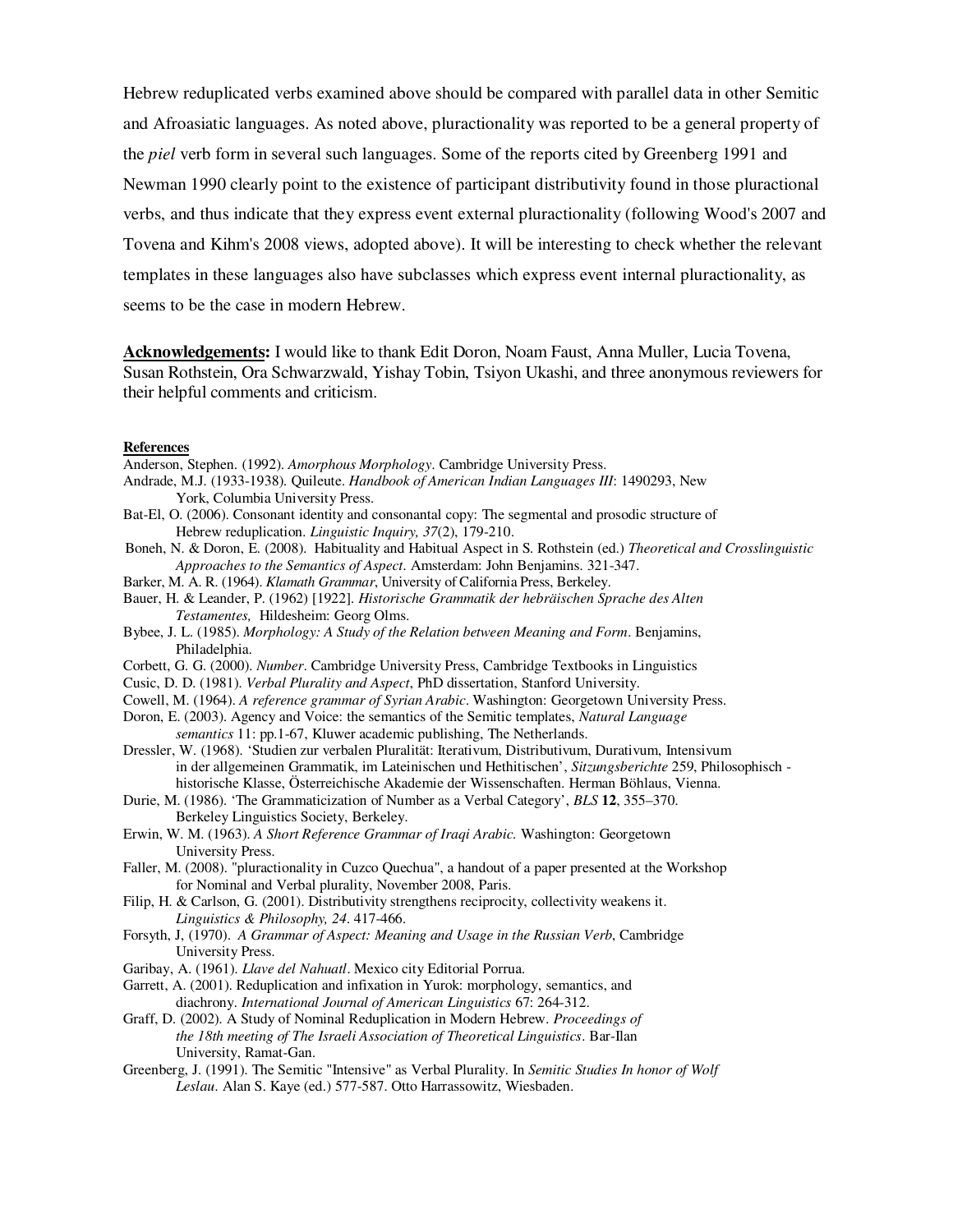Hebrew reduplicated verbs examined above should be compared with parallel data in other Semitic and Afroasiatic languages. As noted above, pluractionality was reported to be a general property of the *piel* verb form in several such languages. Some of the reports cited by Greenberg 1991 and Newman 1990 clearly point to the existence of participant distributivity found in those pluractional verbs, and thus indicate that they express event external pluractionality (following Wood's 2007 and Tovena and Kihm's 2008 views, adopted above). It will be interesting to check whether the relevant templates in these languages also have subclasses which express event internal pluractionality, as seems to be the case in modern Hebrew.

**Acknowledgements:** I would like to thank Edit Doron, Noam Faust, Anna Muller, Lucia Tovena, Susan Rothstein, Ora Schwarzwald, Yishay Tobin, Tsiyon Ukashi, and three anonymous reviewers for their helpful comments and criticism.

**References**

Anderson, Stephen. (1992). *Amorphous Morphology*. Cambridge University Press.

Andrade, M.J. (1933-1938). Quileute. *Handbook of American Indian Languages III*: 1490293, New York, Columbia University Press.

Bat-El, O. (2006). Consonant identity and consonantal copy: The segmental and prosodic structure of Hebrew reduplication. *Linguistic Inquiry, 37*(2), 179-210.

Boneh, N. & Doron, E. (2008). Habituality and Habitual Aspect in S. Rothstein (ed.) *Theoretical and Crosslinguistic Approaches to the Semantics of Aspect*. Amsterdam: John Benjamins. 321-347.

Barker, M. A. R. (1964). *Klamath Grammar*, University of California Press, Berkeley.

Bauer, H. & Leander, P. (1962) [1922]. *Historische Grammatik der hebräischen Sprache des Alten Testamentes,* Hildesheim: Georg Olms.

Bybee, J. L. (1985). *Morphology: A Study of the Relation between Meaning and Form*. Benjamins, Philadelphia.

Corbett, G. G. (2000). *Number*. Cambridge University Press, Cambridge Textbooks in Linguistics

Cusic, D. D. (1981). *Verbal Plurality and Aspect*, PhD dissertation, Stanford University.

Cowell, M. (1964). *A reference grammar of Syrian Arabic*. Washington: Georgetown University Press.

Doron, E. (2003). Agency and Voice: the semantics of the Semitic templates, *Natural Language semantics* 11: pp.1-67, Kluwer academic publishing, The Netherlands.

Dressler, W. (1968). 'Studien zur verbalen Pluralität: Iterativum, Distributivum, Durativum, Intensivum in der allgemeinen Grammatik, im Lateinischen und Hethitischen', *Sitzungsberichte* 259, Philosophisch - historische Klasse, Österreichische Akademie der Wissenschaften. Herman Böhlaus, Vienna.

Durie, M. (1986). 'The Grammaticization of Number as a Verbal Category', *BLS* **12**, 355–370. Berkeley Linguistics Society, Berkeley.

Erwin, W. M. (1963). *A Short Reference Grammar of Iraqi Arabic.* Washington: Georgetown University Press.

Faller, M. (2008). "pluractionality in Cuzco Quechua", a handout of a paper presented at the Workshop for Nominal and Verbal plurality, November 2008, Paris.

Filip, H. & Carlson, G. (2001). Distributivity strengthens reciprocity, collectivity weakens it. *Linguistics & Philosophy, 24*. 417-466.

Forsyth, J, (1970). *A Grammar of Aspect: Meaning and Usage in the Russian Verb*, Cambridge University Press.

Garibay, A. (1961). *Llave del Nahuatl*. Mexico city Editorial Porrua.

Garrett, A. (2001). Reduplication and infixation in Yurok: morphology, semantics, and diachrony. *International Journal of American Linguistics* 67: 264-312.

Graff, D. (2002). A Study of Nominal Reduplication in Modern Hebrew. *Proceedings of the 18th meeting of The Israeli Association of Theoretical Linguistics*. Bar-Ilan University, Ramat-Gan.

Greenberg, J. (1991). The Semitic "Intensive" as Verbal Plurality. In *Semitic Studies In honor of Wolf Leslau*. Alan S. Kaye (ed.) 577-587. Otto Harrassowitz, Wiesbaden.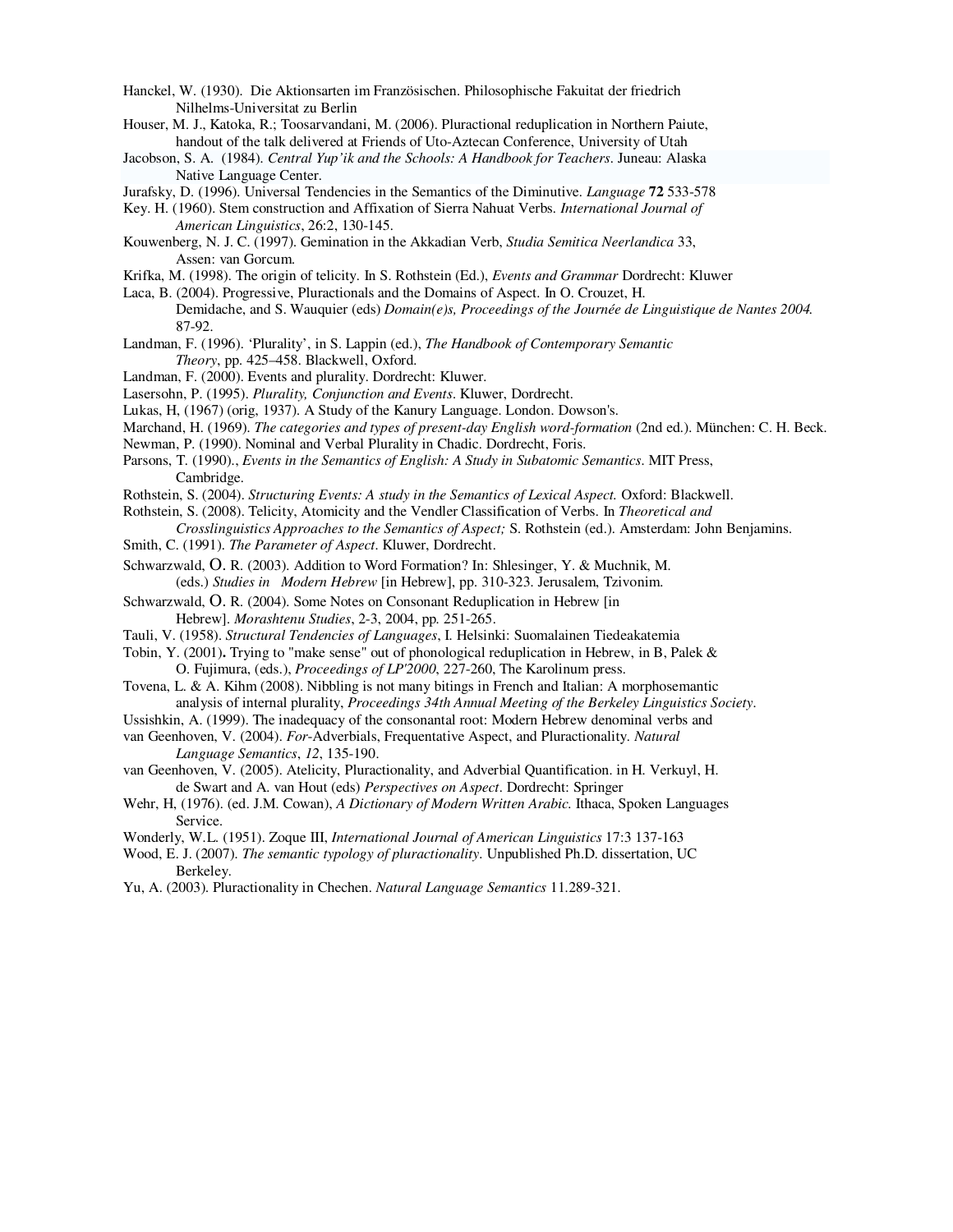Hanckel, W. (1930). Die Aktionsarten im Französischen. Philosophische Fakuitat der friedrich Nilhelms-Universitat zu Berlin

Houser, M. J., Katoka, R.; Toosarvandani, M. (2006). Pluractional reduplication in Northern Paiute, handout of the talk delivered at Friends of Uto-Aztecan Conference, University of Utah

Jacobson, S. A. (1984). *Central Yup'ik and the Schools: A Handbook for Teachers*. Juneau: Alaska Native Language Center.

Jurafsky, D. (1996). Universal Tendencies in the Semantics of the Diminutive. *Language* **72** 533-578

Key. H. (1960). Stem construction and Affixation of Sierra Nahuat Verbs. *International Journal of American Linguistics*, 26:2, 130-145.

Kouwenberg, N. J. C. (1997). Gemination in the Akkadian Verb, *Studia Semitica Neerlandica* 33, Assen: van Gorcum.

Krifka, M. (1998). The origin of telicity. In S. Rothstein (Ed.), *Events and Grammar* Dordrecht: Kluwer

Laca, B. (2004). Progressive, Pluractionals and the Domains of Aspect. In O. Crouzet, H. Demidache, and S. Wauquier (eds) *Domain(e)s, Proceedings of the Journée de Linguistique de Nantes 2004.* 87-92.

Landman, F. (1996). 'Plurality', in S. Lappin (ed.), *The Handbook of Contemporary Semantic Theory*, pp. 425–458. Blackwell, Oxford.

Landman, F. (2000). Events and plurality. Dordrecht: Kluwer.

Lasersohn, P. (1995). *Plurality, Conjunction and Events*. Kluwer, Dordrecht.

Lukas, H, (1967) (orig, 1937). A Study of the Kanury Language. London. Dowson's.

Marchand, H. (1969). *The categories and types of present-day English word-formation* (2nd ed.). München: C. H. Beck.

Newman, P. (1990). Nominal and Verbal Plurality in Chadic. Dordrecht, Foris.

Parsons, T. (1990)., *Events in the Semantics of English: A Study in Subatomic Semantics*. MIT Press, Cambridge.

Rothstein, S. (2004). *Structuring Events: A study in the Semantics of Lexical Aspect.* Oxford: Blackwell.

Rothstein, S. (2008). Telicity, Atomicity and the Vendler Classification of Verbs. In *Theoretical and Crosslinguistics Approaches to the Semantics of Aspect;* S. Rothstein (ed.). Amsterdam: John Benjamins.

Smith, C. (1991). *The Parameter of Aspect*. Kluwer, Dordrecht.

Schwarzwald, O. R. (2003). Addition to Word Formation? In: Shlesinger, Y. & Muchnik, M. (eds.) *Studies in Modern Hebrew* [in Hebrew], pp. 310-323. Jerusalem, Tzivonim.

Schwarzwald, O. R. (2004). Some Notes on Consonant Reduplication in Hebrew [in Hebrew]. *Morashtenu Studies*, 2-3, 2004, pp. 251-265.

Tauli, V. (1958). *Structural Tendencies of Languages*, I. Helsinki: Suomalainen Tiedeakatemia

Tobin, Y. (2001)**.** Trying to "make sense" out of phonological reduplication in Hebrew, in B, Palek & O. Fujimura, (eds.), *Proceedings of LP'2000*, 227-260, The Karolinum press.

Tovena, L. & A. Kihm (2008). Nibbling is not many bitings in French and Italian: A morphosemantic analysis of internal plurality, *Proceedings 34th Annual Meeting of the Berkeley Linguistics Society*.

Ussishkin, A. (1999). The inadequacy of the consonantal root: Modern Hebrew denominal verbs and

van Geenhoven, V. (2004). *For*-Adverbials, Frequentative Aspect, and Pluractionality. *Natural Language Semantics*, *12*, 135-190.

van Geenhoven, V. (2005). Atelicity, Pluractionality, and Adverbial Quantification. in H. Verkuyl, H. de Swart and A. van Hout (eds) *Perspectives on Aspect*. Dordrecht: Springer

Wehr, H, (1976). (ed. J.M. Cowan), *A Dictionary of Modern Written Arabic.* Ithaca, Spoken Languages Service.

Wonderly, W.L. (1951). Zoque III, *International Journal of American Linguistics* 17:3 137-163

Wood, E. J. (2007). *The semantic typology of pluractionality*. Unpublished Ph.D. dissertation, UC Berkeley.

Yu, A. (2003). Pluractionality in Chechen. *Natural Language Semantics* 11.289-321.